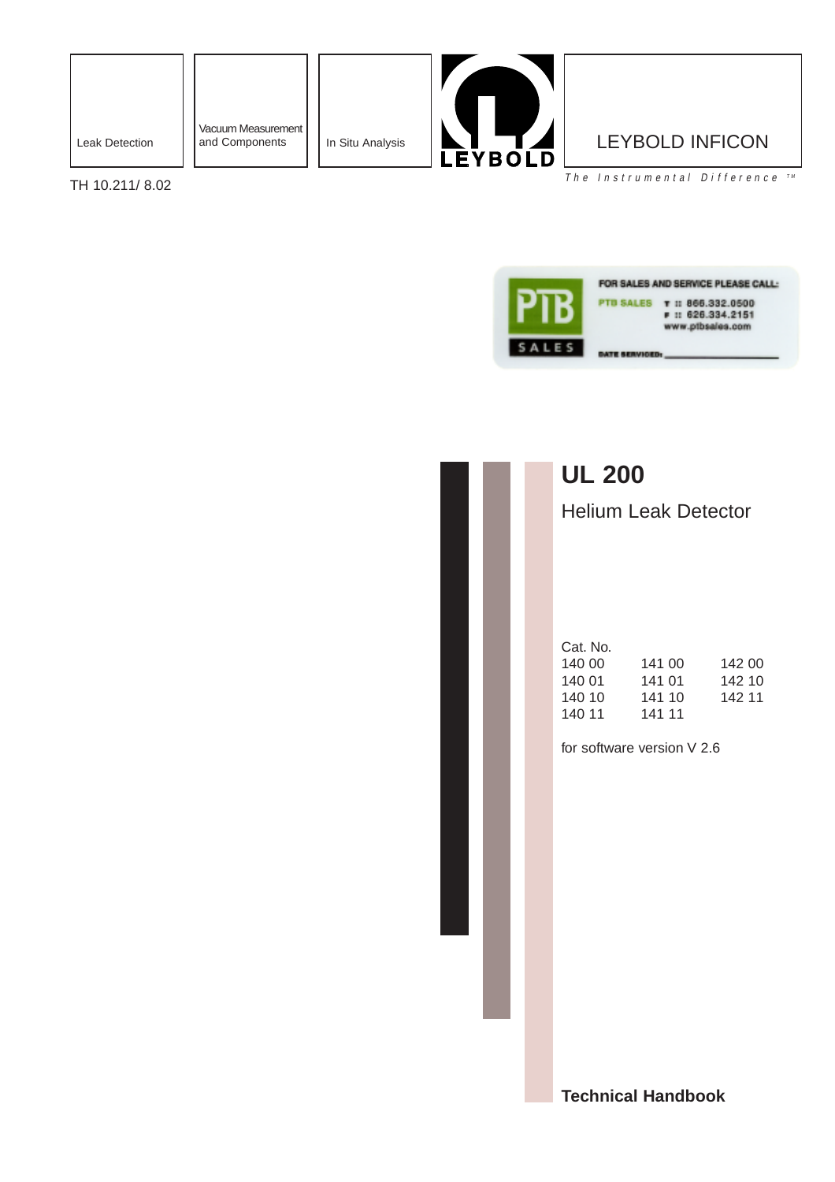Leak Detection

Vacuum Measurement and Components

In Situ Analysis

LEYBOLD

LEYBOLD INFICON

*The Instrumental Difference™*

TH 10.211/ 8.02

FOR SALES AND SERVICE PLEASE CALL:

PTB SALES T :: 866.332.0500
F :: 626.334.2151
www.ptbsales.com

DATE SERVICED: ____________

# UL 200

## Helium Leak Detector

Cat. No.

| | | |
|---|---|---|
| 140 00 | 141 00 | 142 00 |
| 140 01 | 141 01 | 142 10 |
| 140 10 | 141 10 | 142 11 |
| 140 11 | 141 11 | |

for software version V 2.6

**Technical Handbook**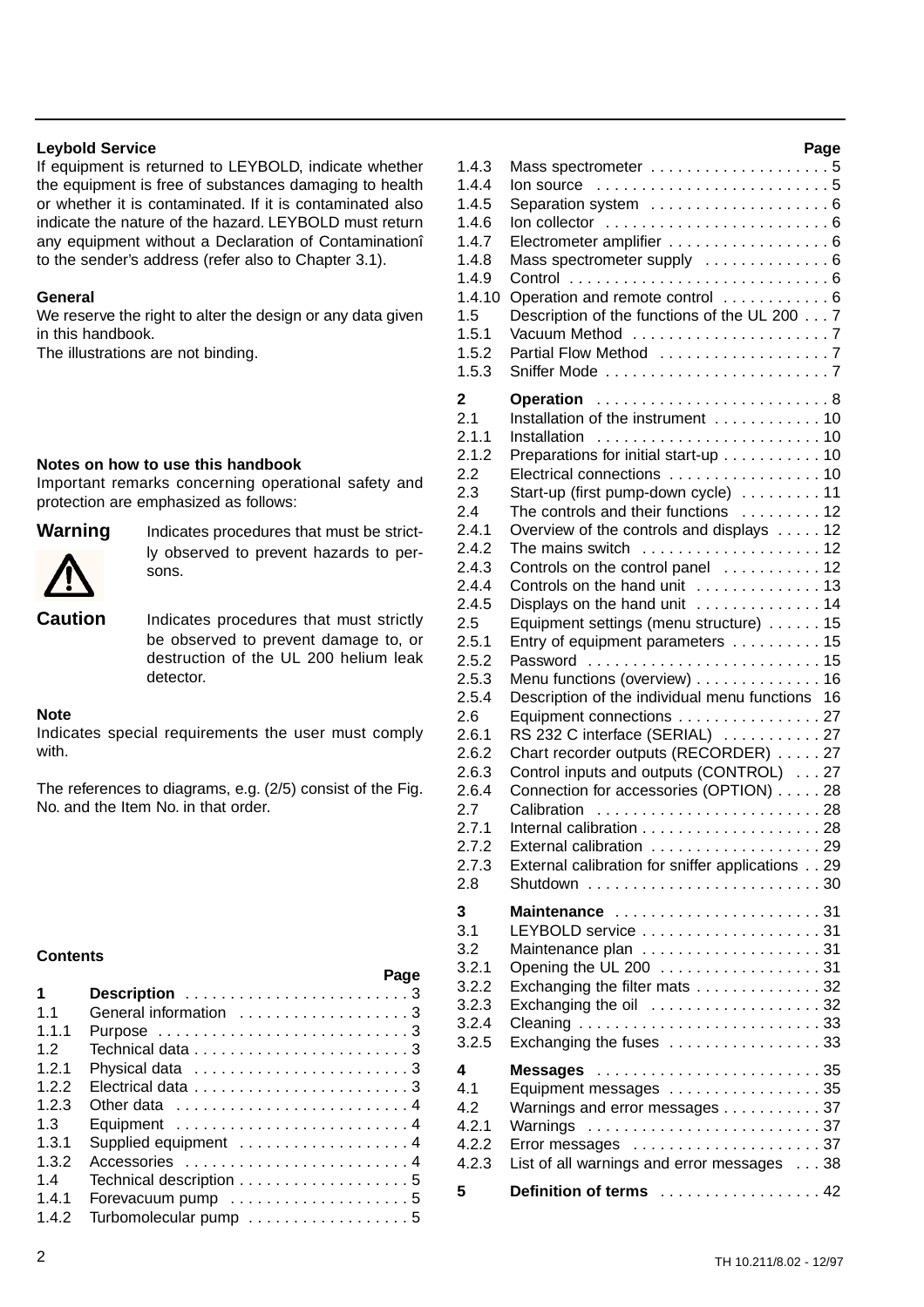**Leybold Service**

If equipment is returned to LEYBOLD, indicate whether the equipment is free of substances damaging to health or whether it is contaminated. If it is contaminated also indicate the nature of the hazard. LEYBOLD must return any equipment without a Declaration of Contaminationî to the sender's address (refer also to Chapter 3.1).

**General**

We reserve the right to alter the design or any data given in this handbook.
The illustrations are not binding.

**Notes on how to use this handbook**

Important remarks concerning operational safety and protection are emphasized as follows:

**Warning** Indicates procedures that must be strictly observed to prevent hazards to persons.

**Caution** Indicates procedures that must strictly be observed to prevent damage to, or destruction of the UL 200 helium leak detector.

**Note**

Indicates special requirements the user must comply with.

The references to diagrams, e.g. (2/5) consist of the Fig. No. and the Item No. in that order.

**Contents**

| | | Page |
|---|---|---|
| **1** | **Description** | 3 |
| 1.1 | General information | 3 |
| 1.1.1 | Purpose | 3 |
| 1.2 | Technical data | 3 |
| 1.2.1 | Physical data | 3 |
| 1.2.2 | Electrical data | 3 |
| 1.2.3 | Other data | 4 |
| 1.3 | Equipment | 4 |
| 1.3.1 | Supplied equipment | 4 |
| 1.3.2 | Accessories | 4 |
| 1.4 | Technical description | 5 |
| 1.4.1 | Forevacuum pump | 5 |
| 1.4.2 | Turbomolecular pump | 5 |
| 1.4.3 | Mass spectrometer | 5 |
| 1.4.4 | Ion source | 5 |
| 1.4.5 | Separation system | 6 |
| 1.4.6 | Ion collector | 6 |
| 1.4.7 | Electrometer amplifier | 6 |
| 1.4.8 | Mass spectrometer supply | 6 |
| 1.4.9 | Control | 6 |
| 1.4.10 | Operation and remote control | 6 |
| 1.5 | Description of the functions of the UL 200 | 7 |
| 1.5.1 | Vacuum Method | 7 |
| 1.5.2 | Partial Flow Method | 7 |
| 1.5.3 | Sniffer Mode | 7 |
| **2** | **Operation** | 8 |
| 2.1 | Installation of the instrument | 10 |
| 2.1.1 | Installation | 10 |
| 2.1.2 | Preparations for initial start-up | 10 |
| 2.2 | Electrical connections | 10 |
| 2.3 | Start-up (first pump-down cycle) | 11 |
| 2.4 | The controls and their functions | 12 |
| 2.4.1 | Overview of the controls and displays | 12 |
| 2.4.2 | The mains switch | 12 |
| 2.4.3 | Controls on the control panel | 12 |
| 2.4.4 | Controls on the hand unit | 13 |
| 2.4.5 | Displays on the hand unit | 14 |
| 2.5 | Equipment settings (menu structure) | 15 |
| 2.5.1 | Entry of equipment parameters | 15 |
| 2.5.2 | Password | 15 |
| 2.5.3 | Menu functions (overview) | 16 |
| 2.5.4 | Description of the individual menu functions | 16 |
| 2.6 | Equipment connections | 27 |
| 2.6.1 | RS 232 C interface (SERIAL) | 27 |
| 2.6.2 | Chart recorder outputs (RECORDER) | 27 |
| 2.6.3 | Control inputs and outputs (CONTROL) | 27 |
| 2.6.4 | Connection for accessories (OPTION) | 28 |
| 2.7 | Calibration | 28 |
| 2.7.1 | Internal calibration | 28 |
| 2.7.2 | External calibration | 29 |
| 2.7.3 | External calibration for sniffer applications | 29 |
| 2.8 | Shutdown | 30 |
| **3** | **Maintenance** | 31 |
| 3.1 | LEYBOLD service | 31 |
| 3.2 | Maintenance plan | 31 |
| 3.2.1 | Opening the UL 200 | 31 |
| 3.2.2 | Exchanging the filter mats | 32 |
| 3.2.3 | Exchanging the oil | 32 |
| 3.2.4 | Cleaning | 33 |
| 3.2.5 | Exchanging the fuses | 33 |
| **4** | **Messages** | 35 |
| 4.1 | Equipment messages | 35 |
| 4.2 | Warnings and error messages | 37 |
| 4.2.1 | Warnings | 37 |
| 4.2.2 | Error messages | 37 |
| 4.2.3 | List of all warnings and error messages | 38 |
| **5** | **Definition of terms** | 42 |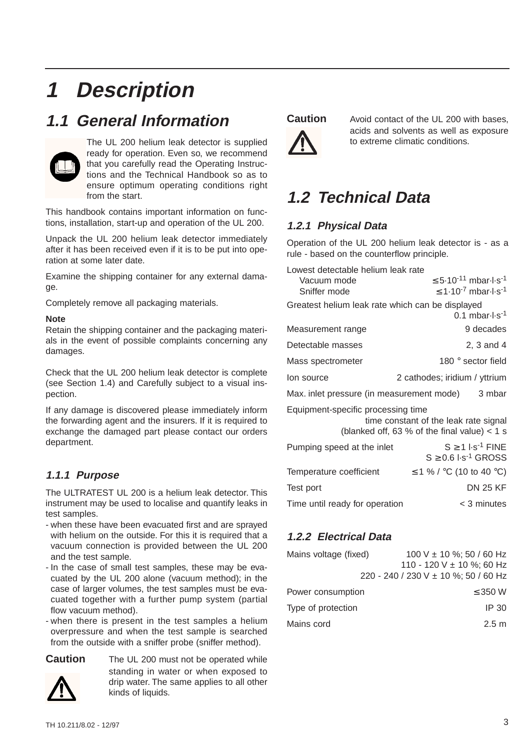# 1 Description

## 1.1 General Information

The UL 200 helium leak detector is supplied ready for operation. Even so, we recommend that you carefully read the Operating Instructions and the Technical Handbook so as to ensure optimum operating conditions right from the start.

This handbook contains important information on functions, installation, start-up and operation of the UL 200.

Unpack the UL 200 helium leak detector immediately after it has been received even if it is to be put into operation at some later date.

Examine the shipping container for any external damage.

Completely remove all packaging materials.

**Note**
Retain the shipping container and the packaging materials in the event of possible complaints concerning any damages.

Check that the UL 200 helium leak detector is complete (see Section 1.4) and Carefully subject to a visual inspection.

If any damage is discovered please immediately inform the forwarding agent and the insurers. If it is required to exchange the damaged part please contact our orders department.

### 1.1.1 Purpose

The ULTRATEST UL 200 is a helium leak detector. This instrument may be used to localise and quantify leaks in test samples.

- when these have been evacuated first and are sprayed with helium on the outside. For this it is required that a vacuum connection is provided between the UL 200 and the test sample.
- In the case of small test samples, these may be evacuated by the UL 200 alone (vacuum method); in the case of larger volumes, the test samples must be evacuated together with a further pump system (partial flow vacuum method).
- when there is present in the test samples a helium overpressure and when the test sample is searched from the outside with a sniffer probe (sniffer method).

**Caution**

The UL 200 must not be operated while standing in water or when exposed to drip water. The same applies to all other kinds of liquids.

**Caution**

Avoid contact of the UL 200 with bases, acids and solvents as well as exposure to extreme climatic conditions.

## 1.2 Technical Data

### 1.2.1 Physical Data

Operation of the UL 200 helium leak detector is - as a rule - based on the counterflow principle.

| | |
|---|---|
| Lowest detectable helium leak rate | |
| Vacuum mode | $\leq 5 \cdot 10^{-11}$ mbar·l·s$^{-1}$ |
| Sniffer mode | $\leq 1 \cdot 10^{-7}$ mbar·l·s$^{-1}$ |
| Greatest helium leak rate which can be displayed | 0.1 mbar·l·s$^{-1}$ |
| Measurement range | 9 decades |
| Detectable masses | 2, 3 and 4 |
| Mass spectrometer | 180 ° sector field |
| Ion source | 2 cathodes; iridium / yttrium |
| Max. inlet pressure (in measurement mode) | 3 mbar |
| Equipment-specific processing time | time constant of the leak rate signal (blanked off, 63 % of the final value) < 1 s |
| Pumping speed at the inlet | S $\geq$ 1 l·s$^{-1}$ FINE<br>S $\geq$ 0.6 l·s$^{-1}$ GROSS |
| Temperature coefficient | $\leq$ 1 % / °C (10 to 40 °C) |
| Test port | DN 25 KF |
| Time until ready for operation | < 3 minutes |

### 1.2.2 Electrical Data

| | |
|---|---|
| Mains voltage (fixed) | 100 V ± 10 %; 50 / 60 Hz<br>110 - 120 V ± 10 %; 60 Hz<br>220 - 240 / 230 V ± 10 %; 50 / 60 Hz |
| Power consumption | $\leq$ 350 W |
| Type of protection | IP 30 |
| Mains cord | 2.5 m |

TH 10.211/8.02 - 12/97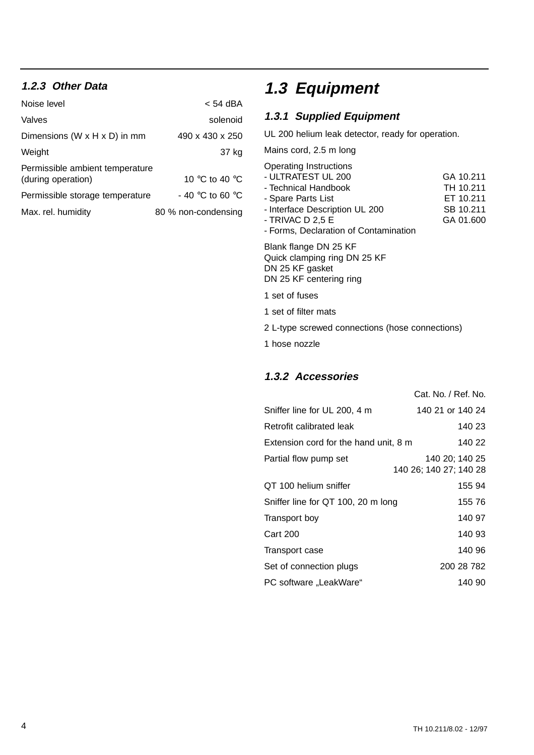### 1.2.3 Other Data

| | |
|---|---|
| Noise level | < 54 dBA |
| Valves | solenoid |
| Dimensions (W x H x D) in mm | 490 x 430 x 250 |
| Weight | 37 kg |
| Permissible ambient temperature (during operation) | 10 °C to 40 °C |
| Permissible storage temperature | - 40 °C to 60 °C |
| Max. rel. humidity | 80 % non-condensing |

## 1.3 Equipment

### 1.3.1 Supplied Equipment

UL 200 helium leak detector, ready for operation.

Mains cord, 2.5 m long

Operating Instructions

| | |
|---|---|
| - ULTRATEST UL 200 | GA 10.211 |
| - Technical Handbook | TH 10.211 |
| - Spare Parts List | ET 10.211 |
| - Interface Description UL 200 | SB 10.211 |
| - TRIVAC D 2,5 E | GA 01.600 |
| - Forms, Declaration of Contamination | |

Blank flange DN 25 KF
Quick clamping ring DN 25 KF
DN 25 KF gasket
DN 25 KF centering ring

1 set of fuses

1 set of filter mats

2 L-type screwed connections (hose connections)

1 hose nozzle

### 1.3.2 Accessories

| | Cat. No. / Ref. No. |
|---|---|
| Sniffer line for UL 200, 4 m | 140 21 or 140 24 |
| Retrofit calibrated leak | 140 23 |
| Extension cord for the hand unit, 8 m | 140 22 |
| Partial flow pump set | 140 20; 140 25<br>140 26; 140 27; 140 28 |
| QT 100 helium sniffer | 155 94 |
| Sniffer line for QT 100, 20 m long | 155 76 |
| Transport boy | 140 97 |
| Cart 200 | 140 93 |
| Transport case | 140 96 |
| Set of connection plugs | 200 28 782 |
| PC software „LeakWare“ | 140 90 |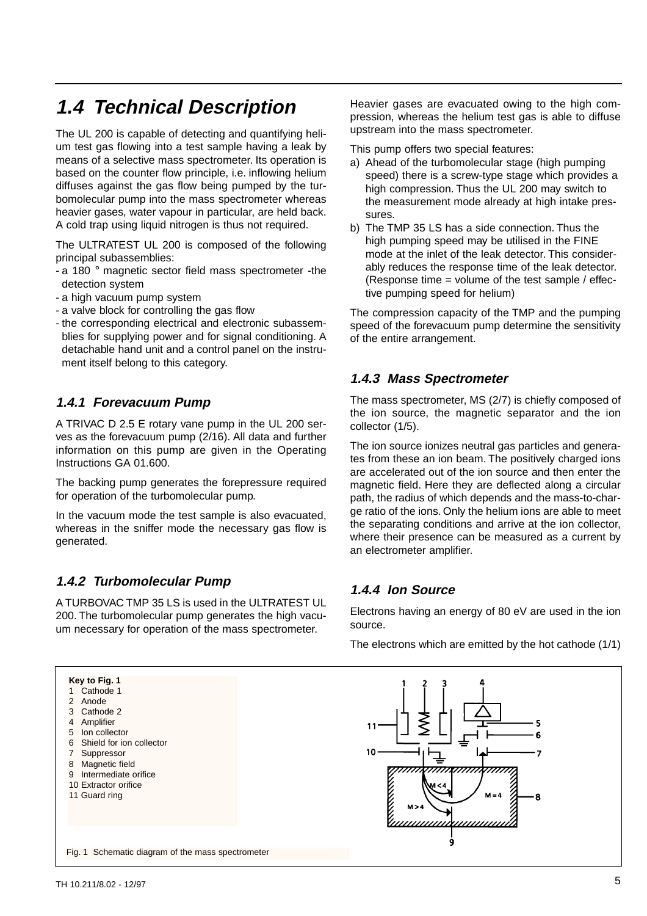## 1.4 Technical Description

The UL 200 is capable of detecting and quantifying helium test gas flowing into a test sample having a leak by means of a selective mass spectrometer. Its operation is based on the counter flow principle, i.e. inflowing helium diffuses against the gas flow being pumped by the turbomolecular pump into the mass spectrometer whereas heavier gases, water vapour in particular, are held back. A cold trap using liquid nitrogen is thus not required.

The ULTRATEST UL 200 is composed of the following principal subassemblies:

- a 180 ° magnetic sector field mass spectrometer -the detection system
- a high vacuum pump system
- a valve block for controlling the gas flow
- the corresponding electrical and electronic subassemblies for supplying power and for signal conditioning. A detachable hand unit and a control panel on the instrument itself belong to this category.

### 1.4.1 Forevacuum Pump

A TRIVAC D 2.5 E rotary vane pump in the UL 200 serves as the forevacuum pump (2/16). All data and further information on this pump are given in the Operating Instructions GA 01.600.

The backing pump generates the forepressure required for operation of the turbomolecular pump.

In the vacuum mode the test sample is also evacuated, whereas in the sniffer mode the necessary gas flow is generated.

### 1.4.2 Turbomolecular Pump

A TURBOVAC TMP 35 LS is used in the ULTRATEST UL 200. The turbomolecular pump generates the high vacuum necessary for operation of the mass spectrometer.

Heavier gases are evacuated owing to the high compression, whereas the helium test gas is able to diffuse upstream into the mass spectrometer.

This pump offers two special features:

a) Ahead of the turbomolecular stage (high pumping speed) there is a screw-type stage which provides a high compression. Thus the UL 200 may switch to the measurement mode already at high intake pressures.

b) The TMP 35 LS has a side connection. Thus the high pumping speed may be utilised in the FINE mode at the inlet of the leak detector. This considerably reduces the response time of the leak detector. (Response time = volume of the test sample / effective pumping speed for helium)

The compression capacity of the TMP and the pumping speed of the forevacuum pump determine the sensitivity of the entire arrangement.

### 1.4.3 Mass Spectrometer

The mass spectrometer, MS (2/7) is chiefly composed of the ion source, the magnetic separator and the ion collector (1/5).

The ion source ionizes neutral gas particles and generates from these an ion beam. The positively charged ions are accelerated out of the ion source and then enter the magnetic field. Here they are deflected along a circular path, the radius of which depends and the mass-to-charge ratio of the ions. Only the helium ions are able to meet the separating conditions and arrive at the ion collector, where their presence can be measured as a current by an electrometer amplifier.

### 1.4.4 Ion Source

Electrons having an energy of 80 eV are used in the ion source.

The electrons which are emitted by the hot cathode (1/1)

**Key to Fig. 1**

1 Cathode 1
2 Anode
3 Cathode 2
4 Amplifier
5 Ion collector
6 Shield for ion collector
7 Suppressor
8 Magnetic field
9 Intermediate orifice
10 Extractor orifice
11 Guard ring

Fig. 1 Schematic diagram of the mass spectrometer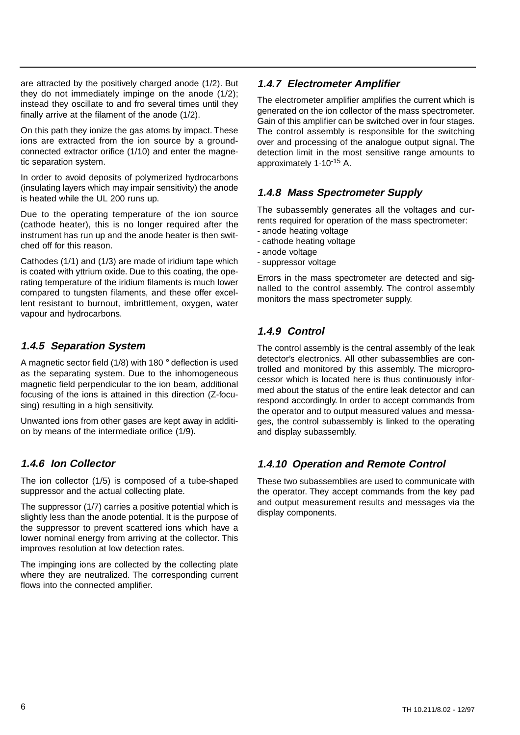are attracted by the positively charged anode (1/2). But they do not immediately impinge on the anode (1/2); instead they oscillate to and fro several times until they finally arrive at the filament of the anode (1/2).

On this path they ionize the gas atoms by impact. These ions are extracted from the ion source by a ground-connected extractor orifice (1/10) and enter the magnetic separation system.

In order to avoid deposits of polymerized hydrocarbons (insulating layers which may impair sensitivity) the anode is heated while the UL 200 runs up.

Due to the operating temperature of the ion source (cathode heater), this is no longer required after the instrument has run up and the anode heater is then switched off for this reason.

Cathodes (1/1) and (1/3) are made of iridium tape which is coated with yttrium oxide. Due to this coating, the operating temperature of the iridium filaments is much lower compared to tungsten filaments, and these offer excellent resistant to burnout, imbrittlement, oxygen, water vapour and hydrocarbons.

### 1.4.5 Separation System

A magnetic sector field (1/8) with 180 ° deflection is used as the separating system. Due to the inhomogeneous magnetic field perpendicular to the ion beam, additional focusing of the ions is attained in this direction (Z-focusing) resulting in a high sensitivity.

Unwanted ions from other gases are kept away in addition by means of the intermediate orifice (1/9).

### 1.4.6 Ion Collector

The ion collector (1/5) is composed of a tube-shaped suppressor and the actual collecting plate.

The suppressor (1/7) carries a positive potential which is slightly less than the anode potential. It is the purpose of the suppressor to prevent scattered ions which have a lower nominal energy from arriving at the collector. This improves resolution at low detection rates.

The impinging ions are collected by the collecting plate where they are neutralized. The corresponding current flows into the connected amplifier.

### 1.4.7 Electrometer Amplifier

The electrometer amplifier amplifies the current which is generated on the ion collector of the mass spectrometer. Gain of this amplifier can be switched over in four stages. The control assembly is responsible for the switching over and processing of the analogue output signal. The detection limit in the most sensitive range amounts to approximately $1 \cdot 10^{-15}$ A.

### 1.4.8 Mass Spectrometer Supply

The subassembly generates all the voltages and currents required for operation of the mass spectrometer:

- anode heating voltage
- cathode heating voltage
- anode voltage
- suppressor voltage

Errors in the mass spectrometer are detected and signalled to the control assembly. The control assembly monitors the mass spectrometer supply.

### 1.4.9 Control

The control assembly is the central assembly of the leak detector's electronics. All other subassemblies are controlled and monitored by this assembly. The microprocessor which is located here is thus continuously informed about the status of the entire leak detector and can respond accordingly. In order to accept commands from the operator and to output measured values and messages, the control subassembly is linked to the operating and display subassembly.

### 1.4.10 Operation and Remote Control

These two subassemblies are used to communicate with the operator. They accept commands from the key pad and output measurement results and messages via the display components.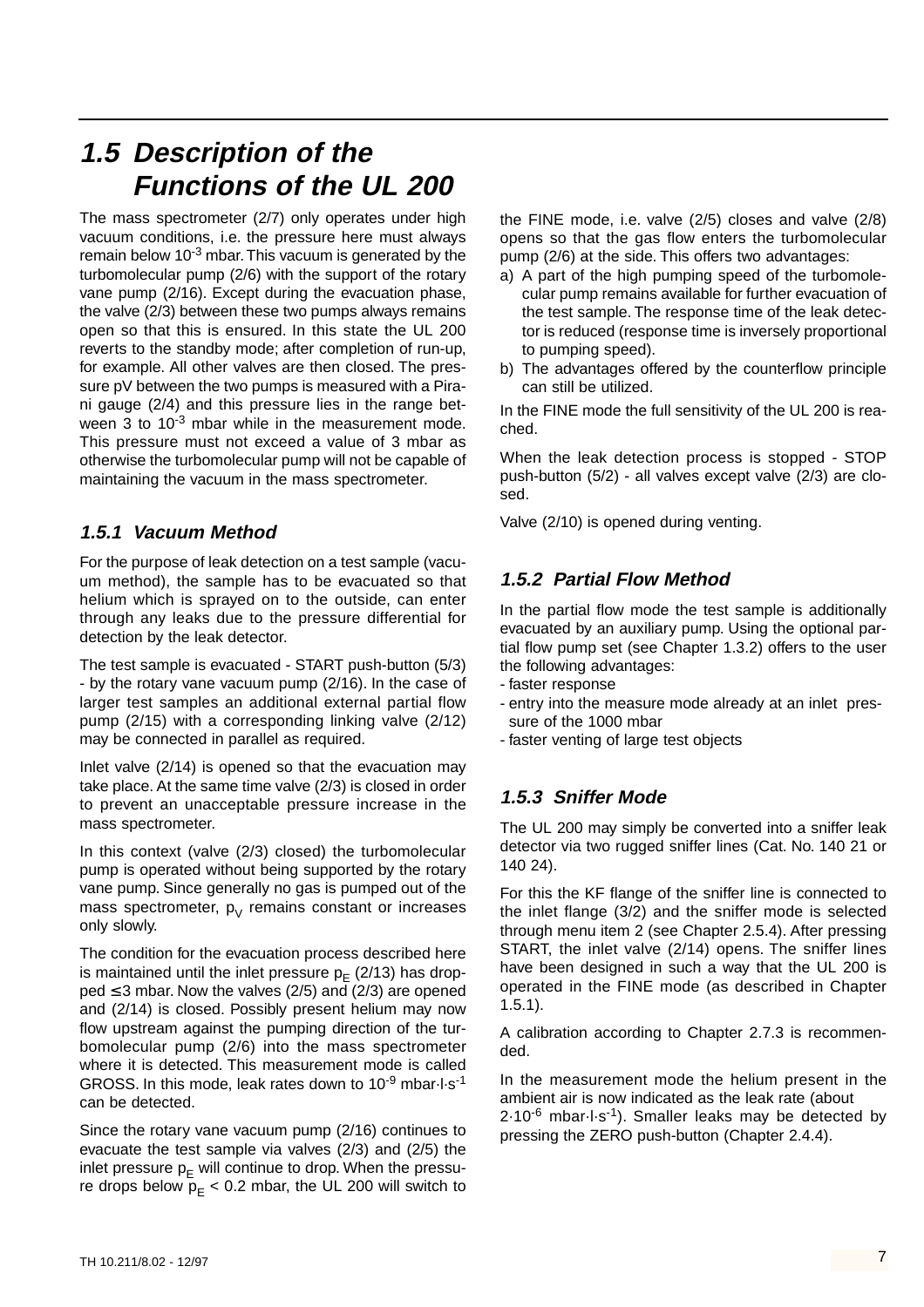## 1.5 Description of the Functions of the UL 200

The mass spectrometer (2/7) only operates under high vacuum conditions, i.e. the pressure here must always remain below $10^{-3}$ mbar. This vacuum is generated by the turbomolecular pump (2/6) with the support of the rotary vane pump (2/16). Except during the evacuation phase, the valve (2/3) between these two pumps always remains open so that this is ensured. In this state the UL 200 reverts to the standby mode; after completion of run-up, for example. All other valves are then closed. The pressure pV between the two pumps is measured with a Pirani gauge (2/4) and this pressure lies in the range between 3 to $10^{-3}$ mbar while in the measurement mode. This pressure must not exceed a value of 3 mbar as otherwise the turbomolecular pump will not be capable of maintaining the vacuum in the mass spectrometer.

### 1.5.1 Vacuum Method

For the purpose of leak detection on a test sample (vacuum method), the sample has to be evacuated so that helium which is sprayed on to the outside, can enter through any leaks due to the pressure differential for detection by the leak detector.

The test sample is evacuated - START push-button (5/3) - by the rotary vane vacuum pump (2/16). In the case of larger test samples an additional external partial flow pump (2/15) with a corresponding linking valve (2/12) may be connected in parallel as required.

Inlet valve (2/14) is opened so that the evacuation may take place. At the same time valve (2/3) is closed in order to prevent an unacceptable pressure increase in the mass spectrometer.

In this context (valve (2/3) closed) the turbomolecular pump is operated without being supported by the rotary vane pump. Since generally no gas is pumped out of the mass spectrometer, $p_V$ remains constant or increases only slowly.

The condition for the evacuation process described here is maintained until the inlet pressure $p_E$ (2/13) has dropped ≤ 3 mbar. Now the valves (2/5) and (2/3) are opened and (2/14) is closed. Possibly present helium may now flow upstream against the pumping direction of the turbomolecular pump (2/6) into the mass spectrometer where it is detected. This measurement mode is called GROSS. In this mode, leak rates down to $10^{-9}$ mbar·l·s$^{-1}$ can be detected.

Since the rotary vane vacuum pump (2/16) continues to evacuate the test sample via valves (2/3) and (2/5) the inlet pressure $p_E$ will continue to drop. When the pressure drops below $p_E < 0.2$ mbar, the UL 200 will switch to the FINE mode, i.e. valve (2/5) closes and valve (2/8) opens so that the gas flow enters the turbomolecular pump (2/6) at the side. This offers two advantages:

a) A part of the high pumping speed of the turbomolecular pump remains available for further evacuation of the test sample. The response time of the leak detector is reduced (response time is inversely proportional to pumping speed).
b) The advantages offered by the counterflow principle can still be utilized.

In the FINE mode the full sensitivity of the UL 200 is reached.

When the leak detection process is stopped - STOP push-button (5/2) - all valves except valve (2/3) are closed.

Valve (2/10) is opened during venting.

### 1.5.2 Partial Flow Method

In the partial flow mode the test sample is additionally evacuated by an auxiliary pump. Using the optional partial flow pump set (see Chapter 1.3.2) offers to the user the following advantages:

- faster response
- entry into the measure mode already at an inlet pressure of the 1000 mbar
- faster venting of large test objects

### 1.5.3 Sniffer Mode

The UL 200 may simply be converted into a sniffer leak detector via two rugged sniffer lines (Cat. No. 140 21 or 140 24).

For this the KF flange of the sniffer line is connected to the inlet flange (3/2) and the sniffer mode is selected through menu item 2 (see Chapter 2.5.4). After pressing START, the inlet valve (2/14) opens. The sniffer lines have been designed in such a way that the UL 200 is operated in the FINE mode (as described in Chapter 1.5.1).

A calibration according to Chapter 2.7.3 is recommended.

In the measurement mode the helium present in the ambient air is now indicated as the leak rate (about $2 \cdot 10^{-6}$ mbar·l·s$^{-1}$). Smaller leaks may be detected by pressing the ZERO push-button (Chapter 2.4.4).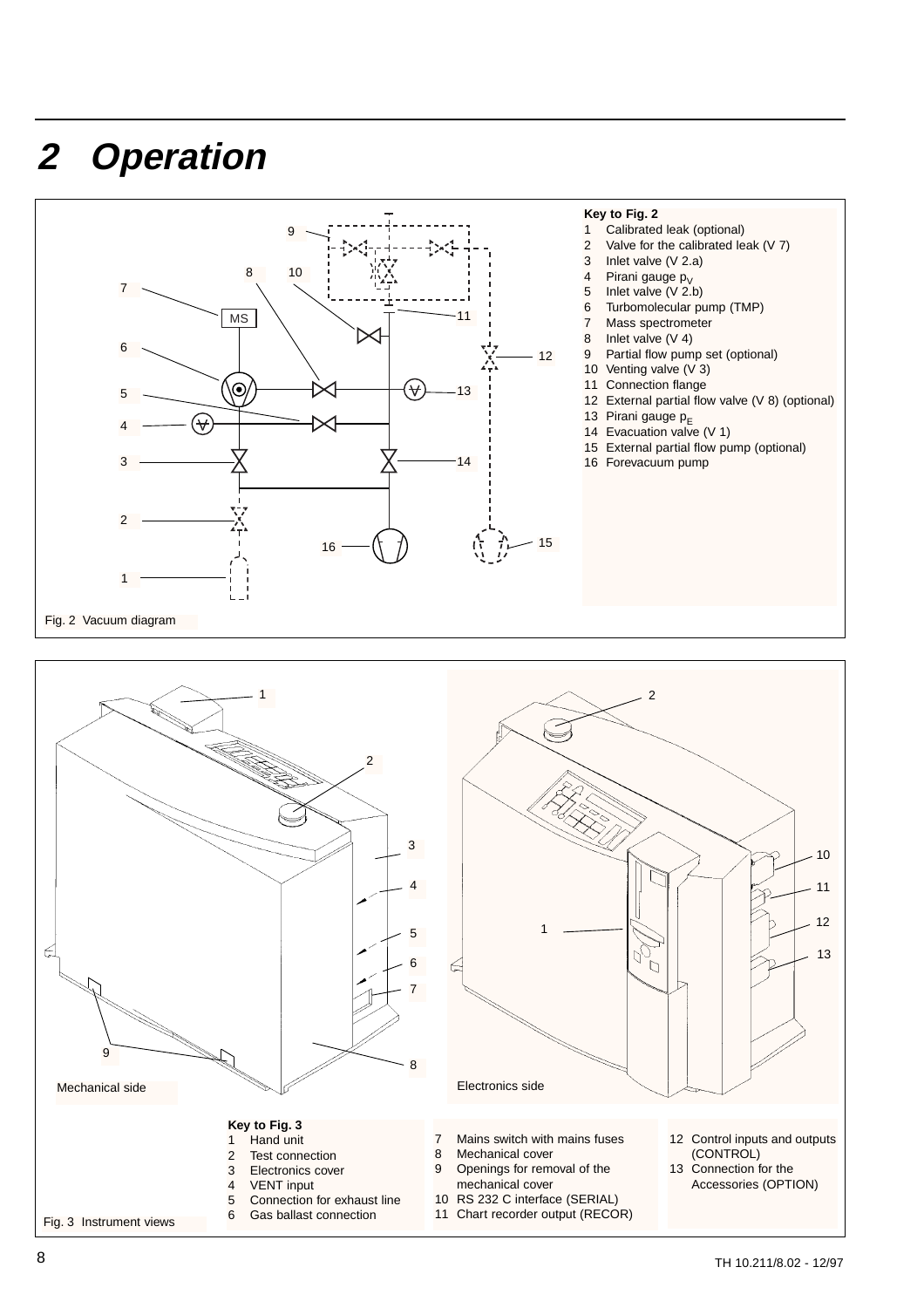# 2 Operation

**Key to Fig. 2**

1. Calibrated leak (optional)
2. Valve for the calibrated leak (V 7)
3. Inlet valve (V 2.a)
4. Pirani gauge $p_V$
5. Inlet valve (V 2.b)
6. Turbomolecular pump (TMP)
7. Mass spectrometer
8. Inlet valve (V 4)
9. Partial flow pump set (optional)
10. Venting valve (V 3)
11. Connection flange
12. External partial flow valve (V 8) (optional)
13. Pirani gauge $p_E$
14. Evacuation valve (V 1)
15. External partial flow pump (optional)
16. Forevacuum pump

Fig. 2 Vacuum diagram

Mechanical side

Electronics side

**Key to Fig. 3**

1. Hand unit
2. Test connection
3. Electronics cover
4. VENT input
5. Connection for exhaust line
6. Gas ballast connection
7. Mains switch with mains fuses
8. Mechanical cover
9. Openings for removal of the mechanical cover
10. RS 232 C interface (SERIAL)
11. Chart recorder output (RECOR)
12. Control inputs and outputs (CONTROL)
13. Connection for the Accessories (OPTION)

Fig. 3 Instrument views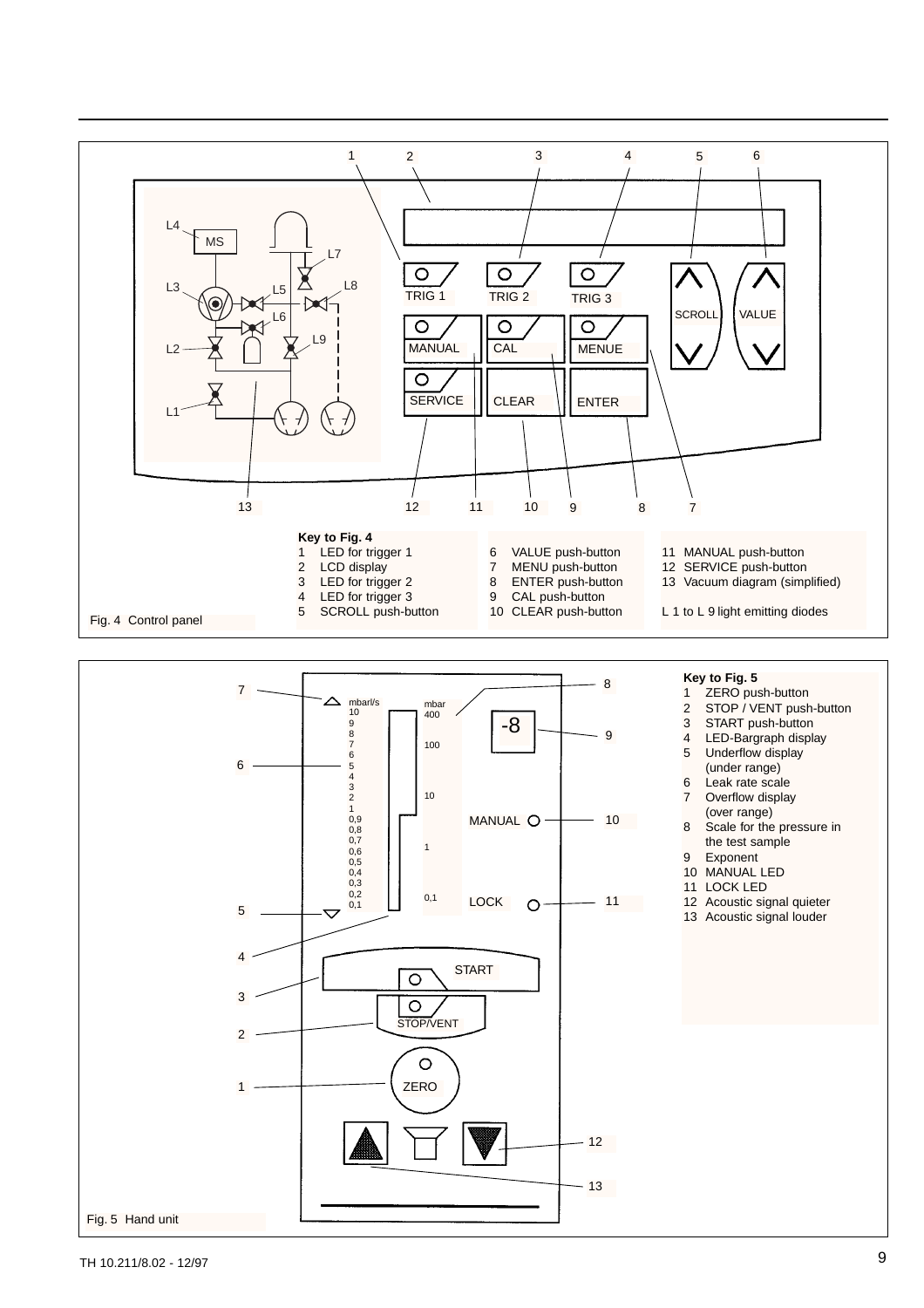**Key to Fig. 4**

1 LED for trigger 1
2 LCD display
3 LED for trigger 2
4 LED for trigger 3
5 SCROLL push-button
6 VALUE push-button
7 MENU push-button
8 ENTER push-button
9 CAL push-button
10 CLEAR push-button
11 MANUAL push-button
12 SERVICE push-button
13 Vacuum diagram (simplified)

L 1 to L 9 light emitting diodes

Fig. 4 Control panel

**Key to Fig. 5**

1 ZERO push-button
2 STOP / VENT push-button
3 START push-button
4 LED-Bargraph display
5 Underflow display (under range)
6 Leak rate scale
7 Overflow display (over range)
8 Scale for the pressure in the test sample
9 Exponent
10 MANUAL LED
11 LOCK LED
12 Acoustic signal quieter
13 Acoustic signal louder

Fig. 5 Hand unit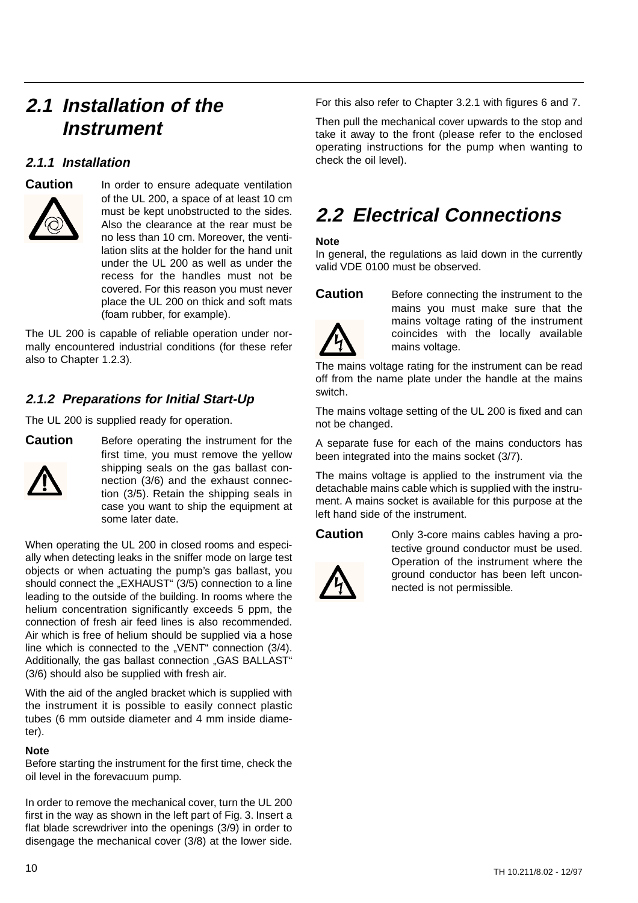## 2.1 Installation of the Instrument

### 2.1.1 Installation

**Caution**

In order to ensure adequate ventilation of the UL 200, a space of at least 10 cm must be kept unobstructed to the sides. Also the clearance at the rear must be no less than 10 cm. Moreover, the ventilation slits at the holder for the hand unit under the UL 200 as well as under the recess for the handles must not be covered. For this reason you must never place the UL 200 on thick and soft mats (foam rubber, for example).

The UL 200 is capable of reliable operation under normally encountered industrial conditions (for these refer also to Chapter 1.2.3).

### 2.1.2 Preparations for Initial Start-Up

The UL 200 is supplied ready for operation.

**Caution**

Before operating the instrument for the first time, you must remove the yellow shipping seals on the gas ballast connection (3/6) and the exhaust connection (3/5). Retain the shipping seals in case you want to ship the equipment at some later date.

When operating the UL 200 in closed rooms and especially when detecting leaks in the sniffer mode on large test objects or when actuating the pump's gas ballast, you should connect the „EXHAUST" (3/5) connection to a line leading to the outside of the building. In rooms where the helium concentration significantly exceeds 5 ppm, the connection of fresh air feed lines is also recommended. Air which is free of helium should be supplied via a hose line which is connected to the „VENT" connection (3/4). Additionally, the gas ballast connection „GAS BALLAST" (3/6) should also be supplied with fresh air.

With the aid of the angled bracket which is supplied with the instrument it is possible to easily connect plastic tubes (6 mm outside diameter and 4 mm inside diameter).

**Note**
Before starting the instrument for the first time, check the oil level in the forevacuum pump.

In order to remove the mechanical cover, turn the UL 200 first in the way as shown in the left part of Fig. 3. Insert a flat blade screwdriver into the openings (3/9) in order to disengage the mechanical cover (3/8) at the lower side. For this also refer to Chapter 3.2.1 with figures 6 and 7.

Then pull the mechanical cover upwards to the stop and take it away to the front (please refer to the enclosed operating instructions for the pump when wanting to check the oil level).

## 2.2 Electrical Connections

**Note**
In general, the regulations as laid down in the currently valid VDE 0100 must be observed.

**Caution**

Before connecting the instrument to the mains you must make sure that the mains voltage rating of the instrument coincides with the locally available mains voltage.

The mains voltage rating for the instrument can be read off from the name plate under the handle at the mains switch.

The mains voltage setting of the UL 200 is fixed and can not be changed.

A separate fuse for each of the mains conductors has been integrated into the mains socket (3/7).

The mains voltage is applied to the instrument via the detachable mains cable which is supplied with the instrument. A mains socket is available for this purpose at the left hand side of the instrument.

**Caution**

Only 3-core mains cables having a protective ground conductor must be used. Operation of the instrument where the ground conductor has been left unconnected is not permissible.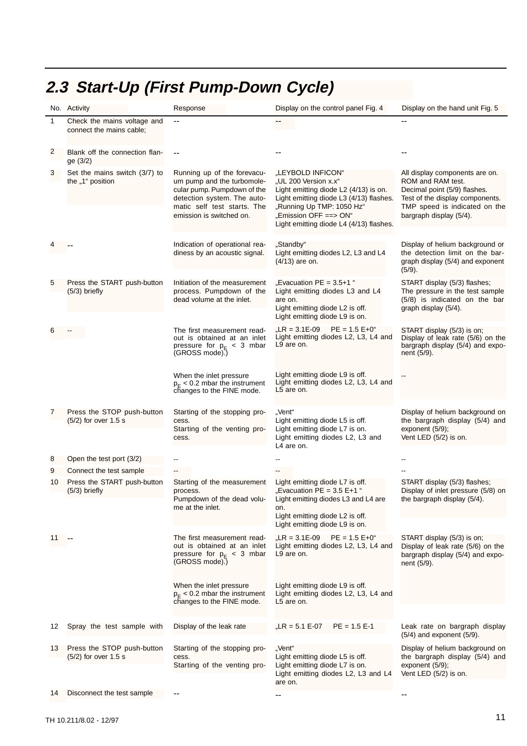## 2.3 Start-Up (First Pump-Down Cycle)

| No. | Activity | Response | Display on the control panel Fig. 4 | Display on the hand unit Fig. 5 |
|---|---|---|---|---|
| 1 | Check the mains voltage and connect the mains cable; | -- | -- | -- |
| 2 | Blank off the connection flange (3/2) | -- | -- | -- |
| 3 | Set the mains switch (3/7) to the „1“ position | Running up of the forevacuum pump and the turbomolecular pump. Pumpdown of the detection system. The automatic self test starts. The emission is switched on. | „LEYBOLD INFICON“ „UL 200 Version x.x“ Light emitting diode L2 (4/13) is on. Light emitting diode L3 (4/13) flashes. „Running Up TMP: 1050 Hz“ „Emission OFF ==> ON“ Light emitting diode L4 (4/13) flashes. | All display components are on. ROM and RAM test. Decimal point (5/9) flashes. Test of the display components. TMP speed is indicated on the bargraph display (5/4). |
| 4 | -- | Indication of operational readiness by an acoustic signal. | „Standby“ Light emitting diodes L2, L3 and L4 (4/13) are on. | Display of helium background or the detection limit on the bargraph display (5/4) and exponent (5/9). |
| 5 | Press the START push-button (5/3) briefly | Initiation of the measurement process. Pumpdown of the dead volume at the inlet. | „Evacuation PE = 3.5+1 “ Light emitting diodes L3 and L4 are on. Light emitting diode L2 is off. Light emitting diode L9 is on. | START display (5/3) flashes; The pressure in the test sample (5/8) is indicated on the bar graph display (5/4). |
| 6 | -- | The first measurement readout is obtained at an inlet pressure for $p_E$ < 3 mbar (GROSS mode).) | „LR = 3.1E-09 PE = 1.5 E+0“ Light emitting diodes L2, L3, L4 and L9 are on. | START display (5/3) is on; Display of leak rate (5/6) on the bargraph display (5/4) and exponent (5/9). |
| | | When the inlet pressure $p_E$ < 0.2 mbar the instrument changes to the FINE mode. | Light emitting diode L9 is off. Light emitting diodes L2, L3, L4 and L5 are on. | -- |
| 7 | Press the STOP push-button (5/2) for over 1.5 s | Starting of the stopping process. Starting of the venting process. | „Vent“ Light emitting diode L5 is off. Light emitting diode L7 is on. Light emitting diodes L2, L3 and L4 are on. | Display of helium background on the bargraph display (5/4) and exponent (5/9); Vent LED (5/2) is on. |
| 8 | Open the test port (3/2) | -- | -- | -- |
| 9 | Connect the test sample | -- | -- | -- |
| 10 | Press the START push-button (5/3) briefly | Starting of the measurement process. Pumpdown of the dead volume at the inlet. | Light emitting diode L7 is off. „Evacuation PE = 3.5 E+1 “ Light emitting diodes L3 and L4 are on. Light emitting diode L2 is off. Light emitting diode L9 is on. | START display (5/3) flashes; Display of inlet pressure (5/8) on the bargraph display (5/4). |
| 11 | -- | The first measurement readout is obtained at an inlet pressure for $p_E$ < 3 mbar (GROSS mode).) | „LR = 3.1E-09 PE = 1.5 E+0“ Light emitting diodes L2, L3, L4 and L9 are on. | START display (5/3) is on; Display of leak rate (5/6) on the bargraph display (5/4) and exponent (5/9). |
| | | When the inlet pressure $p_E$ < 0.2 mbar the instrument changes to the FINE mode. | Light emitting diode L9 is off. Light emitting diodes L2, L3, L4 and L5 are on. | |
| 12 | Spray the test sample with | Display of the leak rate | „LR = 5.1 E-07 PE = 1.5 E-1 | Leak rate on bargraph display (5/4) and exponent (5/9). |
| 13 | Press the STOP push-button (5/2) for over 1.5 s | Starting of the stopping process. Starting of the venting pro- | „Vent“ Light emitting diode L5 is off. Light emitting diode L7 is on. Light emitting diodes L2, L3 and L4 are on. | Display of helium background on the bargraph display (5/4) and exponent (5/9); Vent LED (5/2) is on. |
| 14 | Disconnect the test sample | -- | -- | -- |

TH 10.211/8.02 - 12/97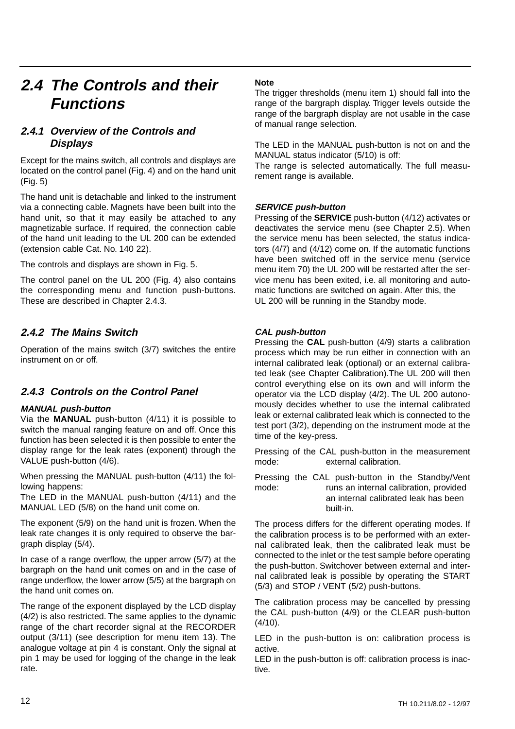# 2.4 The Controls and their Functions

## 2.4.1 Overview of the Controls and Displays

Except for the mains switch, all controls and displays are located on the control panel (Fig. 4) and on the hand unit (Fig. 5)

The hand unit is detachable and linked to the instrument via a connecting cable. Magnets have been built into the hand unit, so that it may easily be attached to any magnetizable surface. If required, the connection cable of the hand unit leading to the UL 200 can be extended (extension cable Cat. No. 140 22).

The controls and displays are shown in Fig. 5.

The control panel on the UL 200 (Fig. 4) also contains the corresponding menu and function push-buttons. These are described in Chapter 2.4.3.

## 2.4.2 The Mains Switch

Operation of the mains switch (3/7) switches the entire instrument on or off.

## 2.4.3 Controls on the Control Panel

#### *MANUAL push-button*

Via the **MANUAL** push-button (4/11) it is possible to switch the manual ranging feature on and off. Once this function has been selected it is then possible to enter the display range for the leak rates (exponent) through the VALUE push-button (4/6).

When pressing the MANUAL push-button (4/11) the following happens:
The LED in the MANUAL push-button (4/11) and the MANUAL LED (5/8) on the hand unit come on.

The exponent (5/9) on the hand unit is frozen. When the leak rate changes it is only required to observe the bargraph display (5/4).

In case of a range overflow, the upper arrow (5/7) at the bargraph on the hand unit comes on and in the case of range underflow, the lower arrow (5/5) at the bargraph on the hand unit comes on.

The range of the exponent displayed by the LCD display (4/2) is also restricted. The same applies to the dynamic range of the chart recorder signal at the RECORDER output (3/11) (see description for menu item 13). The analogue voltage at pin 4 is constant. Only the signal at pin 1 may be used for logging of the change in the leak rate.

**Note**
The trigger thresholds (menu item 1) should fall into the range of the bargraph display. Trigger levels outside the range of the bargraph display are not usable in the case of manual range selection.

The LED in the MANUAL push-button is not on and the MANUAL status indicator (5/10) is off:
The range is selected automatically. The full measurement range is available.

#### *SERVICE push-button*

Pressing of the **SERVICE** push-button (4/12) activates or deactivates the service menu (see Chapter 2.5). When the service menu has been selected, the status indicators (4/7) and (4/12) come on. If the automatic functions have been switched off in the service menu (service menu item 70) the UL 200 will be restarted after the service menu has been exited, i.e. all monitoring and automatic functions are switched on again. After this, the UL 200 will be running in the Standby mode.

#### *CAL push-button*

Pressing the **CAL** push-button (4/9) starts a calibration process which may be run either in connection with an internal calibrated leak (optional) or an external calibrated leak (see Chapter Calibration).The UL 200 will then control everything else on its own and will inform the operator via the LCD display (4/2). The UL 200 autonomously decides whether to use the internal calibrated leak or external calibrated leak which is connected to the test port (3/2), depending on the instrument mode at the time of the key-press.

Pressing of the CAL push-button in the measurement mode: external calibration.

Pressing the CAL push-button in the Standby/Vent mode: runs an internal calibration, provided an internal calibrated leak has been built-in.

The process differs for the different operating modes. If the calibration process is to be performed with an external calibrated leak, then the calibrated leak must be connected to the inlet or the test sample before operating the push-button. Switchover between external and internal calibrated leak is possible by operating the START (5/3) and STOP / VENT (5/2) push-buttons.

The calibration process may be cancelled by pressing the CAL push-button (4/9) or the CLEAR push-button (4/10).

LED in the push-button is on: calibration process is active.
LED in the push-button is off: calibration process is inactive.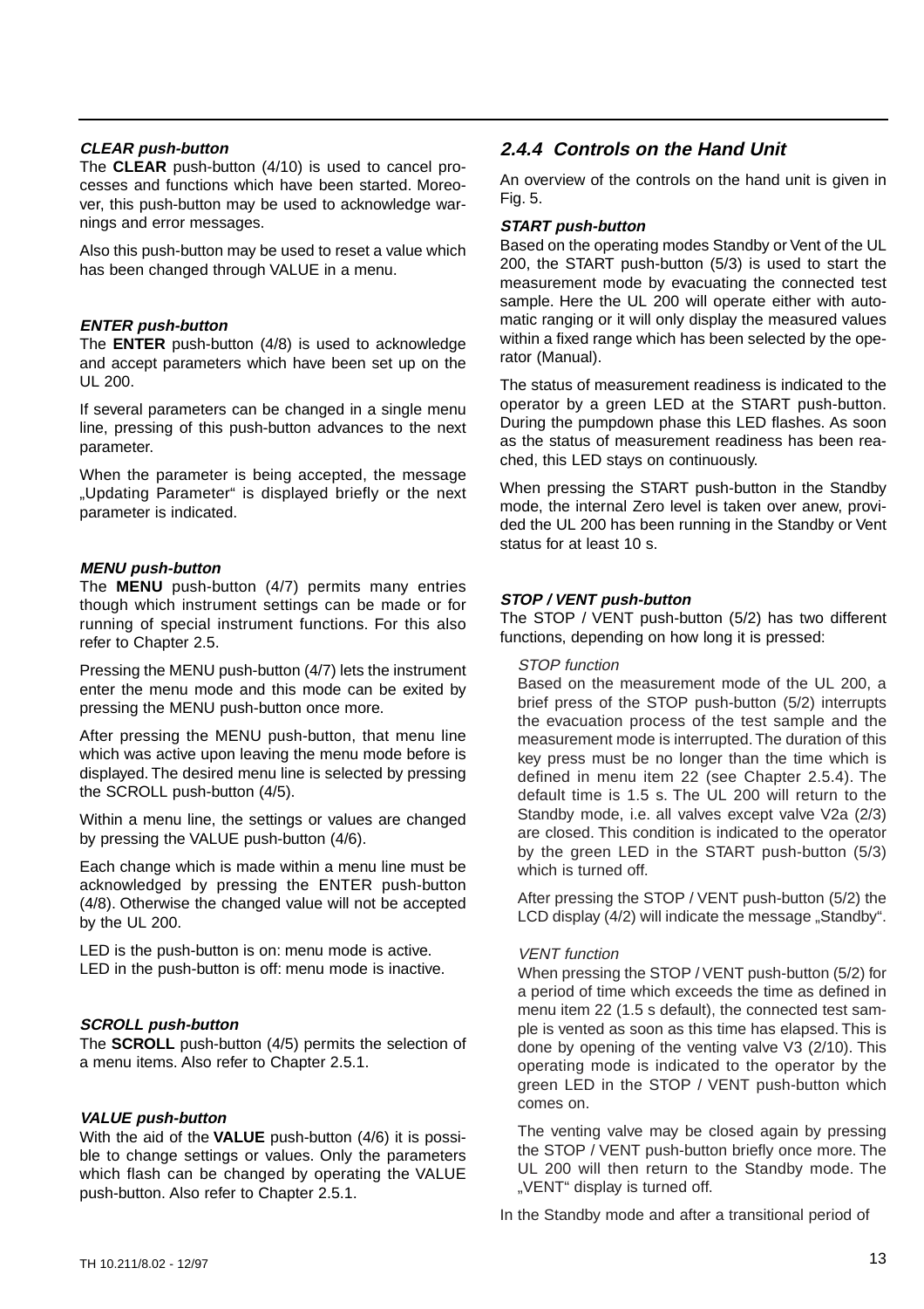#### CLEAR push-button

The **CLEAR** push-button (4/10) is used to cancel processes and functions which have been started. Moreover, this push-button may be used to acknowledge warnings and error messages.

Also this push-button may be used to reset a value which has been changed through VALUE in a menu.

#### ENTER push-button

The **ENTER** push-button (4/8) is used to acknowledge and accept parameters which have been set up on the UL 200.

If several parameters can be changed in a single menu line, pressing of this push-button advances to the next parameter.

When the parameter is being accepted, the message „Updating Parameter“ is displayed briefly or the next parameter is indicated.

#### MENU push-button

The **MENU** push-button (4/7) permits many entries though which instrument settings can be made or for running of special instrument functions. For this also refer to Chapter 2.5.

Pressing the MENU push-button (4/7) lets the instrument enter the menu mode and this mode can be exited by pressing the MENU push-button once more.

After pressing the MENU push-button, that menu line which was active upon leaving the menu mode before is displayed. The desired menu line is selected by pressing the SCROLL push-button (4/5).

Within a menu line, the settings or values are changed by pressing the VALUE push-button (4/6).

Each change which is made within a menu line must be acknowledged by pressing the ENTER push-button (4/8). Otherwise the changed value will not be accepted by the UL 200.

LED is the push-button is on: menu mode is active.
LED in the push-button is off: menu mode is inactive.

#### SCROLL push-button

The **SCROLL** push-button (4/5) permits the selection of a menu items. Also refer to Chapter 2.5.1.

#### VALUE push-button

With the aid of the **VALUE** push-button (4/6) it is possible to change settings or values. Only the parameters which flash can be changed by operating the VALUE push-button. Also refer to Chapter 2.5.1.

### 2.4.4 Controls on the Hand Unit

An overview of the controls on the hand unit is given in Fig. 5.

#### START push-button

Based on the operating modes Standby or Vent of the UL 200, the START push-button (5/3) is used to start the measurement mode by evacuating the connected test sample. Here the UL 200 will operate either with automatic ranging or it will only display the measured values within a fixed range which has been selected by the operator (Manual).

The status of measurement readiness is indicated to the operator by a green LED at the START push-button. During the pumpdown phase this LED flashes. As soon as the status of measurement readiness has been reached, this LED stays on continuously.

When pressing the START push-button in the Standby mode, the internal Zero level is taken over anew, provided the UL 200 has been running in the Standby or Vent status for at least 10 s.

#### STOP / VENT push-button

The STOP / VENT push-button (5/2) has two different functions, depending on how long it is pressed:

*STOP function*

Based on the measurement mode of the UL 200, a brief press of the STOP push-button (5/2) interrupts the evacuation process of the test sample and the measurement mode is interrupted. The duration of this key press must be no longer than the time which is defined in menu item 22 (see Chapter 2.5.4). The default time is 1.5 s. The UL 200 will return to the Standby mode, i.e. all valves except valve V2a (2/3) are closed. This condition is indicated to the operator by the green LED in the START push-button (5/3) which is turned off.

After pressing the STOP / VENT push-button (5/2) the LCD display (4/2) will indicate the message „Standby“.

*VENT function*

When pressing the STOP / VENT push-button (5/2) for a period of time which exceeds the time as defined in menu item 22 (1.5 s default), the connected test sample is vented as soon as this time has elapsed. This is done by opening of the venting valve V3 (2/10). This operating mode is indicated to the operator by the green LED in the STOP / VENT push-button which comes on.

The venting valve may be closed again by pressing the STOP / VENT push-button briefly once more. The UL 200 will then return to the Standby mode. The „VENT“ display is turned off.

In the Standby mode and after a transitional period of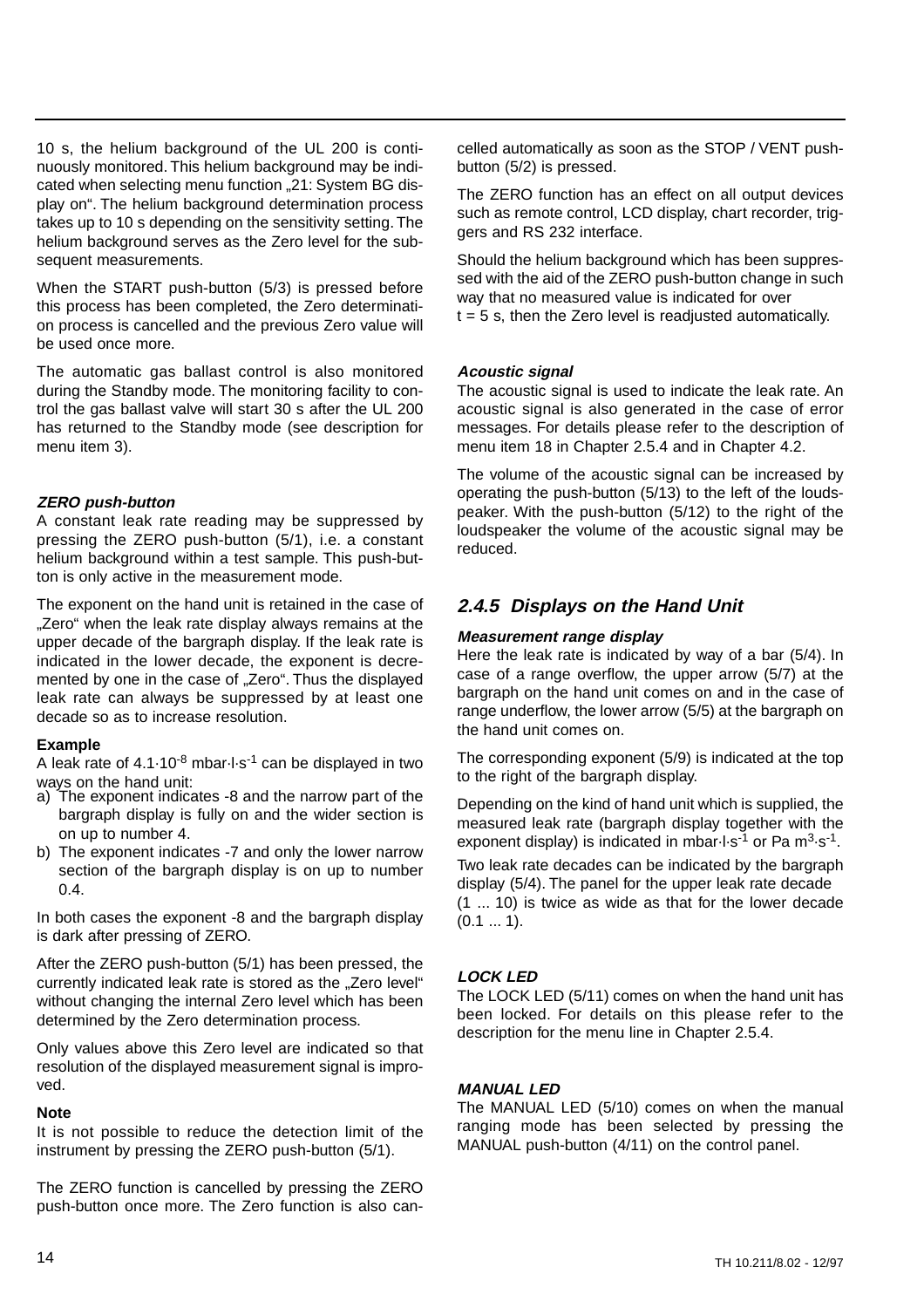10 s, the helium background of the UL 200 is continuously monitored. This helium background may be indicated when selecting menu function „21: System BG display on". The helium background determination process takes up to 10 s depending on the sensitivity setting. The helium background serves as the Zero level for the subsequent measurements.

When the START push-button (5/3) is pressed before this process has been completed, the Zero determination process is cancelled and the previous Zero value will be used once more.

The automatic gas ballast control is also monitored during the Standby mode. The monitoring facility to control the gas ballast valve will start 30 s after the UL 200 has returned to the Standby mode (see description for menu item 3).

#### *ZERO push-button*

A constant leak rate reading may be suppressed by pressing the ZERO push-button (5/1), i.e. a constant helium background within a test sample. This push-button is only active in the measurement mode.

The exponent on the hand unit is retained in the case of „Zero" when the leak rate display always remains at the upper decade of the bargraph display. If the leak rate is indicated in the lower decade, the exponent is decremented by one in the case of „Zero". Thus the displayed leak rate can always be suppressed by at least one decade so as to increase resolution.

**Example**

A leak rate of $4.1 \cdot 10^{-8}$ mbar·l·s$^{-1}$ can be displayed in two ways on the hand unit:

a) The exponent indicates -8 and the narrow part of the bargraph display is fully on and the wider section is on up to number 4.
b) The exponent indicates -7 and only the lower narrow section of the bargraph display is on up to number 0.4.

In both cases the exponent -8 and the bargraph display is dark after pressing of ZERO.

After the ZERO push-button (5/1) has been pressed, the currently indicated leak rate is stored as the „Zero level" without changing the internal Zero level which has been determined by the Zero determination process.

Only values above this Zero level are indicated so that resolution of the displayed measurement signal is improved.

**Note**

It is not possible to reduce the detection limit of the instrument by pressing the ZERO push-button (5/1).

The ZERO function is cancelled by pressing the ZERO push-button once more. The Zero function is also cancelled automatically as soon as the STOP / VENT push-button (5/2) is pressed.

The ZERO function has an effect on all output devices such as remote control, LCD display, chart recorder, triggers and RS 232 interface.

Should the helium background which has been suppressed with the aid of the ZERO push-button change in such way that no measured value is indicated for over $t = 5$ s, then the Zero level is readjusted automatically.

#### *Acoustic signal*

The acoustic signal is used to indicate the leak rate. An acoustic signal is also generated in the case of error messages. For details please refer to the description of menu item 18 in Chapter 2.5.4 and in Chapter 4.2.

The volume of the acoustic signal can be increased by operating the push-button (5/13) to the left of the loudspeaker. With the push-button (5/12) to the right of the loudspeaker the volume of the acoustic signal may be reduced.

## *2.4.5 Displays on the Hand Unit*

#### *Measurement range display*

Here the leak rate is indicated by way of a bar (5/4). In case of a range overflow, the upper arrow (5/7) at the bargraph on the hand unit comes on and in the case of range underflow, the lower arrow (5/5) at the bargraph on the hand unit comes on.

The corresponding exponent (5/9) is indicated at the top to the right of the bargraph display.

Depending on the kind of hand unit which is supplied, the measured leak rate (bargraph display together with the exponent display) is indicated in mbar·l·s$^{-1}$ or Pa m$^3$·s$^{-1}$.

Two leak rate decades can be indicated by the bargraph display (5/4). The panel for the upper leak rate decade (1 ... 10) is twice as wide as that for the lower decade (0.1 ... 1).

#### *LOCK LED*

The LOCK LED (5/11) comes on when the hand unit has been locked. For details on this please refer to the description for the menu line in Chapter 2.5.4.

#### *MANUAL LED*

The MANUAL LED (5/10) comes on when the manual ranging mode has been selected by pressing the MANUAL push-button (4/11) on the control panel.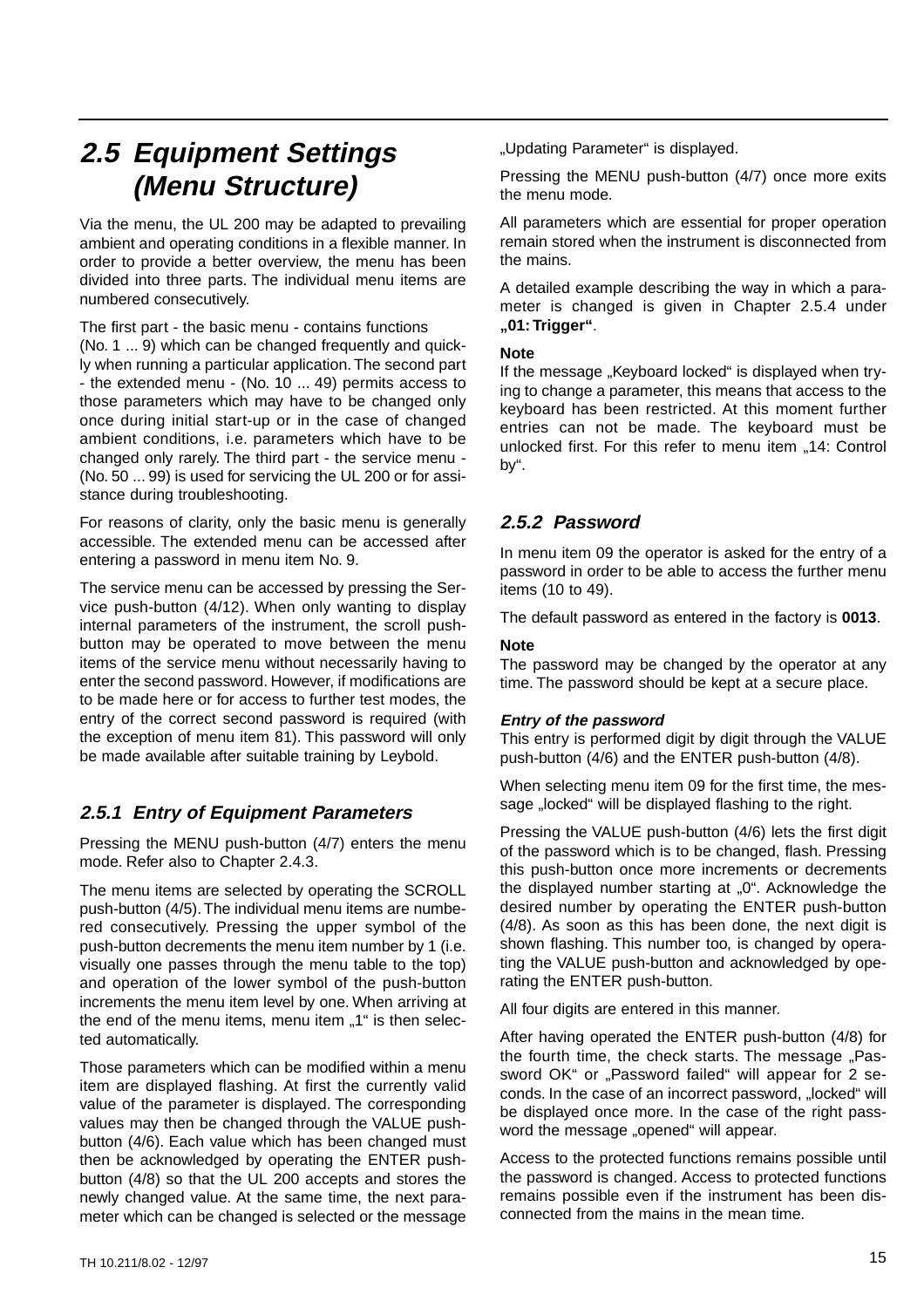## 2.5 Equipment Settings (Menu Structure)

Via the menu, the UL 200 may be adapted to prevailing ambient and operating conditions in a flexible manner. In order to provide a better overview, the menu has been divided into three parts. The individual menu items are numbered consecutively.

The first part - the basic menu - contains functions (No. 1 ... 9) which can be changed frequently and quickly when running a particular application. The second part - the extended menu - (No. 10 ... 49) permits access to those parameters which may have to be changed only once during initial start-up or in the case of changed ambient conditions, i.e. parameters which have to be changed only rarely. The third part - the service menu - (No. 50 ... 99) is used for servicing the UL 200 or for assistance during troubleshooting.

For reasons of clarity, only the basic menu is generally accessible. The extended menu can be accessed after entering a password in menu item No. 9.

The service menu can be accessed by pressing the Service push-button (4/12). When only wanting to display internal parameters of the instrument, the scroll push-button may be operated to move between the menu items of the service menu without necessarily having to enter the second password. However, if modifications are to be made here or for access to further test modes, the entry of the correct second password is required (with the exception of menu item 81). This password will only be made available after suitable training by Leybold.

### 2.5.1 Entry of Equipment Parameters

Pressing the MENU push-button (4/7) enters the menu mode. Refer also to Chapter 2.4.3.

The menu items are selected by operating the SCROLL push-button (4/5). The individual menu items are numbered consecutively. Pressing the upper symbol of the push-button decrements the menu item number by 1 (i.e. visually one passes through the menu table to the top) and operation of the lower symbol of the push-button increments the menu item level by one. When arriving at the end of the menu items, menu item „1“ is then selected automatically.

Those parameters which can be modified within a menu item are displayed flashing. At first the currently valid value of the parameter is displayed. The corresponding values may then be changed through the VALUE push-button (4/6). Each value which has been changed must then be acknowledged by operating the ENTER push-button (4/8) so that the UL 200 accepts and stores the newly changed value. At the same time, the next parameter which can be changed is selected or the message „Updating Parameter“ is displayed.

Pressing the MENU push-button (4/7) once more exits the menu mode.

All parameters which are essential for proper operation remain stored when the instrument is disconnected from the mains.

A detailed example describing the way in which a parameter is changed is given in Chapter 2.5.4 under **„01: Trigger“**.

**Note**
If the message „Keyboard locked“ is displayed when trying to change a parameter, this means that access to the keyboard has been restricted. At this moment further entries can not be made. The keyboard must be unlocked first. For this refer to menu item „14: Control by“.

### 2.5.2 Password

In menu item 09 the operator is asked for the entry of a password in order to be able to access the further menu items (10 to 49).

The default password as entered in the factory is **0013**.

**Note**
The password may be changed by the operator at any time. The password should be kept at a secure place.

***Entry of the password***
This entry is performed digit by digit through the VALUE push-button (4/6) and the ENTER push-button (4/8).

When selecting menu item 09 for the first time, the message „locked“ will be displayed flashing to the right.

Pressing the VALUE push-button (4/6) lets the first digit of the password which is to be changed, flash. Pressing this push-button once more increments or decrements the displayed number starting at „0“. Acknowledge the desired number by operating the ENTER push-button (4/8). As soon as this has been done, the next digit is shown flashing. This number too, is changed by operating the VALUE push-button and acknowledged by operating the ENTER push-button.

All four digits are entered in this manner.

After having operated the ENTER push-button (4/8) for the fourth time, the check starts. The message „Password OK“ or „Password failed“ will appear for 2 seconds. In the case of an incorrect password, „locked“ will be displayed once more. In the case of the right password the message „opened“ will appear.

Access to the protected functions remains possible until the password is changed. Access to protected functions remains possible even if the instrument has been disconnected from the mains in the mean time.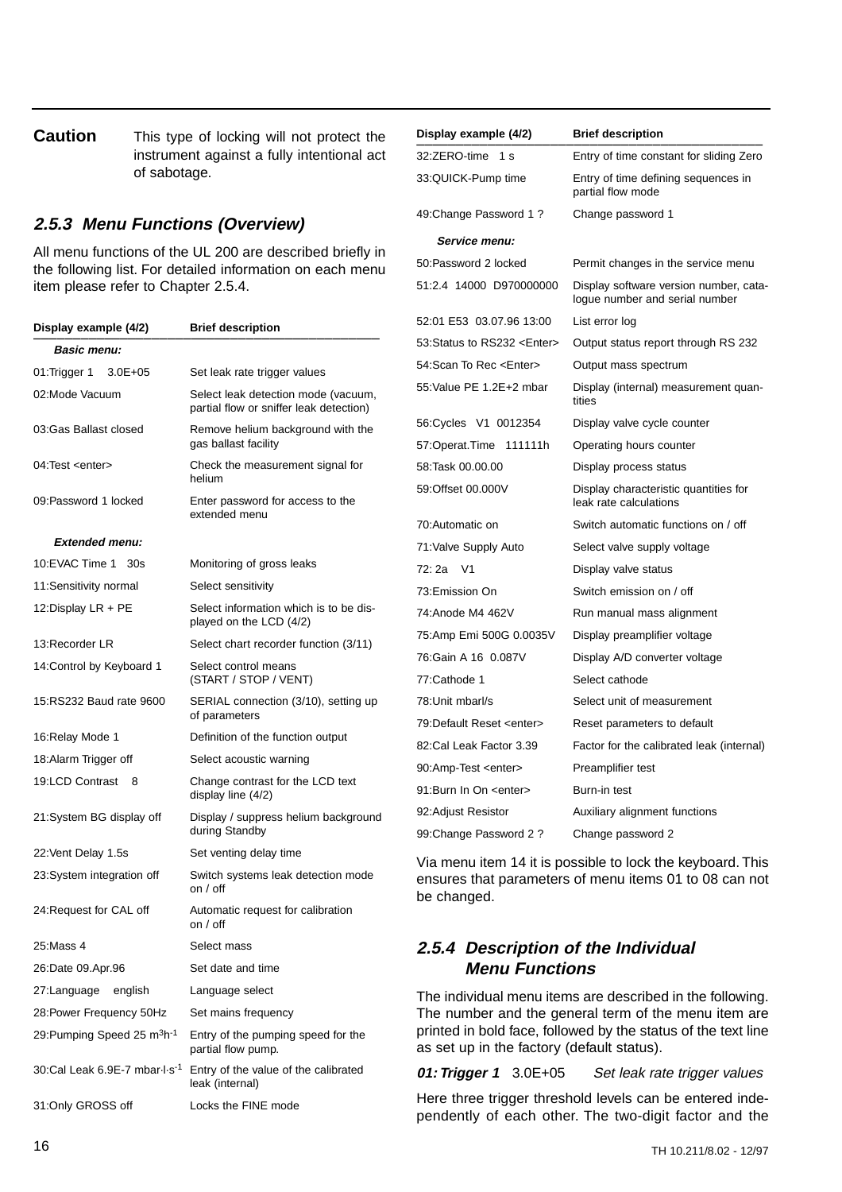**Caution** This type of locking will not protect the instrument against a fully intentional act of sabotage.

### 2.5.3 Menu Functions (Overview)

All menu functions of the UL 200 are described briefly in the following list. For detailed information on each menu item please refer to Chapter 2.5.4.

| Display example (4/2) | Brief description |
|---|---|
| ***Basic menu:*** | |
| 01:Trigger 1 3.0E+05 | Set leak rate trigger values |
| 02:Mode Vacuum | Select leak detection mode (vacuum, partial flow or sniffer leak detection) |
| 03:Gas Ballast closed | Remove helium background with the gas ballast facility |
| 04:Test <enter> | Check the measurement signal for helium |
| 09:Password 1 locked | Enter password for access to the extended menu |
| ***Extended menu:*** | |
| 10:EVAC Time 1 30s | Monitoring of gross leaks |
| 11:Sensitivity normal | Select sensitivity |
| 12:Display LR + PE | Select information which is to be displayed on the LCD (4/2) |
| 13:Recorder LR | Select chart recorder function (3/11) |
| 14:Control by Keyboard 1 | Select control means (START / STOP / VENT) |
| 15:RS232 Baud rate 9600 | SERIAL connection (3/10), setting up of parameters |
| 16:Relay Mode 1 | Definition of the function output |
| 18:Alarm Trigger off | Select acoustic warning |
| 19:LCD Contrast 8 | Change contrast for the LCD text display line (4/2) |
| 21:System BG display off | Display / suppress helium background during Standby |
| 22:Vent Delay 1.5s | Set venting delay time |
| 23:System integration off | Switch systems leak detection mode on / off |
| 24:Request for CAL off | Automatic request for calibration on / off |
| 25:Mass 4 | Select mass |
| 26:Date 09.Apr.96 | Set date and time |
| 27:Language english | Language select |
| 28:Power Frequency 50Hz | Set mains frequency |
| 29:Pumping Speed 25 $m^3h^{-1}$ | Entry of the pumping speed for the partial flow pump. |
| 30:Cal Leak 6.9E-7 $mbar \cdot l \cdot s^{-1}$ | Entry of the value of the calibrated leak (internal) |
| 31:Only GROSS off | Locks the FINE mode |
| 32:ZERO-time 1 s | Entry of time constant for sliding Zero |
| 33:QUICK-Pump time | Entry of time defining sequences in partial flow mode |
| 49:Change Password 1 ? | Change password 1 |
| ***Service menu:*** | |
| 50:Password 2 locked | Permit changes in the service menu |
| 51:2.4 14000 D970000000 | Display software version number, catalogue number and serial number |
| 52:01 E53 03.07.96 13:00 | List error log |
| 53:Status to RS232 <Enter> | Output status report through RS 232 |
| 54:Scan To Rec <Enter> | Output mass spectrum |
| 55:Value PE 1.2E+2 mbar | Display (internal) measurement quantities |
| 56:Cycles V1 0012354 | Display valve cycle counter |
| 57:Operat.Time 111111h | Operating hours counter |
| 58:Task 00.00.00 | Display process status |
| 59:Offset 00.000V | Display characteristic quantities for leak rate calculations |
| 70:Automatic on | Switch automatic functions on / off |
| 71:Valve Supply Auto | Select valve supply voltage |
| 72: 2a V1 | Display valve status |
| 73:Emission On | Switch emission on / off |
| 74:Anode M4 462V | Run manual mass alignment |
| 75:Amp Emi 500G 0.0035V | Display preamplifier voltage |
| 76:Gain A 16 0.087V | Display A/D converter voltage |
| 77:Cathode 1 | Select cathode |
| 78:Unit mbarl/s | Select unit of measurement |
| 79:Default Reset <enter> | Reset parameters to default |
| 82:Cal Leak Factor 3.39 | Factor for the calibrated leak (internal) |
| 90:Amp-Test <enter> | Preamplifier test |
| 91:Burn In On <enter> | Burn-in test |
| 92:Adjust Resistor | Auxiliary alignment functions |
| 99:Change Password 2 ? | Change password 2 |

Via menu item 14 it is possible to lock the keyboard. This ensures that parameters of menu items 01 to 08 can not be changed.

### 2.5.4 Description of the Individual Menu Functions

The individual menu items are described in the following. The number and the general term of the menu item are printed in bold face, followed by the status of the text line as set up in the factory (default status).

***01: Trigger 1*** 3.0E+05 *Set leak rate trigger values*

Here three trigger threshold levels can be entered independently of each other. The two-digit factor and the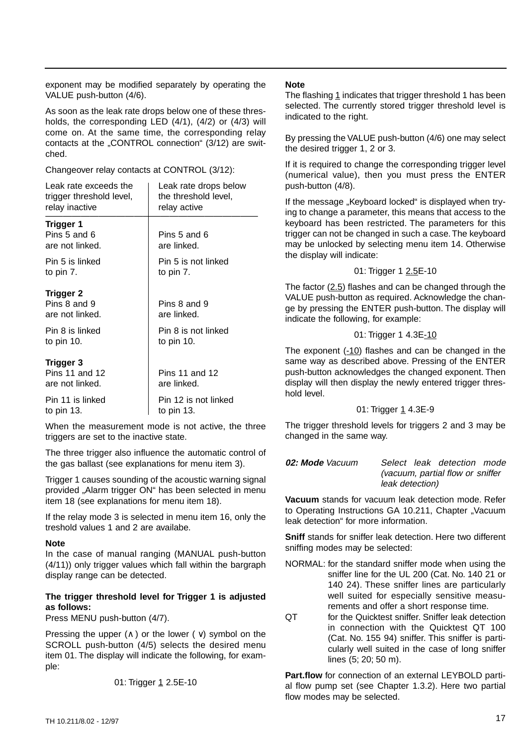exponent may be modified separately by operating the VALUE push-button (4/6).

As soon as the leak rate drops below one of these thresholds, the corresponding LED (4/1), (4/2) or (4/3) will come on. At the same time, the corresponding relay contacts at the „CONTROL connection“ (3/12) are switched.

Changeover relay contacts at CONTROL (3/12):

| Leak rate exceeds the trigger threshold level, relay inactive | Leak rate drops below the threshold level, relay active |
|---|---|
| **Trigger 1** | |
| Pins 5 and 6 are not linked. | Pins 5 and 6 are linked. |
| Pin 5 is linked to pin 7. | Pin 5 is not linked to pin 7. |
| **Trigger 2** | |
| Pins 8 and 9 are not linked. | Pins 8 and 9 are linked. |
| Pin 8 is linked to pin 10. | Pin 8 is not linked to pin 10. |
| **Trigger 3** | |
| Pins 11 and 12 are not linked. | Pins 11 and 12 are linked. |
| Pin 11 is linked to pin 13. | Pin 12 is not linked to pin 13. |

When the measurement mode is not active, the three triggers are set to the inactive state.

The three trigger also influence the automatic control of the gas ballast (see explanations for menu item 3).

Trigger 1 causes sounding of the acoustic warning signal provided „Alarm trigger ON“ has been selected in menu item 18 (see explanations for menu item 18).

If the relay mode 3 is selected in menu item 16, only the treshold values 1 and 2 are availabe.

**Note**
In the case of manual ranging (MANUAL push-button (4/11)) only trigger values which fall within the bargraph display range can be detected.

**The trigger threshold level for Trigger 1 is adjusted as follows:**
Press MENU push-button (4/7).

Pressing the upper (∧) or the lower (∨) symbol on the SCROLL push-button (4/5) selects the desired menu item 01. The display will indicate the following, for example:

01: Trigger 1 2.5E-10

**Note**
The flashing 1 indicates that trigger threshold 1 has been selected. The currently stored trigger threshold level is indicated to the right.

By pressing the VALUE push-button (4/6) one may select the desired trigger 1, 2 or 3.

If it is required to change the corresponding trigger level (numerical value), then you must press the ENTER push-button (4/8).

If the message „Keyboard locked“ is displayed when trying to change a parameter, this means that access to the keyboard has been restricted. The parameters for this trigger can not be changed in such a case. The keyboard may be unlocked by selecting menu item 14. Otherwise the display will indicate:

01: Trigger 1 2.5E-10

The factor (2.5) flashes and can be changed through the VALUE push-button as required. Acknowledge the change by pressing the ENTER push-button. The display will indicate the following, for example:

01: Trigger 1 4.3E-10

The exponent (-10) flashes and can be changed in the same way as described above. Pressing of the ENTER push-button acknowledges the changed exponent. Then display will then display the newly entered trigger threshold level.

01: Trigger 1 4.3E-9

The trigger threshold levels for triggers 2 and 3 may be changed in the same way.

***02: Mode*** *Vacuum* — *Select leak detection mode (vacuum, partial flow or sniffer leak detection)*

**Vacuum** stands for vacuum leak detection mode. Refer to Operating Instructions GA 10.211, Chapter „Vacuum leak detection“ for more information.

**Sniff** stands for sniffer leak detection. Here two different sniffing modes may be selected:

- NORMAL: for the standard sniffer mode when using the sniffer line for the UL 200 (Cat. No. 140 21 or 140 24). These sniffer lines are particularly well suited for especially sensitive measurements and offer a short response time.
- QT: for the Quicktest sniffer. Sniffer leak detection in connection with the Quicktest QT 100 (Cat. No. 155 94) sniffer. This sniffer is particularly well suited in the case of long sniffer lines (5; 20; 50 m).

**Part.flow** for connection of an external LEYBOLD partial flow pump set (see Chapter 1.3.2). Here two partial flow modes may be selected.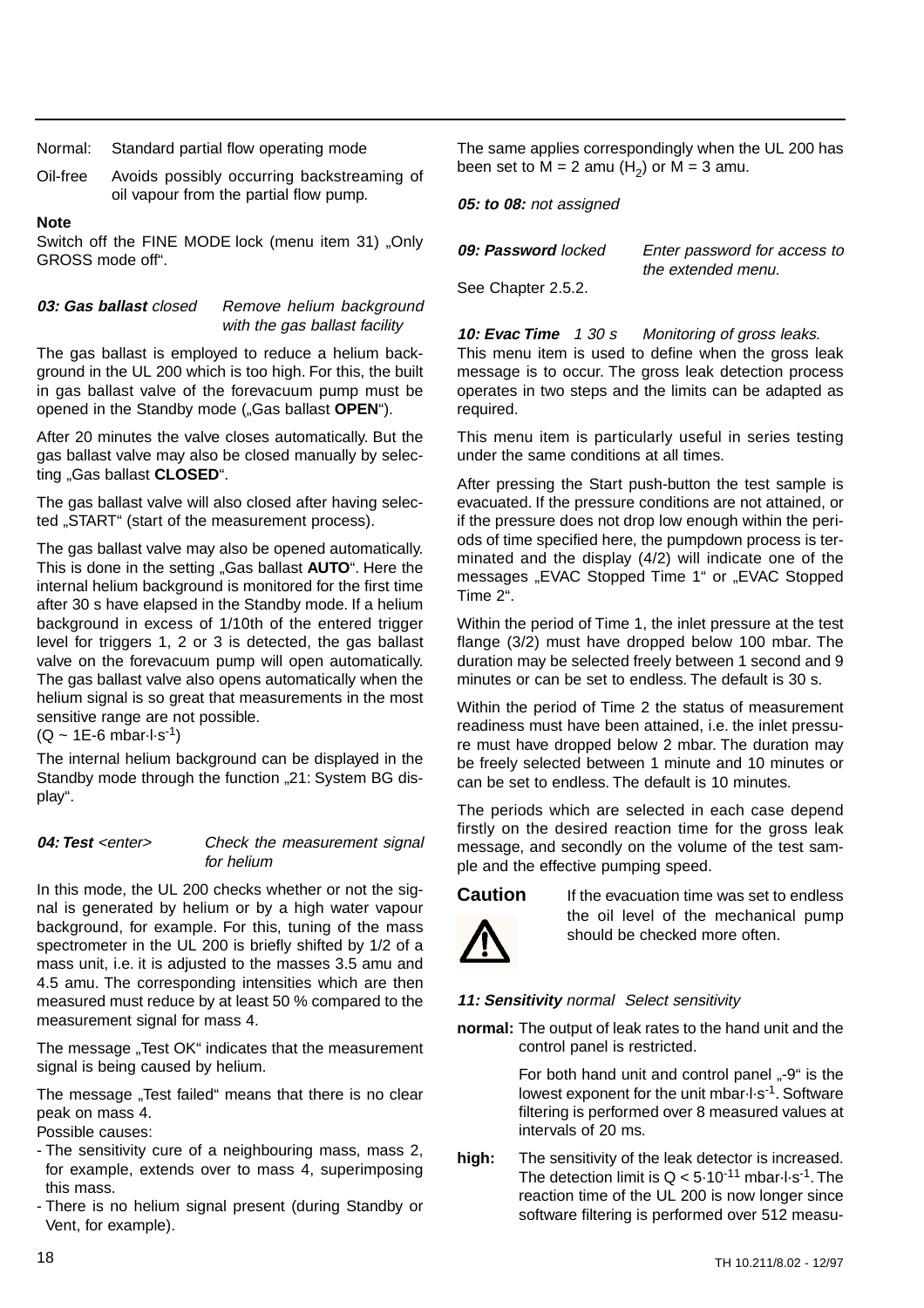Normal: Standard partial flow operating mode

Oil-free Avoids possibly occurring backstreaming of oil vapour from the partial flow pump.

**Note**

Switch off the FINE MODE lock (menu item 31) „Only GROSS mode off".

***03: Gas ballast*** *closed* *Remove helium background with the gas ballast facility*

The gas ballast is employed to reduce a helium background in the UL 200 which is too high. For this, the built in gas ballast valve of the forevacuum pump must be opened in the Standby mode („Gas ballast **OPEN**").

After 20 minutes the valve closes automatically. But the gas ballast valve may also be closed manually by selecting „Gas ballast **CLOSED**".

The gas ballast valve will also closed after having selected „START" (start of the measurement process).

The gas ballast valve may also be opened automatically. This is done in the setting „Gas ballast **AUTO**". Here the internal helium background is monitored for the first time after 30 s have elapsed in the Standby mode. If a helium background in excess of 1/10th of the entered trigger level for triggers 1, 2 or 3 is detected, the gas ballast valve on the forevacuum pump will open automatically. The gas ballast valve also opens automatically when the helium signal is so great that measurements in the most sensitive range are not possible.
($Q \sim 1E\text{-}6$ mbar·l·s$^{-1}$)

The internal helium background can be displayed in the Standby mode through the function „21: System BG display".

***04: Test*** *<enter>* *Check the measurement signal for helium*

In this mode, the UL 200 checks whether or not the signal is generated by helium or by a high water vapour background, for example. For this, tuning of the mass spectrometer in the UL 200 is briefly shifted by 1/2 of a mass unit, i.e. it is adjusted to the masses 3.5 amu and 4.5 amu. The corresponding intensities which are then measured must reduce by at least 50 % compared to the measurement signal for mass 4.

The message „Test OK" indicates that the measurement signal is being caused by helium.

The message „Test failed" means that there is no clear peak on mass 4.
Possible causes:

- The sensitivity cure of a neighbouring mass, mass 2, for example, extends over to mass 4, superimposing this mass.
- There is no helium signal present (during Standby or Vent, for example).

The same applies correspondingly when the UL 200 has been set to M = 2 amu ($H_2$) or M = 3 amu.

***05: to 08:*** *not assigned*

***09: Password*** *locked* *Enter password for access to the extended menu.*

See Chapter 2.5.2.

***10: Evac Time*** *1 30 s* *Monitoring of gross leaks.*

This menu item is used to define when the gross leak message is to occur. The gross leak detection process operates in two steps and the limits can be adapted as required.

This menu item is particularly useful in series testing under the same conditions at all times.

After pressing the Start push-button the test sample is evacuated. If the pressure conditions are not attained, or if the pressure does not drop low enough within the periods of time specified here, the pumpdown process is terminated and the display (4/2) will indicate one of the messages „EVAC Stopped Time 1" or „EVAC Stopped Time 2".

Within the period of Time 1, the inlet pressure at the test flange (3/2) must have dropped below 100 mbar. The duration may be selected freely between 1 second and 9 minutes or can be set to endless. The default is 30 s.

Within the period of Time 2 the status of measurement readiness must have been attained, i.e. the inlet pressure must have dropped below 2 mbar. The duration may be freely selected between 1 minute and 10 minutes or can be set to endless. The default is 10 minutes.

The periods which are selected in each case depend firstly on the desired reaction time for the gross leak message, and secondly on the volume of the test sample and the effective pumping speed.

**Caution** If the evacuation time was set to endless the oil level of the mechanical pump should be checked more often.

***11: Sensitivity*** *normal* *Select sensitivity*

**normal:** The output of leak rates to the hand unit and the control panel is restricted.

For both hand unit and control panel „-9" is the lowest exponent for the unit mbar·l·s$^{-1}$. Software filtering is performed over 8 measured values at intervals of 20 ms.

**high:** The sensitivity of the leak detector is increased. The detection limit is $Q < 5 \cdot 10^{-11}$ mbar·l·s$^{-1}$. The reaction time of the UL 200 is now longer since software filtering is performed over 512 measu-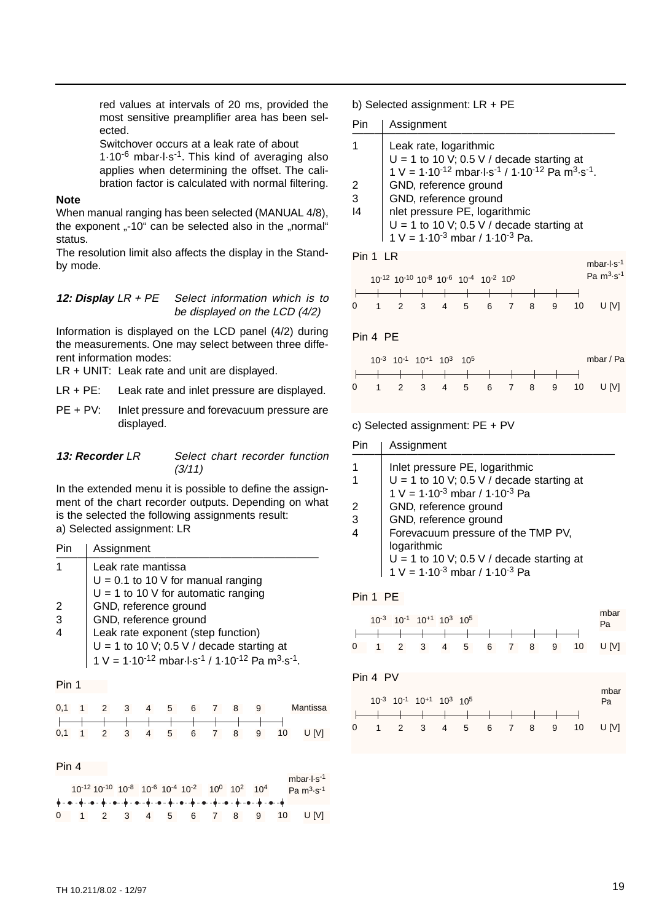red values at intervals of 20 ms, provided the most sensitive preamplifier area has been selected.

Switchover occurs at a leak rate of about $1 \cdot 10^{-6}$ mbar·l·s$^{-1}$. This kind of averaging also applies when determining the offset. The calibration factor is calculated with normal filtering.

**Note**

When manual ranging has been selected (MANUAL 4/8), the exponent „-10" can be selected also in the „normal" status.

The resolution limit also affects the display in the Standby mode.

***12: Display** LR + PE* — *Select information which is to be displayed on the LCD (4/2)*

Information is displayed on the LCD panel (4/2) during the measurements. One may select between three different information modes:

LR + UNIT: Leak rate and unit are displayed.

LR + PE: Leak rate and inlet pressure are displayed.

PE + PV: Inlet pressure and forevacuum pressure are displayed.

***13: Recorder** LR* — *Select chart recorder function (3/11)*

In the extended menu it is possible to define the assignment of the chart recorder outputs. Depending on what is the selected the following assignments result:

a) Selected assignment: LR

| Pin | Assignment |
|---|---|
| 1 | Leak rate mantissa<br>U = 0.1 to 10 V for manual ranging<br>U = 1 to 10 V for automatic ranging |
| 2 | GND, reference ground |
| 3 | GND, reference ground |
| 4 | Leak rate exponent (step function)<br>U = 1 to 10 V; 0.5 V / decade starting at<br>1 V = $1 \cdot 10^{-12}$ mbar·l·s$^{-1}$ / $1 \cdot 10^{-12}$ Pa m$^3$·s$^{-1}$. |

Pin 1

| Mantissa | 0,1 | 1 | 2 | 3 | 4 | 5 | 6 | 7 | 8 | 9 | |
|---|---|---|---|---|---|---|---|---|---|---|---|
| U [V] | 0,1 | 1 | 2 | 3 | 4 | 5 | 6 | 7 | 8 | 9 | 10 |

Pin 4

mbar·l·s$^{-1}$ / Pa m$^3$·s$^{-1}$: $10^{-12}$ $10^{-10}$ $10^{-8}$ $10^{-6}$ $10^{-4}$ $10^{-2}$ $10^{0}$ $10^{2}$ $10^{4}$

U [V]: 0 1 2 3 4 5 6 7 8 9 10

b) Selected assignment: LR + PE

| Pin | Assignment |
|---|---|
| 1 | Leak rate, logarithmic<br>U = 1 to 10 V; 0.5 V / decade starting at<br>1 V = $1 \cdot 10^{-12}$ mbar·l·s$^{-1}$ / $1 \cdot 10^{-12}$ Pa m$^3$·s$^{-1}$. |
| 2 | GND, reference ground |
| 3 | GND, reference ground |
| I4 | nlet pressure PE, logarithmic<br>U = 1 to 10 V; 0.5 V / decade starting at<br>1 V = $1 \cdot 10^{-3}$ mbar / $1 \cdot 10^{-3}$ Pa. |

Pin 1 LR

mbar·l·s$^{-1}$ / Pa m$^3$·s$^{-1}$: $10^{-12}$ $10^{-10}$ $10^{-8}$ $10^{-6}$ $10^{-4}$ $10^{-2}$ $10^{0}$

U [V]: 0 1 2 3 4 5 6 7 8 9 10

Pin 4 PE

mbar / Pa: $10^{-3}$ $10^{-1}$ $10^{+1}$ $10^{3}$ $10^{5}$

U [V]: 0 1 2 3 4 5 6 7 8 9 10

c) Selected assignment: PE + PV

| Pin | Assignment |
|---|---|
| 1<br>1 | Inlet pressure PE, logarithmic<br>U = 1 to 10 V; 0.5 V / decade starting at<br>1 V = $1 \cdot 10^{-3}$ mbar / $1 \cdot 10^{-3}$ Pa |
| 2 | GND, reference ground |
| 3 | GND, reference ground |
| 4 | Forevacuum pressure of the TMP PV, logarithmic<br>U = 1 to 10 V; 0.5 V / decade starting at<br>1 V = $1 \cdot 10^{-3}$ mbar / $1 \cdot 10^{-3}$ Pa |

Pin 1 PE

mbar / Pa: $10^{-3}$ $10^{-1}$ $10^{+1}$ $10^{3}$ $10^{5}$

U [V]: 0 1 2 3 4 5 6 7 8 9 10

Pin 4 PV

mbar / Pa: $10^{-3}$ $10^{-1}$ $10^{+1}$ $10^{3}$ $10^{5}$

U [V]: 0 1 2 3 4 5 6 7 8 9 10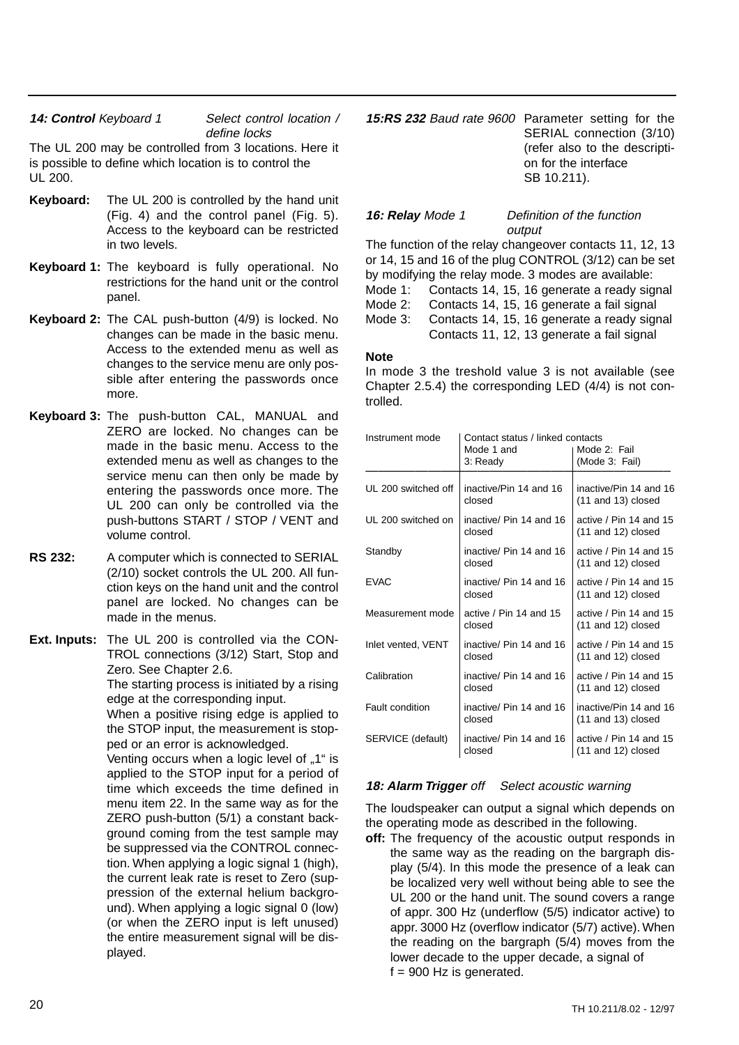**14: Control** *Keyboard 1* *Select control location / define locks*

The UL 200 may be controlled from 3 locations. Here it is possible to define which location is to control the UL 200.

**Keyboard:** The UL 200 is controlled by the hand unit (Fig. 4) and the control panel (Fig. 5). Access to the keyboard can be restricted in two levels.

**Keyboard 1:** The keyboard is fully operational. No restrictions for the hand unit or the control panel.

**Keyboard 2:** The CAL push-button (4/9) is locked. No changes can be made in the basic menu. Access to the extended menu as well as changes to the service menu are only possible after entering the passwords once more.

**Keyboard 3:** The push-button CAL, MANUAL and ZERO are locked. No changes can be made in the basic menu. Access to the extended menu as well as changes to the service menu can then only be made by entering the passwords once more. The UL 200 can only be controlled via the push-buttons START / STOP / VENT and volume control.

**RS 232:** A computer which is connected to SERIAL (2/10) socket controls the UL 200. All function keys on the hand unit and the control panel are locked. No changes can be made in the menus.

**Ext. Inputs:** The UL 200 is controlled via the CONTROL connections (3/12) Start, Stop and Zero. See Chapter 2.6.
The starting process is initiated by a rising edge at the corresponding input.
When a positive rising edge is applied to the STOP input, the measurement is stopped or an error is acknowledged.
Venting occurs when a logic level of „1“ is applied to the STOP input for a period of time which exceeds the time defined in menu item 22. In the same way as for the ZERO push-button (5/1) a constant background coming from the test sample may be suppressed via the CONTROL connection. When applying a logic signal 1 (high), the current leak rate is reset to Zero (suppression of the external helium background). When applying a logic signal 0 (low) (or when the ZERO input is left unused) the entire measurement signal will be displayed.

**15:RS 232** *Baud rate 9600* Parameter setting for the SERIAL connection (3/10) (refer also to the description for the interface SB 10.211).

**16: Relay** *Mode 1* *Definition of the function output*

The function of the relay changeover contacts 11, 12, 13 or 14, 15 and 16 of the plug CONTROL (3/12) can be set by modifying the relay mode. 3 modes are available:

Mode 1: Contacts 14, 15, 16 generate a ready signal
Mode 2: Contacts 14, 15, 16 generate a fail signal
Mode 3: Contacts 14, 15, 16 generate a ready signal
Contacts 11, 12, 13 generate a fail signal

**Note**

In mode 3 the treshold value 3 is not available (see Chapter 2.5.4) the corresponding LED (4/4) is not controlled.

| Instrument mode | Contact status / linked contacts | |
|---|---|---|
| | Mode 1 and 3: Ready | Mode 2: Fail (Mode 3: Fail) |
| UL 200 switched off | inactive/Pin 14 and 16 closed | inactive/Pin 14 and 16 (11 and 13) closed |
| UL 200 switched on | inactive/ Pin 14 and 16 closed | active / Pin 14 and 15 (11 and 12) closed |
| Standby | inactive/ Pin 14 and 16 closed | active / Pin 14 and 15 (11 and 12) closed |
| EVAC | inactive/ Pin 14 and 16 closed | active / Pin 14 and 15 (11 and 12) closed |
| Measurement mode | active / Pin 14 and 15 closed | active / Pin 14 and 15 (11 and 12) closed |
| Inlet vented, VENT | inactive/ Pin 14 and 16 closed | active / Pin 14 and 15 (11 and 12) closed |
| Calibration | inactive/ Pin 14 and 16 closed | active / Pin 14 and 15 (11 and 12) closed |
| Fault condition | inactive/ Pin 14 and 16 closed | inactive/Pin 14 and 16 (11 and 13) closed |
| SERVICE (default) | inactive/ Pin 14 and 16 closed | active / Pin 14 and 15 (11 and 12) closed |

**18: Alarm Trigger** *off* *Select acoustic warning*

The loudspeaker can output a signal which depends on the operating mode as described in the following.

**off:** The frequency of the acoustic output responds in the same way as the reading on the bargraph display (5/4). In this mode the presence of a leak can be localized very well without being able to see the UL 200 or the hand unit. The sound covers a range of appr. 300 Hz (underflow (5/5) indicator active) to appr. 3000 Hz (overflow indicator (5/7) active). When the reading on the bargraph (5/4) moves from the lower decade to the upper decade, a signal of f = 900 Hz is generated.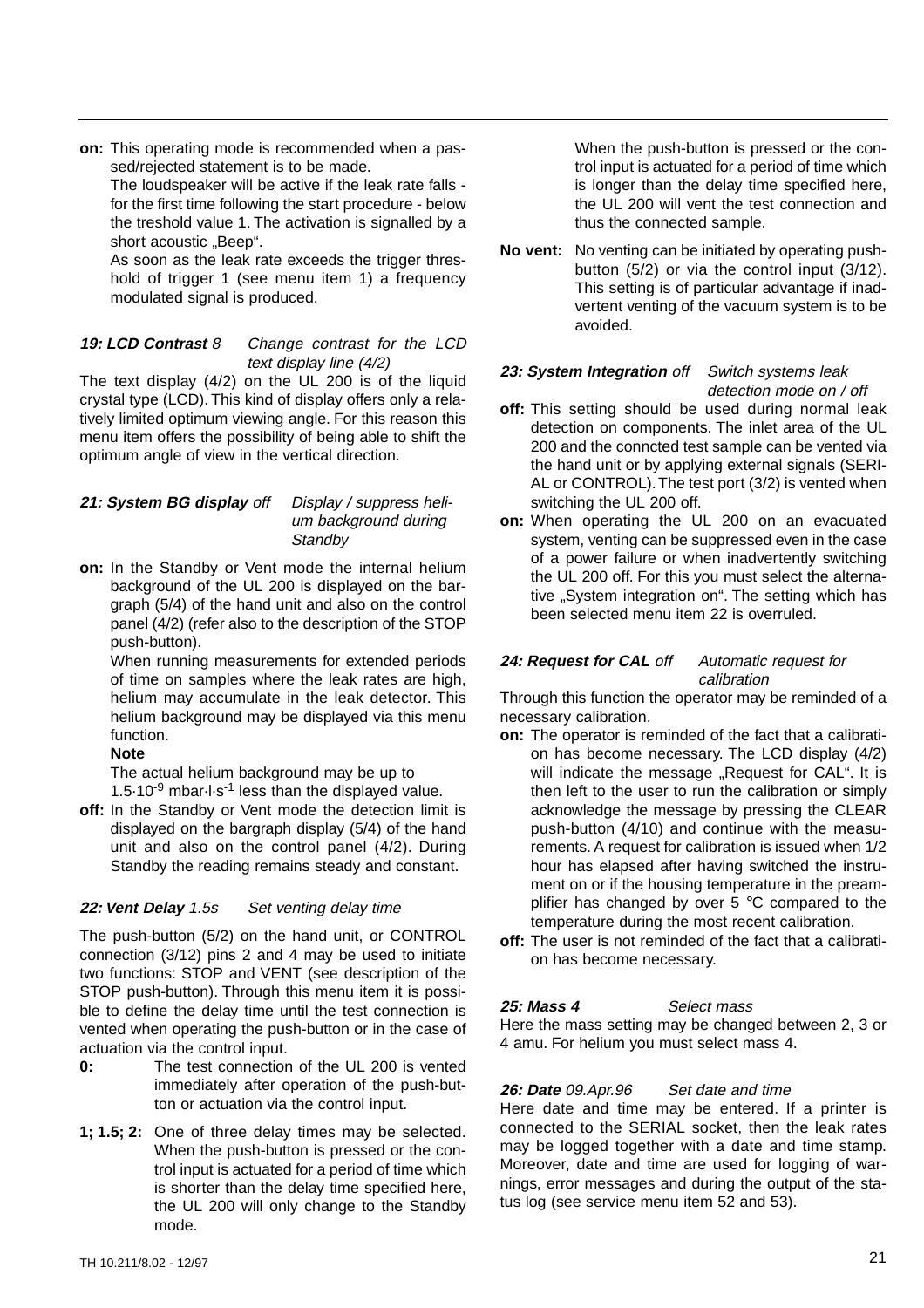**on:** This operating mode is recommended when a passed/rejected statement is to be made.
The loudspeaker will be active if the leak rate falls - for the first time following the start procedure - below the treshold value 1. The activation is signalled by a short acoustic „Beep“.
As soon as the leak rate exceeds the trigger threshold of trigger 1 (see menu item 1) a frequency modulated signal is produced.

**19: LCD Contrast** *8* *Change contrast for the LCD text display line (4/2)*

The text display (4/2) on the UL 200 is of the liquid crystal type (LCD). This kind of display offers only a relatively limited optimum viewing angle. For this reason this menu item offers the possibility of being able to shift the optimum angle of view in the vertical direction.

**21: System BG display** *off* *Display / suppress helium background during Standby*

**on:** In the Standby or Vent mode the internal helium background of the UL 200 is displayed on the bargraph (5/4) of the hand unit and also on the control panel (4/2) (refer also to the description of the STOP push-button).
When running measurements for extended periods of time on samples where the leak rates are high, helium may accumulate in the leak detector. This helium background may be displayed via this menu function.
**Note**
The actual helium background may be up to $1.5{\cdot}10^{-9}$ mbar·l·s$^{-1}$ less than the displayed value.

**off:** In the Standby or Vent mode the detection limit is displayed on the bargraph display (5/4) of the hand unit and also on the control panel (4/2). During Standby the reading remains steady and constant.

**22: Vent Delay** *1.5s* *Set venting delay time*

The push-button (5/2) on the hand unit, or CONTROL connection (3/12) pins 2 and 4 may be used to initiate two functions: STOP and VENT (see description of the STOP push-button). Through this menu item it is possible to define the delay time until the test connection is vented when operating the push-button or in the case of actuation via the control input.

**0:** The test connection of the UL 200 is vented immediately after operation of the push-button or actuation via the control input.

**1; 1.5; 2:** One of three delay times may be selected. When the push-button is pressed or the control input is actuated for a period of time which is shorter than the delay time specified here, the UL 200 will only change to the Standby mode.
When the push-button is pressed or the control input is actuated for a period of time which is longer than the delay time specified here, the UL 200 will vent the test connection and thus the connected sample.

**No vent:** No venting can be initiated by operating push-button (5/2) or via the control input (3/12). This setting is of particular advantage if inadvertent venting of the vacuum system is to be avoided.

**23: System Integration** *off* *Switch systems leak detection mode on / off*

**off:** This setting should be used during normal leak detection on components. The inlet area of the UL 200 and the conncted test sample can be vented via the hand unit or by applying external signals (SERIAL or CONTROL). The test port (3/2) is vented when switching the UL 200 off.

**on:** When operating the UL 200 on an evacuated system, venting can be suppressed even in the case of a power failure or when inadvertently switching the UL 200 off. For this you must select the alternative „System integration on“. The setting which has been selected menu item 22 is overruled.

**24: Request for CAL** *off* *Automatic request for calibration*

Through this function the operator may be reminded of a necessary calibration.

**on:** The operator is reminded of the fact that a calibration has become necessary. The LCD display (4/2) will indicate the message „Request for CAL“. It is then left to the user to run the calibration or simply acknowledge the message by pressing the CLEAR push-button (4/10) and continue with the measurements. A request for calibration is issued when 1/2 hour has elapsed after having switched the instrument on or if the housing temperature in the preamplifier has changed by over 5 °C compared to the temperature during the most recent calibration.

**off:** The user is not reminded of the fact that a calibration has become necessary.

**25: Mass 4** *Select mass*

Here the mass setting may be changed between 2, 3 or 4 amu. For helium you must select mass 4.

**26: Date** *09.Apr.96* *Set date and time*

Here date and time may be entered. If a printer is connected to the SERIAL socket, then the leak rates may be logged together with a date and time stamp. Moreover, date and time are used for logging of warnings, error messages and during the output of the status log (see service menu item 52 and 53).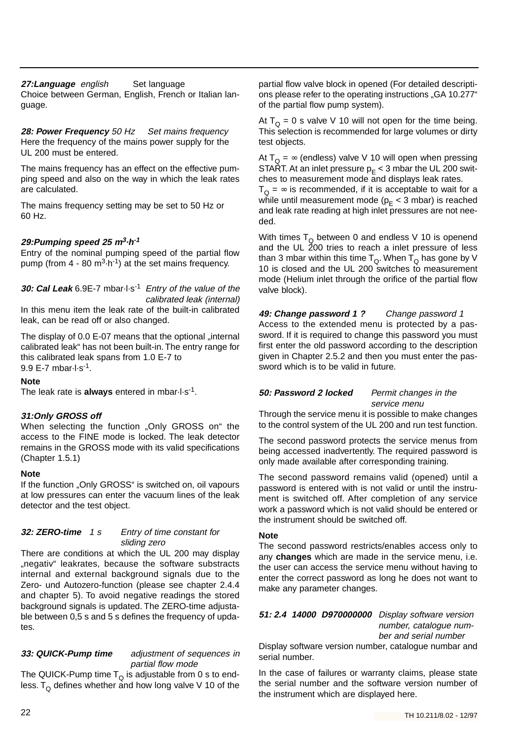***27:Language*** *english* Set language

Choice between German, English, French or Italian language.

***28: Power Frequency*** *50 Hz Set mains frequency*

Here the frequency of the mains power supply for the UL 200 must be entered.

The mains frequency has an effect on the effective pumping speed and also on the way in which the leak rates are calculated.

The mains frequency setting may be set to 50 Hz or 60 Hz.

***29:Pumping speed 25 m$^3$·h$^{-1}$***

Entry of the nominal pumping speed of the partial flow pump (from 4 - 80 m$^3$·h$^{-1}$) at the set mains frequency.

***30: Cal Leak*** 6.9E-7 mbar·l·s$^{-1}$ *Entry of the value of the calibrated leak (internal)*

In this menu item the leak rate of the built-in calibrated leak, can be read off or also changed.

The display of 0.0 E-07 means that the optional „internal calibrated leak" has not been built-in. The entry range for this calibrated leak spans from 1.0 E-7 to 9.9 E-7 mbar·l·s$^{-1}$.

**Note**

The leak rate is **always** entered in mbar·l·s$^{-1}$.

***31:Only GROSS off***

When selecting the function „Only GROSS on" the access to the FINE mode is locked. The leak detector remains in the GROSS mode with its valid specifications (Chapter 1.5.1)

**Note**

If the function „Only GROSS" is switched on, oil vapours at low pressures can enter the vacuum lines of the leak detector and the test object.

***32: ZERO-time*** *1 s Entry of time constant for sliding zero*

There are conditions at which the UL 200 may display „negativ" leakrates, because the software substracts internal and external background signals due to the Zero- und Autozero-function (please see chapter 2.4.4 and chapter 5). To avoid negative readings the stored background signals is updated. The ZERO-time adjustable between 0,5 s and 5 s defines the frequency of updates.

***33: QUICK-Pump time*** *adjustment of sequences in partial flow mode*

The QUICK-Pump time $T_Q$ is adjustable from 0 s to endless. $T_Q$ defines whether and how long valve V 10 of the partial flow valve block in opened (For detailed descriptions please refer to the operating instructions „GA 10.277" of the partial flow pump system).

At $T_Q$ = 0 s valve V 10 will not open for the time being. This selection is recommended for large volumes or dirty test objects.

At $T_Q = \infty$ (endless) valve V 10 will open when pressing START. At an inlet pressure $p_E$ < 3 mbar the UL 200 switches to measurement mode and displays leak rates.

$T_Q = \infty$ is recommended, if it is acceptable to wait for a while until measurement mode ($p_E$ < 3 mbar) is reached and leak rate reading at high inlet pressures are not needed.

With times $T_Q$ between 0 and endless V 10 is openend and the UL 200 tries to reach a inlet pressure of less than 3 mbar within this time $T_Q$. When $T_Q$ has gone by V 10 is closed and the UL 200 switches to measurement mode (Helium inlet through the orifice of the partial flow valve block).

***49: Change password 1 ?*** *Change password 1*

Access to the extended menu is protected by a password. If it is required to change this password you must first enter the old password according to the description given in Chapter 2.5.2 and then you must enter the password which is to be valid in future.

***50: Password 2 locked*** *Permit changes in the service menu*

Through the service menu it is possible to make changes to the control system of the UL 200 and run test function.

The second password protects the service menus from being accessed inadvertently. The required password is only made available after corresponding training.

The second password remains valid (opened) until a password is entered with is not valid or until the instrument is switched off. After completion of any service work a password which is not valid should be entered or the instrument should be switched off.

**Note**

The second password restricts/enables access only to any **changes** which are made in the service menu, i.e. the user can access the service menu without having to enter the correct password as long he does not want to make any parameter changes.

***51: 2.4 14000 D970000000*** *Display software version number, catalogue number and serial number*

Display software version number, catalogue numbar and serial number.

In the case of failures or warranty claims, please state the serial number and the software version number of the instrument which are displayed here.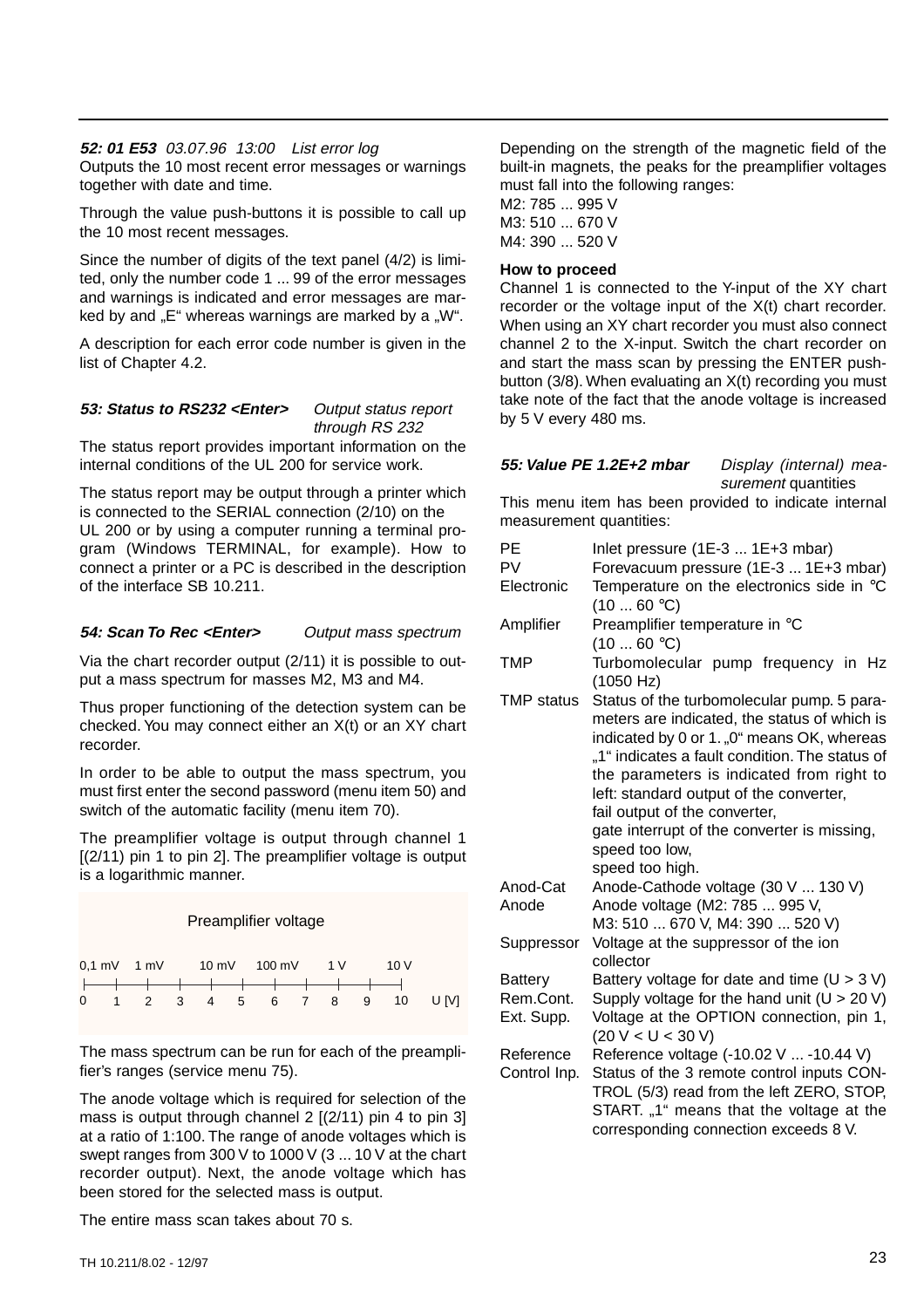***52: 01 E53*** *03.07.96 13:00 List error log*

Outputs the 10 most recent error messages or warnings together with date and time.

Through the value push-buttons it is possible to call up the 10 most recent messages.

Since the number of digits of the text panel (4/2) is limited, only the number code 1 ... 99 of the error messages and warnings is indicated and error messages are marked by and „E“ whereas warnings are marked by a „W“.

A description for each error code number is given in the list of Chapter 4.2.

***53: Status to RS232 <Enter>*** *Output status report through RS 232*

The status report provides important information on the internal conditions of the UL 200 for service work.

The status report may be output through a printer which is connected to the SERIAL connection (2/10) on the UL 200 or by using a computer running a terminal program (Windows TERMINAL, for example). How to connect a printer or a PC is described in the description of the interface SB 10.211.

***54: Scan To Rec <Enter>*** *Output mass spectrum*

Via the chart recorder output (2/11) it is possible to output a mass spectrum for masses M2, M3 and M4.

Thus proper functioning of the detection system can be checked. You may connect either an X(t) or an XY chart recorder.

In order to be able to output the mass spectrum, you must first enter the second password (menu item 50) and switch of the automatic facility (menu item 70).

The preamplifier voltage is output through channel 1 [(2/11) pin 1 to pin 2]. The preamplifier voltage is output is a logarithmic manner.

Preamplifier voltage

| 0,1 mV | | 1 mV | | 10 mV | | 100 mV | | 1 V | | 10 V | |
|---|---|---|---|---|---|---|---|---|---|---|---|
| 0 | 1 | 2 | 3 | 4 | 5 | 6 | 7 | 8 | 9 | 10 | U [V] |

The mass spectrum can be run for each of the preamplifier's ranges (service menu 75).

The anode voltage which is required for selection of the mass is output through channel 2 [(2/11) pin 4 to pin 3] at a ratio of 1:100. The range of anode voltages which is swept ranges from 300 V to 1000 V (3 ... 10 V at the chart recorder output). Next, the anode voltage which has been stored for the selected mass is output.

The entire mass scan takes about 70 s.

Depending on the strength of the magnetic field of the built-in magnets, the peaks for the preamplifier voltages must fall into the following ranges:

M2: 785 ... 995 V
M3: 510 ... 670 V
M4: 390 ... 520 V

**How to proceed**

Channel 1 is connected to the Y-input of the XY chart recorder or the voltage input of the X(t) chart recorder. When using an XY chart recorder you must also connect channel 2 to the X-input. Switch the chart recorder on and start the mass scan by pressing the ENTER pushbutton (3/8). When evaluating an X(t) recording you must take note of the fact that the anode voltage is increased by 5 V every 480 ms.

***55: Value PE 1.2E+2 mbar*** *Display (internal) measurement* quantities

This menu item has been provided to indicate internal measurement quantities:

| | |
|---|---|
| PE | Inlet pressure (1E-3 ... 1E+3 mbar) |
| PV | Forevacuum pressure (1E-3 ... 1E+3 mbar) |
| Electronic | Temperature on the electronics side in °C (10 ... 60 °C) |
| Amplifier | Preamplifier temperature in °C (10 ... 60 °C) |
| TMP | Turbomolecular pump frequency in Hz (1050 Hz) |
| TMP status | Status of the turbomolecular pump. 5 parameters are indicated, the status of which is indicated by 0 or 1. „0“ means OK, whereas „1“ indicates a fault condition. The status of the parameters is indicated from right to left: standard output of the converter, fail output of the converter, gate interrupt of the converter is missing, speed too low, speed too high. |
| Anod-Cat | Anode-Cathode voltage (30 V ... 130 V) |
| Anode | Anode voltage (M2: 785 ... 995 V, M3: 510 ... 670 V, M4: 390 ... 520 V) |
| Suppressor | Voltage at the suppressor of the ion collector |
| Battery | Battery voltage for date and time (U > 3 V) |
| Rem.Cont. | Supply voltage for the hand unit (U > 20 V) |
| Ext. Supp. | Voltage at the OPTION connection, pin 1, (20 V < U < 30 V) |
| Reference | Reference voltage (-10.02 V ... -10.44 V) |
| Control Inp. | Status of the 3 remote control inputs CONTROL (5/3) read from the left ZERO, STOP, START. „1“ means that the voltage at the corresponding connection exceeds 8 V. |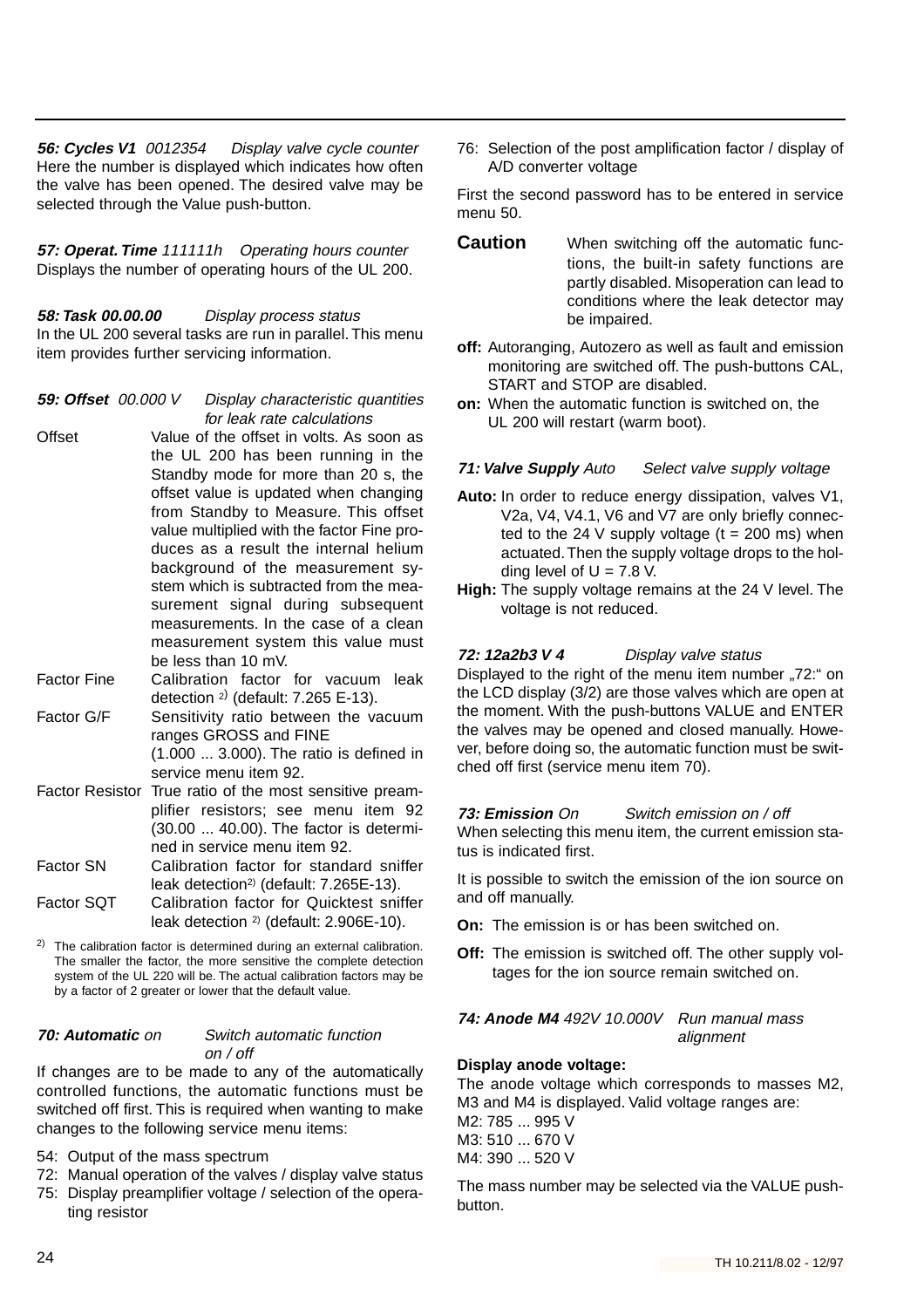***56: Cycles V1*** *0012354* *Display valve cycle counter*
Here the number is displayed which indicates how often the valve has been opened. The desired valve may be selected through the Value push-button.

***57: Operat. Time*** *111111h* *Operating hours counter*
Displays the number of operating hours of the UL 200.

***58: Task 00.00.00*** *Display process status*
In the UL 200 several tasks are run in parallel. This menu item provides further servicing information.

***59: Offset*** *00.000 V* *Display characteristic quantities for leak rate calculations*

| | |
|---|---|
| Offset | Value of the offset in volts. As soon as the UL 200 has been running in the Standby mode for more than 20 s, the offset value is updated when changing from Standby to Measure. This offset value multiplied with the factor Fine produces as a result the internal helium background of the measurement system which is subtracted from the measurement signal during subsequent measurements. In the case of a clean measurement system this value must be less than 10 mV. |
| Factor Fine | Calibration factor for vacuum leak detection [2] (default: 7.265 E-13). |
| Factor G/F | Sensitivity ratio between the vacuum ranges GROSS and FINE (1.000 ... 3.000). The ratio is defined in service menu item 92. |
| Factor Resistor | True ratio of the most sensitive preamplifier resistors; see menu item 92 (30.00 ... 40.00). The factor is determined in service menu item 92. |
| Factor SN | Calibration factor for standard sniffer leak detection[2] (default: 7.265E-13). |
| Factor SQT | Calibration factor for Quicktest sniffer leak detection [2] (default: 2.906E-10). |

[2] The calibration factor is determined during an external calibration. The smaller the factor, the more sensitive the complete detection system of the UL 220 will be. The actual calibration factors may be by a factor of 2 greater or lower that the default value.

***70: Automatic*** *on* *Switch automatic function on / off*
If changes are to be made to any of the automatically controlled functions, the automatic functions must be switched off first. This is required when wanting to make changes to the following service menu items:

54: Output of the mass spectrum
72: Manual operation of the valves / display valve status
75: Display preamplifier voltage / selection of the operating resistor
76: Selection of the post amplification factor / display of A/D converter voltage

First the second password has to be entered in service menu 50.

**Caution** When switching off the automatic functions, the built-in safety functions are partly disabled. Misoperation can lead to conditions where the leak detector may be impaired.

**off:** Autoranging, Autozero as well as fault and emission monitoring are switched off. The push-buttons CAL, START and STOP are disabled.
**on:** When the automatic function is switched on, the UL 200 will restart (warm boot).

***71: Valve Supply*** *Auto* *Select valve supply voltage*

**Auto:** In order to reduce energy dissipation, valves V1, V2a, V4, V4.1, V6 and V7 are only briefly connected to the 24 V supply voltage (t = 200 ms) when actuated. Then the supply voltage drops to the holding level of U = 7.8 V.
**High:** The supply voltage remains at the 24 V level. The voltage is not reduced.

***72: 12a2b3 V 4*** *Display valve status*
Displayed to the right of the menu item number „72:“ on the LCD display (3/2) are those valves which are open at the moment. With the push-buttons VALUE and ENTER the valves may be opened and closed manually. However, before doing so, the automatic function must be switched off first (service menu item 70).

***73: Emission*** *On* *Switch emission on / off*
When selecting this menu item, the current emission status is indicated first.

It is possible to switch the emission of the ion source on and off manually.

**On:** The emission is or has been switched on.
**Off:** The emission is switched off. The other supply voltages for the ion source remain switched on.

***74: Anode M4*** *492V 10.000V* *Run manual mass alignment*

**Display anode voltage:**
The anode voltage which corresponds to masses M2, M3 and M4 is displayed. Valid voltage ranges are:
M2: 785 ... 995 V
M3: 510 ... 670 V
M4: 390 ... 520 V

The mass number may be selected via the VALUE push-button.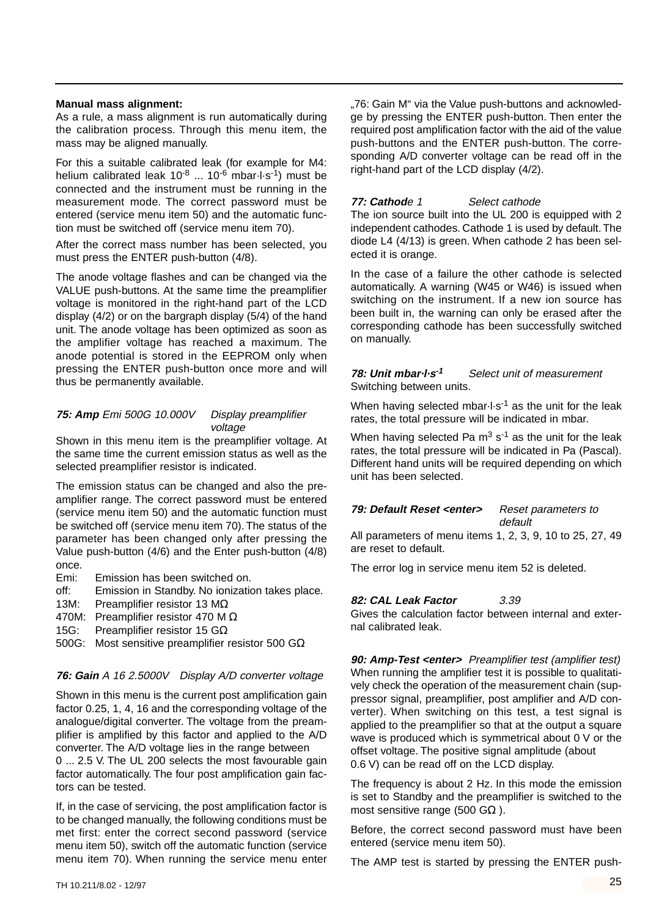**Manual mass alignment:**

As a rule, a mass alignment is run automatically during the calibration process. Through this menu item, the mass may be aligned manually.

For this a suitable calibrated leak (for example for M4: helium calibrated leak $10^{-8}$ ... $10^{-6}$ mbar·l·s$^{-1}$) must be connected and the instrument must be running in the measurement mode. The correct password must be entered (service menu item 50) and the automatic function must be switched off (service menu item 70).

After the correct mass number has been selected, you must press the ENTER push-button (4/8).

The anode voltage flashes and can be changed via the VALUE push-buttons. At the same time the preamplifier voltage is monitored in the right-hand part of the LCD display (4/2) or on the bargraph display (5/4) of the hand unit. The anode voltage has been optimized as soon as the amplifier voltage has reached a maximum. The anode potential is stored in the EEPROM only when pressing the ENTER push-button once more and will thus be permanently available.

***75: Amp** Emi 500G 10.000V* *Display preamplifier voltage*

Shown in this menu item is the preamplifier voltage. At the same time the current emission status as well as the selected preamplifier resistor is indicated.

The emission status can be changed and also the preamplifier range. The correct password must be entered (service menu item 50) and the automatic function must be switched off (service menu item 70). The status of the parameter has been changed only after pressing the Value push-button (4/6) and the Enter push-button (4/8) once.

- Emi: Emission has been switched on.
- off: Emission in Standby. No ionization takes place.
- 13M: Preamplifier resistor 13 MΩ
- 470M: Preamplifier resistor 470 M Ω
- 15G: Preamplifier resistor 15 GΩ
- 500G: Most sensitive preamplifier resistor 500 GΩ

***76: Gain** A 16 2.5000V* *Display A/D converter voltage*

Shown in this menu is the current post amplification gain factor 0.25, 1, 4, 16 and the corresponding voltage of the analogue/digital converter. The voltage from the preamplifier is amplified by this factor and applied to the A/D converter. The A/D voltage lies in the range between 0 ... 2.5 V. The UL 200 selects the most favourable gain factor automatically. The four post amplification gain factors can be tested.

If, in the case of servicing, the post amplification factor is to be changed manually, the following conditions must be met first: enter the correct second password (service menu item 50), switch off the automatic function (service menu item 70). When running the service menu enter „76: Gain M“ via the Value push-buttons and acknowledge by pressing the ENTER push-button. Then enter the required post amplification factor with the aid of the value push-buttons and the ENTER push-button. The corresponding A/D converter voltage can be read off in the right-hand part of the LCD display (4/2).

***77: Cathod**e 1* *Select cathode*

The ion source built into the UL 200 is equipped with 2 independent cathodes. Cathode 1 is used by default. The diode L4 (4/13) is green. When cathode 2 has been selected it is orange.

In the case of a failure the other cathode is selected automatically. A warning (W45 or W46) is issued when switching on the instrument. If a new ion source has been built in, the warning can only be erased after the corresponding cathode has been successfully switched on manually.

***78: Unit mbar·l·s$^{-1}$*** *Select unit of measurement*

Switching between units.

When having selected mbar·l·s$^{-1}$ as the unit for the leak rates, the total pressure will be indicated in mbar.

When having selected Pa m$^3$ s$^{-1}$ as the unit for the leak rates, the total pressure will be indicated in Pa (Pascal). Different hand units will be required depending on which unit has been selected.

***79: Default Reset <enter>*** *Reset parameters to default*

All parameters of menu items 1, 2, 3, 9, 10 to 25, 27, 49 are reset to default.

The error log in service menu item 52 is deleted.

***82: CAL Leak Factor*** *3.39*

Gives the calculation factor between internal and external calibrated leak.

***90: Amp-Test <enter>*** *Preamplifier test (amplifier test)*

When running the amplifier test it is possible to qualitatively check the operation of the measurement chain (suppressor signal, preamplifier, post amplifier and A/D converter). When switching on this test, a test signal is applied to the preamplifier so that at the output a square wave is produced which is symmetrical about 0 V or the offset voltage. The positive signal amplitude (about 0.6 V) can be read off on the LCD display.

The frequency is about 2 Hz. In this mode the emission is set to Standby and the preamplifier is switched to the most sensitive range (500 GΩ ).

Before, the correct second password must have been entered (service menu item 50).

The AMP test is started by pressing the ENTER push-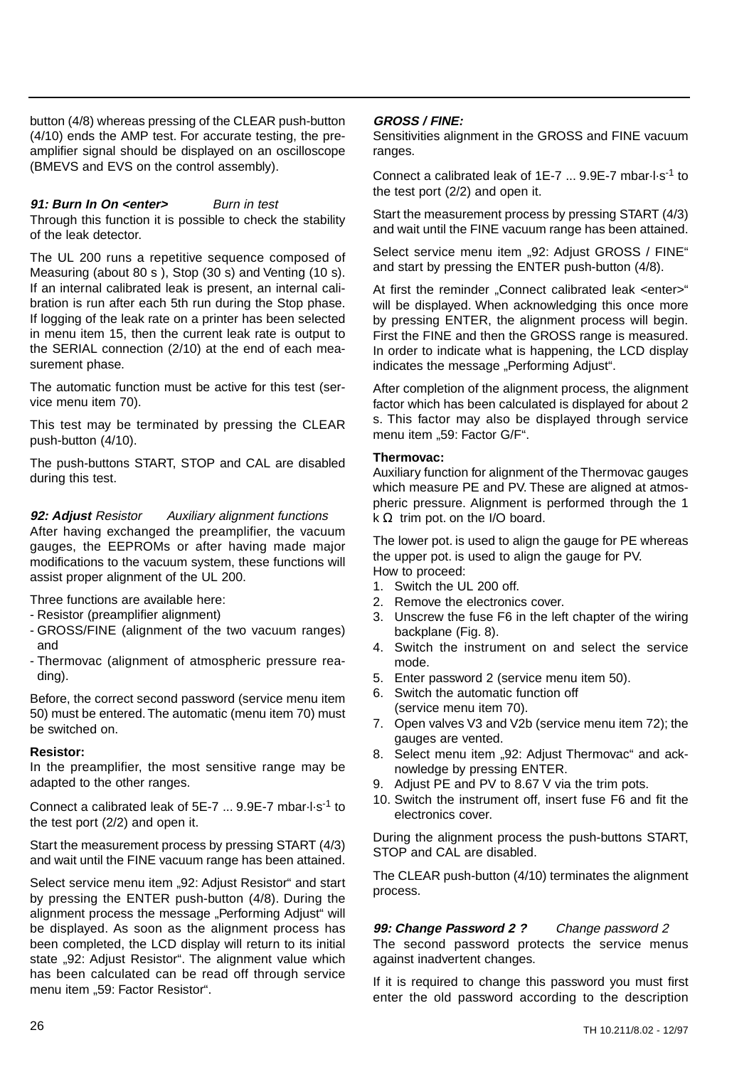button (4/8) whereas pressing of the CLEAR push-button (4/10) ends the AMP test. For accurate testing, the preamplifier signal should be displayed on an oscilloscope (BMEVS and EVS on the control assembly).

***91: Burn In On <enter>*** *Burn in test*

Through this function it is possible to check the stability of the leak detector.

The UL 200 runs a repetitive sequence composed of Measuring (about 80 s ), Stop (30 s) and Venting (10 s). If an internal calibrated leak is present, an internal calibration is run after each 5th run during the Stop phase. If logging of the leak rate on a printer has been selected in menu item 15, then the current leak rate is output to the SERIAL connection (2/10) at the end of each measurement phase.

The automatic function must be active for this test (service menu item 70).

This test may be terminated by pressing the CLEAR push-button (4/10).

The push-buttons START, STOP and CAL are disabled during this test.

***92: Adjust** Resistor* *Auxiliary alignment functions*

After having exchanged the preamplifier, the vacuum gauges, the EEPROMs or after having made major modifications to the vacuum system, these functions will assist proper alignment of the UL 200.

Three functions are available here:

- Resistor (preamplifier alignment)
- GROSS/FINE (alignment of the two vacuum ranges) and
- Thermovac (alignment of atmospheric pressure reading).

Before, the correct second password (service menu item 50) must be entered. The automatic (menu item 70) must be switched on.

**Resistor:**

In the preamplifier, the most sensitive range may be adapted to the other ranges.

Connect a calibrated leak of 5E-7 ... 9.9E-7 mbar·l·s$^{-1}$ to the test port (2/2) and open it.

Start the measurement process by pressing START (4/3) and wait until the FINE vacuum range has been attained.

Select service menu item „92: Adjust Resistor“ and start by pressing the ENTER push-button (4/8). During the alignment process the message „Performing Adjust“ will be displayed. As soon as the alignment process has been completed, the LCD display will return to its initial state „92: Adjust Resistor“. The alignment value which has been calculated can be read off through service menu item „59: Factor Resistor“.

***GROSS / FINE:***

Sensitivities alignment in the GROSS and FINE vacuum ranges.

Connect a calibrated leak of 1E-7 ... 9.9E-7 mbar·l·s$^{-1}$ to the test port (2/2) and open it.

Start the measurement process by pressing START (4/3) and wait until the FINE vacuum range has been attained.

Select service menu item „92: Adjust GROSS / FINE“ and start by pressing the ENTER push-button (4/8).

At first the reminder „Connect calibrated leak <enter>“ will be displayed. When acknowledging this once more by pressing ENTER, the alignment process will begin. First the FINE and then the GROSS range is measured. In order to indicate what is happening, the LCD display indicates the message „Performing Adjust“.

After completion of the alignment process, the alignment factor which has been calculated is displayed for about 2 s. This factor may also be displayed through service menu item „59: Factor G/F“.

**Thermovac:**

Auxiliary function for alignment of the Thermovac gauges which measure PE and PV. These are aligned at atmospheric pressure. Alignment is performed through the 1 k Ω trim pot. on the I/O board.

The lower pot. is used to align the gauge for PE whereas the upper pot. is used to align the gauge for PV.
How to proceed:

1. Switch the UL 200 off.
2. Remove the electronics cover.
3. Unscrew the fuse F6 in the left chapter of the wiring backplane (Fig. 8).
4. Switch the instrument on and select the service mode.
5. Enter password 2 (service menu item 50).
6. Switch the automatic function off (service menu item 70).
7. Open valves V3 and V2b (service menu item 72); the gauges are vented.
8. Select menu item „92: Adjust Thermovac“ and acknowledge by pressing ENTER.
9. Adjust PE and PV to 8.67 V via the trim pots.
10. Switch the instrument off, insert fuse F6 and fit the electronics cover.

During the alignment process the push-buttons START, STOP and CAL are disabled.

The CLEAR push-button (4/10) terminates the alignment process.

***99: Change Password 2 ?*** *Change password 2*

The second password protects the service menus against inadvertent changes.

If it is required to change this password you must first enter the old password according to the description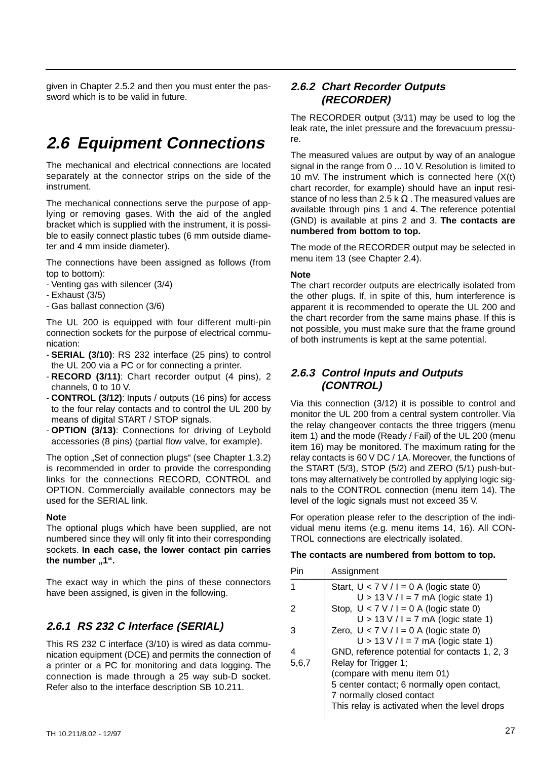given in Chapter 2.5.2 and then you must enter the password which is to be valid in future.

# 2.6 Equipment Connections

The mechanical and electrical connections are located separately at the connector strips on the side of the instrument.

The mechanical connections serve the purpose of applying or removing gases. With the aid of the angled bracket which is supplied with the instrument, it is possible to easily connect plastic tubes (6 mm outside diameter and 4 mm inside diameter).

The connections have been assigned as follows (from top to bottom):

- Venting gas with silencer (3/4)
- Exhaust (3/5)
- Gas ballast connection (3/6)

The UL 200 is equipped with four different multi-pin connection sockets for the purpose of electrical communication:

- **SERIAL (3/10)**: RS 232 interface (25 pins) to control the UL 200 via a PC or for connecting a printer.
- **RECORD (3/11)**: Chart recorder output (4 pins), 2 channels, 0 to 10 V.
- **CONTROL (3/12)**: Inputs / outputs (16 pins) for access to the four relay contacts and to control the UL 200 by means of digital START / STOP signals.
- **OPTION (3/13)**: Connections for driving of Leybold accessories (8 pins) (partial flow valve, for example).

The option „Set of connection plugs" (see Chapter 1.3.2) is recommended in order to provide the corresponding links for the connections RECORD, CONTROL and OPTION. Commercially available connectors may be used for the SERIAL link.

**Note**
The optional plugs which have been supplied, are not numbered since they will only fit into their corresponding sockets. **In each case, the lower contact pin carries the number „1".**

The exact way in which the pins of these connectors have been assigned, is given in the following.

### 2.6.1 RS 232 C Interface (SERIAL)

This RS 232 C interface (3/10) is wired as data communication equipment (DCE) and permits the connection of a printer or a PC for monitoring and data logging. The connection is made through a 25 way sub-D socket. Refer also to the interface description SB 10.211.

### 2.6.2 Chart Recorder Outputs (RECORDER)

The RECORDER output (3/11) may be used to log the leak rate, the inlet pressure and the forevacuum pressure.

The measured values are output by way of an analogue signal in the range from 0 ... 10 V. Resolution is limited to 10 mV. The instrument which is connected here (X(t) chart recorder, for example) should have an input resistance of no less than 2.5 k Ω . The measured values are available through pins 1 and 4. The reference potential (GND) is available at pins 2 and 3. **The contacts are numbered from bottom to top.**

The mode of the RECORDER output may be selected in menu item 13 (see Chapter 2.4).

**Note**
The chart recorder outputs are electrically isolated from the other plugs. If, in spite of this, hum interference is apparent it is recommended to operate the UL 200 and the chart recorder from the same mains phase. If this is not possible, you must make sure that the frame ground of both instruments is kept at the same potential.

### 2.6.3 Control Inputs and Outputs (CONTROL)

Via this connection (3/12) it is possible to control and monitor the UL 200 from a central system controller. Via the relay changeover contacts the three triggers (menu item 1) and the mode (Ready / Fail) of the UL 200 (menu item 16) may be monitored. The maximum rating for the relay contacts is 60 V DC / 1A. Moreover, the functions of the START (5/3), STOP (5/2) and ZERO (5/1) push-buttons may alternatively be controlled by applying logic signals to the CONTROL connection (menu item 14). The level of the logic signals must not exceed 35 V.

For operation please refer to the description of the individual menu items (e.g. menu items 14, 16). All CONTROL connections are electrically isolated.

**The contacts are numbered from bottom to top.**

| Pin | Assignment |
|---|---|
| 1 | Start, U < 7 V / I = 0 A (logic state 0)<br>U > 13 V / I = 7 mA (logic state 1) |
| 2 | Stop, U < 7 V / I = 0 A (logic state 0)<br>U > 13 V / I = 7 mA (logic state 1) |
| 3 | Zero, U < 7 V / I = 0 A (logic state 0)<br>U > 13 V / I = 7 mA (logic state 1) |
| 4 | GND, reference potential for contacts 1, 2, 3 |
| 5,6,7 | Relay for Trigger 1;<br>(compare with menu item 01)<br>5 center contact; 6 normally open contact,<br>7 normally closed contact<br>This relay is activated when the level drops |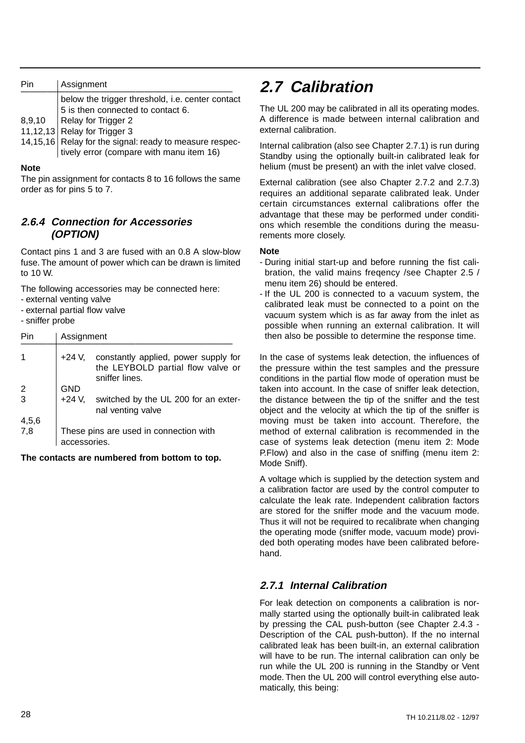| Pin | Assignment |
|---|---|
| | below the trigger threshold, i.e. center contact 5 is then connected to contact 6. |
| 8,9,10 | Relay for Trigger 2 |
| 11,12,13 | Relay for Trigger 3 |
| 14,15,16 | Relay for the signal: ready to measure respectively error (compare with manu item 16) |

**Note**

The pin assignment for contacts 8 to 16 follows the same order as for pins 5 to 7.

### 2.6.4 Connection for Accessories (OPTION)

Contact pins 1 and 3 are fused with an 0.8 A slow-blow fuse. The amount of power which can be drawn is limited to 10 W.

The following accessories may be connected here:
- external venting valve
- external partial flow valve
- sniffer probe

| Pin | Assignment | |
|---|---|---|
| 1 | +24 V, | constantly applied, power supply for the LEYBOLD partial flow valve or sniffer lines. |
| 2 | GND | |
| 3 | +24 V, | switched by the UL 200 for an external venting valve |
| 4,5,6<br>7,8 | These pins are used in connection with accessories. | |

**The contacts are numbered from bottom to top.**

## 2.7 Calibration

The UL 200 may be calibrated in all its operating modes. A difference is made between internal calibration and external calibration.

Internal calibration (also see Chapter 2.7.1) is run during Standby using the optionally built-in calibrated leak for helium (must be present) an with the inlet valve closed.

External calibration (see also Chapter 2.7.2 and 2.7.3) requires an additional separate calibrated leak. Under certain circumstances external calibrations offer the advantage that these may be performed under conditions which resemble the conditions during the measurements more closely.

**Note**

- During initial start-up and before running the fist calibration, the valid mains freqency /see Chapter 2.5 / menu item 26) should be entered.
- If the UL 200 is connected to a vacuum system, the calibrated leak must be connected to a point on the vacuum system which is as far away from the inlet as possible when running an external calibration. It will then also be possible to determine the response time.

In the case of systems leak detection, the influences of the pressure within the test samples and the pressure conditions in the partial flow mode of operation must be taken into account. In the case of sniffer leak detection, the distance between the tip of the sniffer and the test object and the velocity at which the tip of the sniffer is moving must be taken into account. Therefore, the method of external calibration is recommended in the case of systems leak detection (menu item 2: Mode P.Flow) and also in the case of sniffing (menu item 2: Mode Sniff).

A voltage which is supplied by the detection system and a calibration factor are used by the control computer to calculate the leak rate. Independent calibration factors are stored for the sniffer mode and the vacuum mode. Thus it will not be required to recalibrate when changing the operating mode (sniffer mode, vacuum mode) provided both operating modes have been calibrated beforehand.

### 2.7.1 Internal Calibration

For leak detection on components a calibration is normally started using the optionally built-in calibrated leak by pressing the CAL push-button (see Chapter 2.4.3 - Description of the CAL push-button). If the no internal calibrated leak has been built-in, an external calibration will have to be run. The internal calibration can only be run while the UL 200 is running in the Standby or Vent mode. Then the UL 200 will control everything else automatically, this being: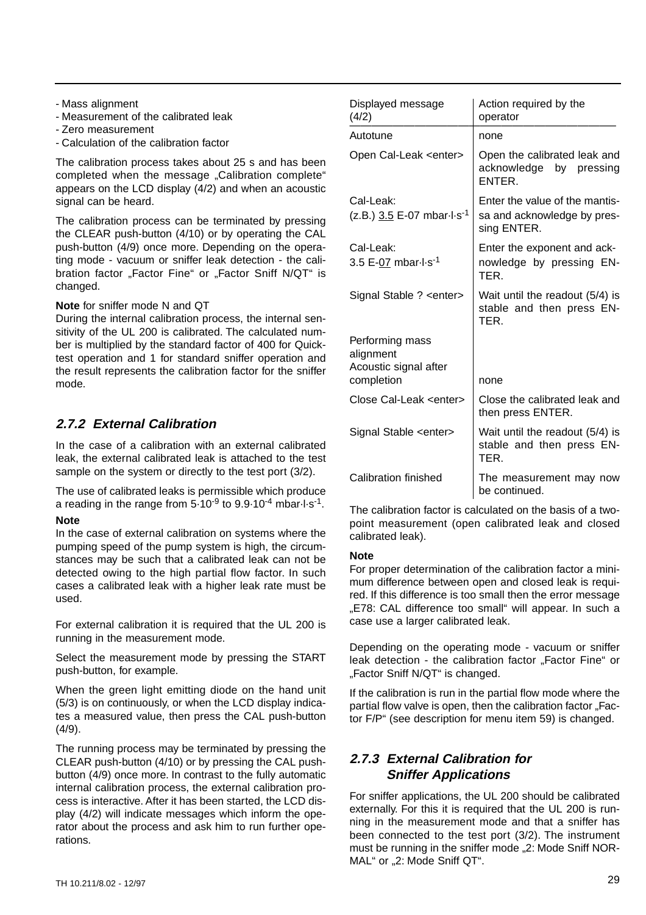- Mass alignment
- Measurement of the calibrated leak
- Zero measurement
- Calculation of the calibration factor

The calibration process takes about 25 s and has been completed when the message „Calibration complete“ appears on the LCD display (4/2) and when an acoustic signal can be heard.

The calibration process can be terminated by pressing the CLEAR push-button (4/10) or by operating the CAL push-button (4/9) once more. Depending on the operating mode - vacuum or sniffer leak detection - the calibration factor „Factor Fine“ or „Factor Sniff N/QT“ is changed.

**Note** for sniffer mode N and QT

During the internal calibration process, the internal sensitivity of the UL 200 is calibrated. The calculated number is multiplied by the standard factor of 400 for Quicktest operation and 1 for standard sniffer operation and the result represents the calibration factor for the sniffer mode.

### 2.7.2 External Calibration

In the case of a calibration with an external calibrated leak, the external calibrated leak is attached to the test sample on the system or directly to the test port (3/2).

The use of calibrated leaks is permissible which produce a reading in the range from $5 \cdot 10^{-9}$ to $9.9 \cdot 10^{-4}$ mbar·l·s$^{-1}$.

**Note**

In the case of external calibration on systems where the pumping speed of the pump system is high, the circumstances may be such that a calibrated leak can not be detected owing to the high partial flow factor. In such cases a calibrated leak with a higher leak rate must be used.

For external calibration it is required that the UL 200 is running in the measurement mode.

Select the measurement mode by pressing the START push-button, for example.

When the green light emitting diode on the hand unit (5/3) is on continuously, or when the LCD display indicates a measured value, then press the CAL push-button (4/9).

The running process may be terminated by pressing the CLEAR push-button (4/10) or by pressing the CAL push-button (4/9) once more. In contrast to the fully automatic internal calibration process, the external calibration process is interactive. After it has been started, the LCD display (4/2) will indicate messages which inform the operator about the process and ask him to run further operations.

| Displayed message (4/2) | Action required by the operator |
|---|---|
| Autotune | none |
| Open Cal-Leak <enter> | Open the calibrated leak and acknowledge by pressing ENTER. |
| Cal-Leak: (z.B.) 3.5 E-07 mbar·l·s$^{-1}$ | Enter the value of the mantissa and acknowledge by pressing ENTER. |
| Cal-Leak: 3.5 E-07 mbar·l·s$^{-1}$ | Enter the exponent and acknowledge by pressing ENTER. |
| Signal Stable ? <enter> | Wait until the readout (5/4) is stable and then press ENTER. |
| Performing mass alignment Acoustic signal after completion | none |
| Close Cal-Leak <enter> | Close the calibrated leak and then press ENTER. |
| Signal Stable <enter> | Wait until the readout (5/4) is stable and then press ENTER. |
| Calibration finished | The measurement may now be continued. |

The calibration factor is calculated on the basis of a two-point measurement (open calibrated leak and closed calibrated leak).

**Note**

For proper determination of the calibration factor a minimum difference between open and closed leak is required. If this difference is too small then the error message „E78: CAL difference too small“ will appear. In such a case use a larger calibrated leak.

Depending on the operating mode - vacuum or sniffer leak detection - the calibration factor „Factor Fine“ or „Factor Sniff N/QT“ is changed.

If the calibration is run in the partial flow mode where the partial flow valve is open, then the calibration factor „Factor F/P“ (see description for menu item 59) is changed.

### 2.7.3 External Calibration for Sniffer Applications

For sniffer applications, the UL 200 should be calibrated externally. For this it is required that the UL 200 is running in the measurement mode and that a sniffer has been connected to the test port (3/2). The instrument must be running in the sniffer mode „2: Mode Sniff NORMAL“ or „2: Mode Sniff QT“.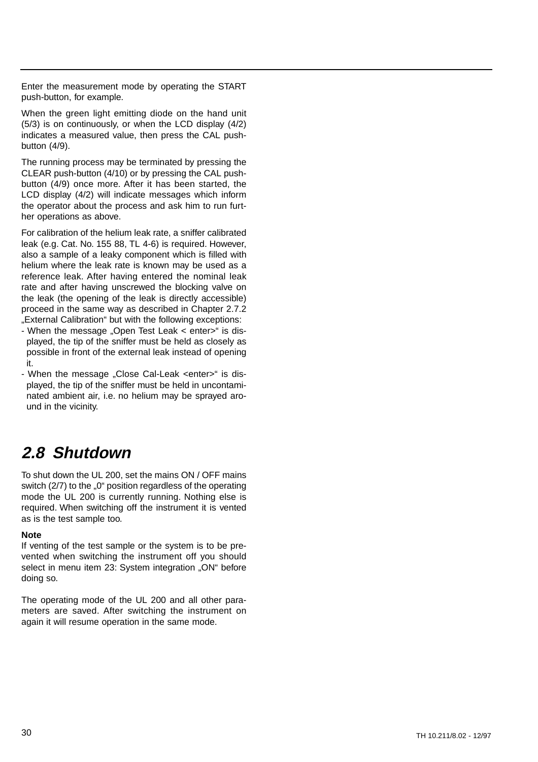Enter the measurement mode by operating the START push-button, for example.

When the green light emitting diode on the hand unit (5/3) is on continuously, or when the LCD display (4/2) indicates a measured value, then press the CAL push-button (4/9).

The running process may be terminated by pressing the CLEAR push-button (4/10) or by pressing the CAL push-button (4/9) once more. After it has been started, the LCD display (4/2) will indicate messages which inform the operator about the process and ask him to run further operations as above.

For calibration of the helium leak rate, a sniffer calibrated leak (e.g. Cat. No. 155 88, TL 4-6) is required. However, also a sample of a leaky component which is filled with helium where the leak rate is known may be used as a reference leak. After having entered the nominal leak rate and after having unscrewed the blocking valve on the leak (the opening of the leak is directly accessible) proceed in the same way as described in Chapter 2.7.2 „External Calibration“ but with the following exceptions:

- When the message „Open Test Leak < enter>“ is displayed, the tip of the sniffer must be held as closely as possible in front of the external leak instead of opening it.
- When the message „Close Cal-Leak <enter>“ is displayed, the tip of the sniffer must be held in uncontaminated ambient air, i.e. no helium may be sprayed around in the vicinity.

## 2.8 Shutdown

To shut down the UL 200, set the mains ON / OFF mains switch (2/7) to the „0“ position regardless of the operating mode the UL 200 is currently running. Nothing else is required. When switching off the instrument it is vented as is the test sample too.

**Note**
If venting of the test sample or the system is to be prevented when switching the instrument off you should select in menu item 23: System integration „ON“ before doing so.

The operating mode of the UL 200 and all other parameters are saved. After switching the instrument on again it will resume operation in the same mode.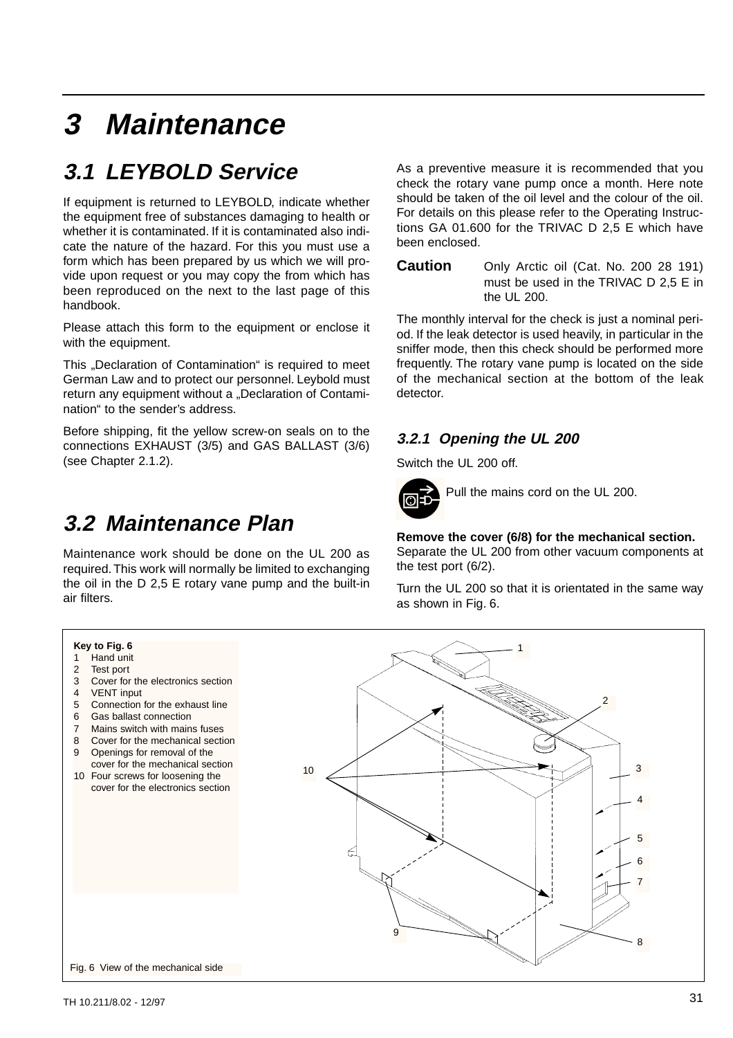# 3 Maintenance

## 3.1 LEYBOLD Service

If equipment is returned to LEYBOLD, indicate whether the equipment free of substances damaging to health or whether it is contaminated. If it is contaminated also indicate the nature of the hazard. For this you must use a form which has been prepared by us which we will provide upon request or you may copy the from which has been reproduced on the next to the last page of this handbook.

Please attach this form to the equipment or enclose it with the equipment.

This „Declaration of Contamination" is required to meet German Law and to protect our personnel. Leybold must return any equipment without a „Declaration of Contamination" to the sender's address.

Before shipping, fit the yellow screw-on seals on to the connections EXHAUST (3/5) and GAS BALLAST (3/6) (see Chapter 2.1.2).

## 3.2 Maintenance Plan

Maintenance work should be done on the UL 200 as required. This work will normally be limited to exchanging the oil in the D 2,5 E rotary vane pump and the built-in air filters.

As a preventive measure it is recommended that you check the rotary vane pump once a month. Here note should be taken of the oil level and the colour of the oil. For details on this please refer to the Operating Instructions GA 01.600 for the TRIVAC D 2,5 E which have been enclosed.

**Caution** Only Arctic oil (Cat. No. 200 28 191) must be used in the TRIVAC D 2,5 E in the UL 200.

The monthly interval for the check is just a nominal period. If the leak detector is used heavily, in particular in the sniffer mode, then this check should be performed more frequently. The rotary vane pump is located on the side of the mechanical section at the bottom of the leak detector.

### 3.2.1 Opening the UL 200

Switch the UL 200 off.

Pull the mains cord on the UL 200.

**Remove the cover (6/8) for the mechanical section.**
Separate the UL 200 from other vacuum components at the test port (6/2).

Turn the UL 200 so that it is orientated in the same way as shown in Fig. 6.

**Key to Fig. 6**

1 Hand unit
2 Test port
3 Cover for the electronics section
4 VENT input
5 Connection for the exhaust line
6 Gas ballast connection
7 Mains switch with mains fuses
8 Cover for the mechanical section
9 Openings for removal of the cover for the mechanical section
10 Four screws for loosening the cover for the electronics section

Fig. 6 View of the mechanical side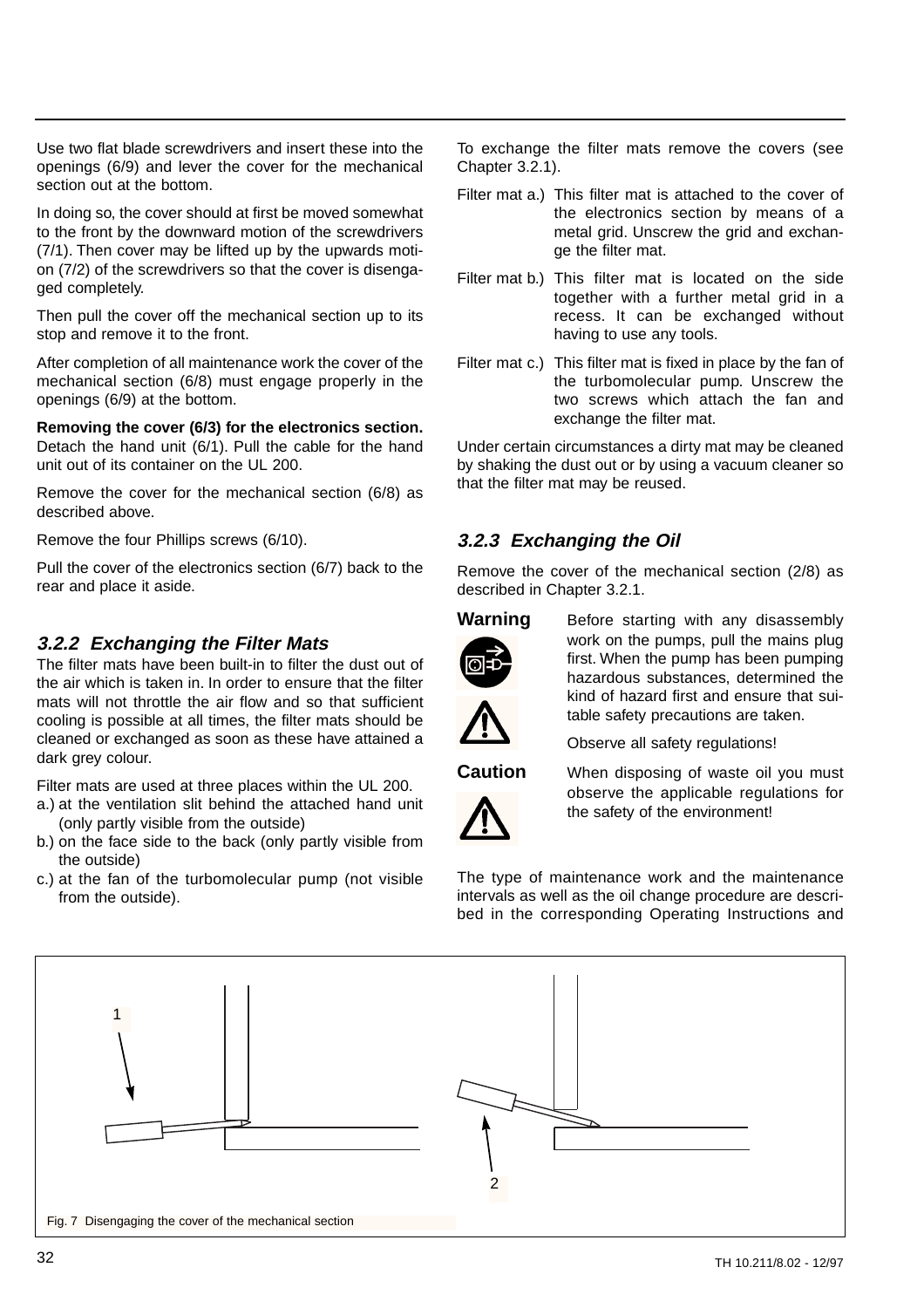Use two flat blade screwdrivers and insert these into the openings (6/9) and lever the cover for the mechanical section out at the bottom.

In doing so, the cover should at first be moved somewhat to the front by the downward motion of the screwdrivers (7/1). Then cover may be lifted up by the upwards motion (7/2) of the screwdrivers so that the cover is disengaged completely.

Then pull the cover off the mechanical section up to its stop and remove it to the front.

After completion of all maintenance work the cover of the mechanical section (6/8) must engage properly in the openings (6/9) at the bottom.

**Removing the cover (6/3) for the electronics section.** Detach the hand unit (6/1). Pull the cable for the hand unit out of its container on the UL 200.

Remove the cover for the mechanical section (6/8) as described above.

Remove the four Phillips screws (6/10).

Pull the cover of the electronics section (6/7) back to the rear and place it aside.

### *3.2.2 Exchanging the Filter Mats*

The filter mats have been built-in to filter the dust out of the air which is taken in. In order to ensure that the filter mats will not throttle the air flow and so that sufficient cooling is possible at all times, the filter mats should be cleaned or exchanged as soon as these have attained a dark grey colour.

Filter mats are used at three places within the UL 200.

a.) at the ventilation slit behind the attached hand unit (only partly visible from the outside)

b.) on the face side to the back (only partly visible from the outside)

c.) at the fan of the turbomolecular pump (not visible from the outside).

To exchange the filter mats remove the covers (see Chapter 3.2.1).

Filter mat a.) This filter mat is attached to the cover of the electronics section by means of a metal grid. Unscrew the grid and exchange the filter mat.

Filter mat b.) This filter mat is located on the side together with a further metal grid in a recess. It can be exchanged without having to use any tools.

Filter mat c.) This filter mat is fixed in place by the fan of the turbomolecular pump. Unscrew the two screws which attach the fan and exchange the filter mat.

Under certain circumstances a dirty mat may be cleaned by shaking the dust out or by using a vacuum cleaner so that the filter mat may be reused.

### *3.2.3 Exchanging the Oil*

Remove the cover of the mechanical section (2/8) as described in Chapter 3.2.1.

**Warning** Before starting with any disassembly work on the pumps, pull the mains plug first. When the pump has been pumping hazardous substances, determined the kind of hazard first and ensure that suitable safety precautions are taken.

Observe all safety regulations!

**Caution** When disposing of waste oil you must observe the applicable regulations for the safety of the environment!

The type of maintenance work and the maintenance intervals as well as the oil change procedure are described in the corresponding Operating Instructions and

Fig. 7 Disengaging the cover of the mechanical section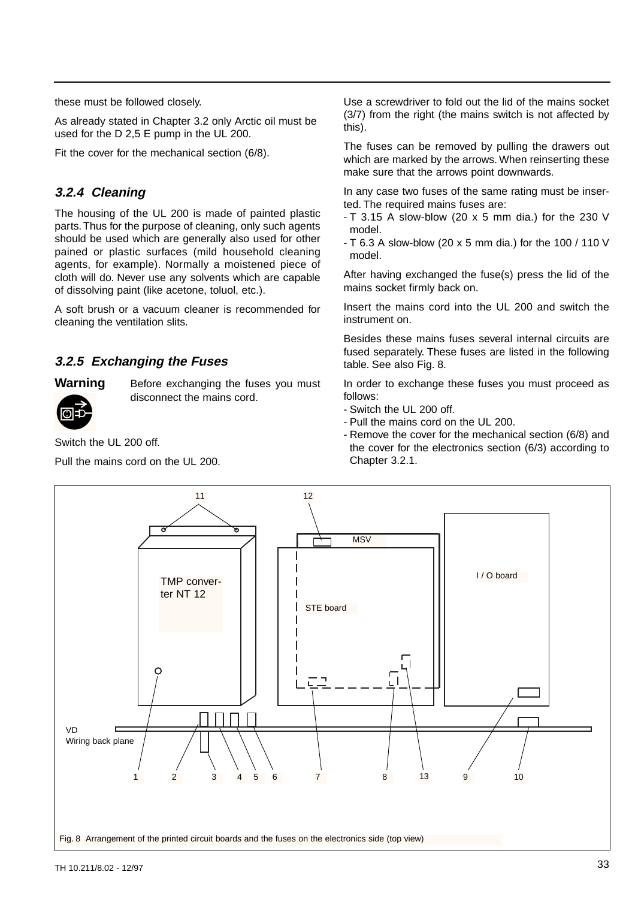these must be followed closely.

As already stated in Chapter 3.2 only Arctic oil must be used for the D 2,5 E pump in the UL 200.

Fit the cover for the mechanical section (6/8).

### 3.2.4 Cleaning

The housing of the UL 200 is made of painted plastic parts. Thus for the purpose of cleaning, only such agents should be used which are generally also used for other pained or plastic surfaces (mild household cleaning agents, for example). Normally a moistened piece of cloth will do. Never use any solvents which are capable of dissolving paint (like acetone, toluol, etc.).

A soft brush or a vacuum cleaner is recommended for cleaning the ventilation slits.

### 3.2.5 Exchanging the Fuses

**Warning** Before exchanging the fuses you must disconnect the mains cord.

Switch the UL 200 off.

Pull the mains cord on the UL 200.

Use a screwdriver to fold out the lid of the mains socket (3/7) from the right (the mains switch is not affected by this).

The fuses can be removed by pulling the drawers out which are marked by the arrows. When reinserting these make sure that the arrows point downwards.

In any case two fuses of the same rating must be inserted. The required mains fuses are:

- T 3.15 A slow-blow (20 x 5 mm dia.) for the 230 V model.
- T 6.3 A slow-blow (20 x 5 mm dia.) for the 100 / 110 V model.

After having exchanged the fuse(s) press the lid of the mains socket firmly back on.

Insert the mains cord into the UL 200 and switch the instrument on.

Besides these mains fuses several internal circuits are fused separately. These fuses are listed in the following table. See also Fig. 8.

In order to exchange these fuses you must proceed as follows:

- Switch the UL 200 off.
- Pull the mains cord on the UL 200.
- Remove the cover for the mechanical section (6/8) and the cover for the electronics section (6/3) according to Chapter 3.2.1.

Fig. 8 Arrangement of the printed circuit boards and the fuses on the electronics side (top view)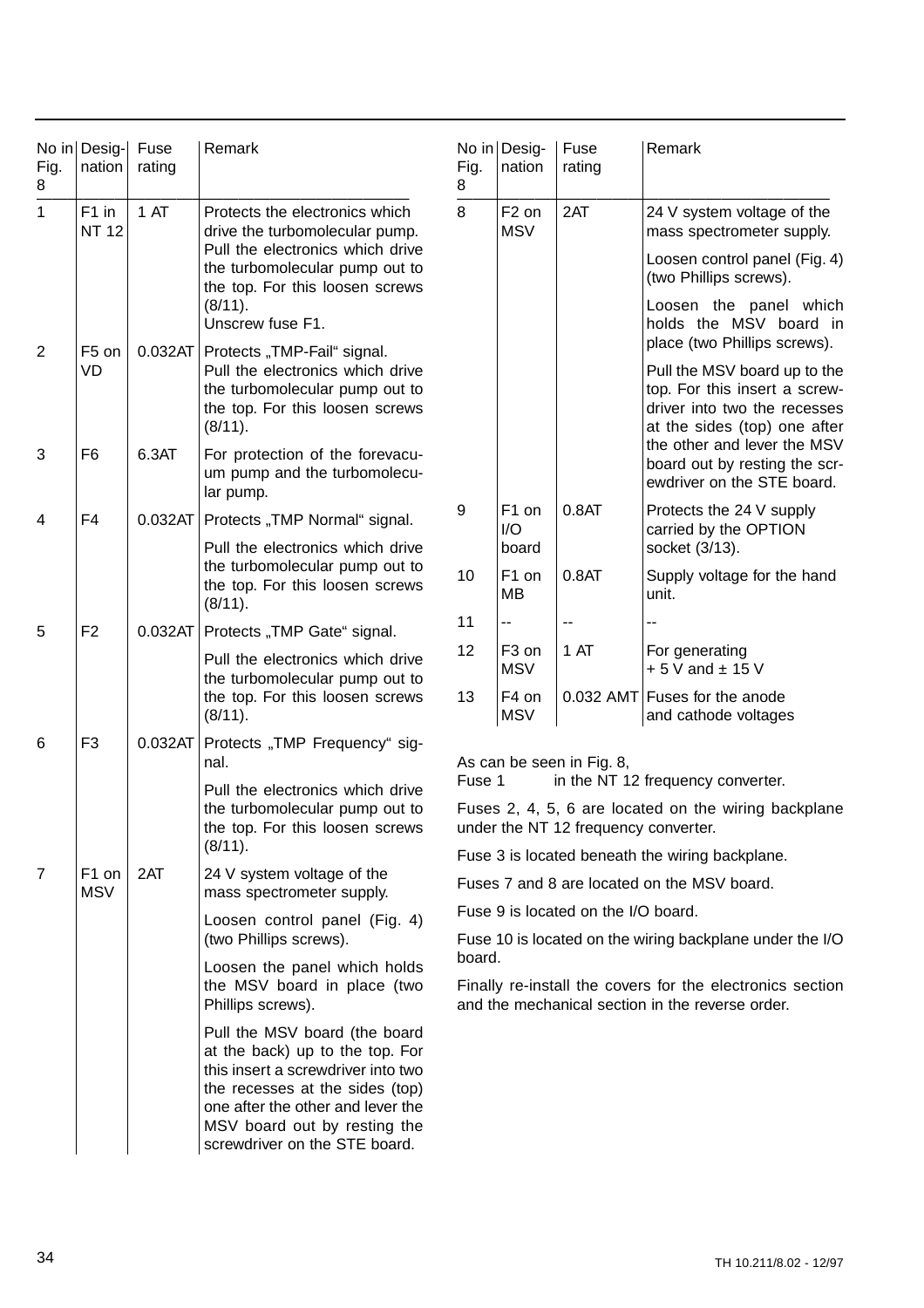| No in Fig. 8 | Desig-nation | Fuse rating | Remark |
|---|---|---|---|
| 1 | F1 in NT 12 | 1 AT | Protects the electronics which drive the turbomolecular pump. Pull the electronics which drive the turbomolecular pump out to the top. For this loosen screws (8/11). Unscrew fuse F1. |
| 2 | F5 on VD | 0.032AT | Protects „TMP-Fail“ signal. Pull the electronics which drive the turbomolecular pump out to the top. For this loosen screws (8/11). |
| 3 | F6 | 6.3AT | For protection of the forevacuum pump and the turbomolecular pump. |
| 4 | F4 | 0.032AT | Protects „TMP Normal“ signal. Pull the electronics which drive the turbomolecular pump out to the top. For this loosen screws (8/11). |
| 5 | F2 | 0.032AT | Protects „TMP Gate“ signal. Pull the electronics which drive the turbomolecular pump out to the top. For this loosen screws (8/11). |
| 6 | F3 | 0.032AT | Protects „TMP Frequency“ signal. Pull the electronics which drive the turbomolecular pump out to the top. For this loosen screws (8/11). |
| 7 | F1 on MSV | 2AT | 24 V system voltage of the mass spectrometer supply. Loosen control panel (Fig. 4) (two Phillips screws). Loosen the panel which holds the MSV board in place (two Phillips screws). Pull the MSV board (the board at the back) up to the top. For this insert a screwdriver into two the recesses at the sides (top) one after the other and lever the MSV board out by resting the screwdriver on the STE board. |
| 8 | F2 on MSV | 2AT | 24 V system voltage of the mass spectrometer supply. Loosen control panel (Fig. 4) (two Phillips screws). Loosen the panel which holds the MSV board in place (two Phillips screws). Pull the MSV board up to the top. For this insert a screwdriver into two the recesses at the sides (top) one after the other and lever the MSV board out by resting the screwdriver on the STE board. |
| 9 | F1 on I/O board | 0.8AT | Protects the 24 V supply carried by the OPTION socket (3/13). |
| 10 | F1 on MB | 0.8AT | Supply voltage for the hand unit. |
| 11 | -- | -- | -- |
| 12 | F3 on MSV | 1 AT | For generating + 5 V and ± 15 V |
| 13 | F4 on MSV | 0.032 AMT | Fuses for the anode and cathode voltages |

As can be seen in Fig. 8,
Fuse 1 in the NT 12 frequency converter.

Fuses 2, 4, 5, 6 are located on the wiring backplane under the NT 12 frequency converter.

Fuse 3 is located beneath the wiring backplane.

Fuses 7 and 8 are located on the MSV board.

Fuse 9 is located on the I/O board.

Fuse 10 is located on the wiring backplane under the I/O board.

Finally re-install the covers for the electronics section and the mechanical section in the reverse order.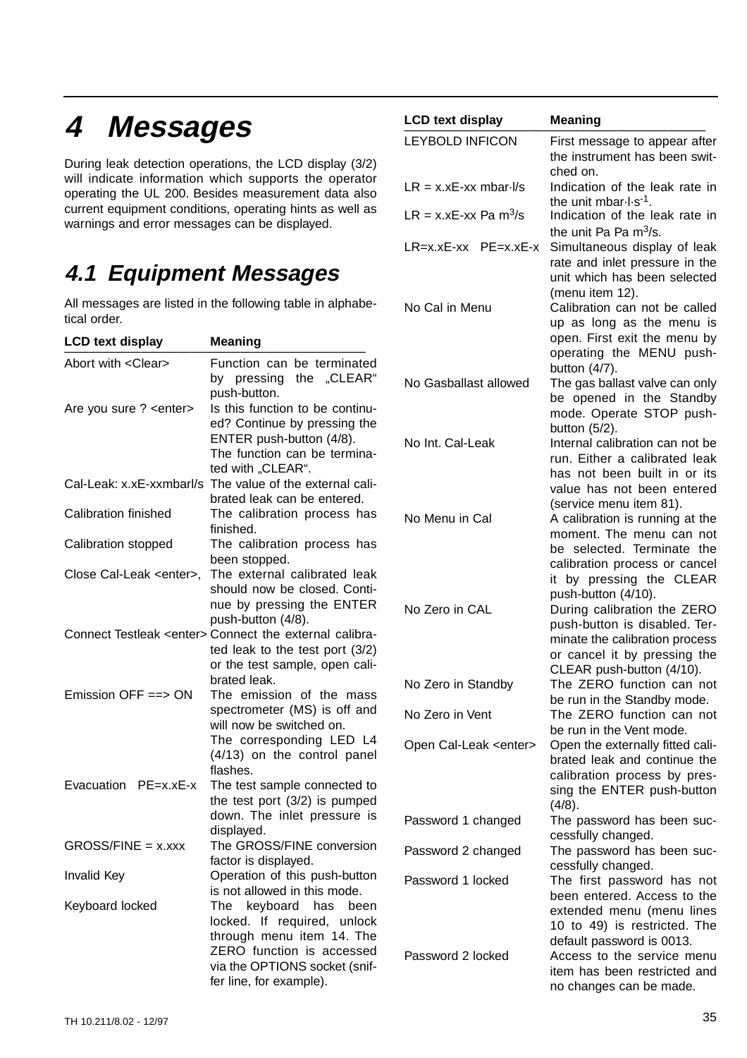# 4 Messages

During leak detection operations, the LCD display (3/2) will indicate information which supports the operator operating the UL 200. Besides measurement data also current equipment conditions, operating hints as well as warnings and error messages can be displayed.

## 4.1 Equipment Messages

All messages are listed in the following table in alphabetical order.

| LCD text display | Meaning |
|---|---|
| Abort with <Clear> | Function can be terminated by pressing the „CLEAR“ push-button. |
| Are you sure ? <enter> | Is this function to be continued? Continue by pressing the ENTER push-button (4/8). The function can be terminated with „CLEAR“. |
| Cal-Leak: x.xE-xxmbarl/s | The value of the external calibrated leak can be entered. |
| Calibration finished | The calibration process has finished. |
| Calibration stopped | The calibration process has been stopped. |
| Close Cal-Leak <enter>, | The external calibrated leak should now be closed. Continue by pressing the ENTER push-button (4/8). |
| Connect Testleak <enter> | Connect the external calibrated leak to the test port (3/2) or the test sample, open calibrated leak. |
| Emission OFF ==> ON | The emission of the mass spectrometer (MS) is off and will now be switched on. The corresponding LED L4 (4/13) on the control panel flashes. |
| Evacuation PE=x.xE-x | The test sample connected to the test port (3/2) is pumped down. The inlet pressure is displayed. |
| GROSS/FINE = x.xxx | The GROSS/FINE conversion factor is displayed. |
| Invalid Key | Operation of this push-button is not allowed in this mode. |
| Keyboard locked | The keyboard has been locked. If required, unlock through menu item 14. The ZERO function is accessed via the OPTIONS socket (sniffer line, for example). |
| LEYBOLD INFICON | First message to appear after the instrument has been switched on. |
| LR = x.xE-xx mbar·l/s | Indication of the leak rate in the unit mbar·l·s$^{-1}$. |
| LR = x.xE-xx Pa m$^3$/s | Indication of the leak rate in the unit Pa Pa m$^3$/s. |
| LR=x.xE-xx PE=x.xE-x | Simultaneous display of leak rate and inlet pressure in the unit which has been selected (menu item 12). |
| No Cal in Menu | Calibration can not be called up as long as the menu is open. First exit the menu by operating the MENU push-button (4/7). |
| No Gasballast allowed | The gas ballast valve can only be opened in the Standby mode. Operate STOP push-button (5/2). |
| No Int. Cal-Leak | Internal calibration can not be run. Either a calibrated leak has not been built in or its value has not been entered (service menu item 81). |
| No Menu in Cal | A calibration is running at the moment. The menu can not be selected. Terminate the calibration process or cancel it by pressing the CLEAR push-button (4/10). |
| No Zero in CAL | During calibration the ZERO push-button is disabled. Terminate the calibration process or cancel it by pressing the CLEAR push-button (4/10). |
| No Zero in Standby | The ZERO function can not be run in the Standby mode. |
| No Zero in Vent | The ZERO function can not be run in the Vent mode. |
| Open Cal-Leak <enter> | Open the externally fitted calibrated leak and continue the calibration process by pressing the ENTER push-button (4/8). |
| Password 1 changed | The password has been successfully changed. |
| Password 2 changed | The password has been successfully changed. |
| Password 1 locked | The first password has not been entered. Access to the extended menu (menu lines 10 to 49) is restricted. The default password is 0013. |
| Password 2 locked | Access to the service menu item has been restricted and no changes can be made. |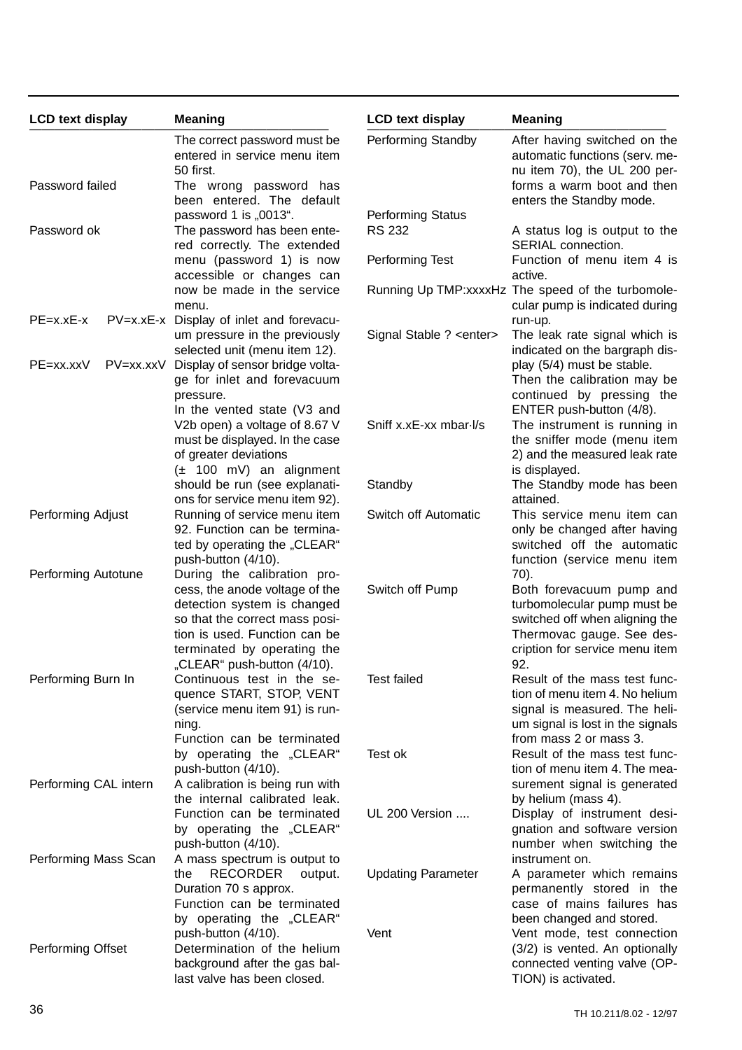| LCD text display | Meaning |
|---|---|
| | The correct password must be entered in service menu item 50 first. |
| Password failed | The wrong password has been entered. The default password 1 is „0013“. |
| Password ok | The password has been entered correctly. The extended menu (password 1) is now accessible or changes can now be made in the service menu. |
| PE=x.xE-x PV=x.xE-x | Display of inlet and forevacuum pressure in the previously selected unit (menu item 12). |
| PE=xx.xxV PV=xx.xxV | Display of sensor bridge voltage for inlet and forevacuum pressure. In the vented state (V3 and V2b open) a voltage of 8.67 V must be displayed. In the case of greater deviations (± 100 mV) an alignment should be run (see explanations for service menu item 92). |
| Performing Adjust | Running of service menu item 92. Function can be terminated by operating the „CLEAR“ push-button (4/10). |
| Performing Autotune | During the calibration process, the anode voltage of the detection system is changed so that the correct mass position is used. Function can be terminated by operating the „CLEAR“ push-button (4/10). |
| Performing Burn In | Continuous test in the sequence START, STOP, VENT (service menu item 91) is running. Function can be terminated by operating the „CLEAR“ push-button (4/10). |
| Performing CAL intern | A calibration is being run with the internal calibrated leak. Function can be terminated by operating the „CLEAR“ push-button (4/10). |
| Performing Mass Scan | A mass spectrum is output to the RECORDER output. Duration 70 s approx. Function can be terminated by operating the „CLEAR“ push-button (4/10). |
| Performing Offset | Determination of the helium background after the gas ballast valve has been closed. |
| Performing Standby | After having switched on the automatic functions (serv. menu item 70), the UL 200 performs a warm boot and then enters the Standby mode. |
| Performing Status RS 232 | A status log is output to the SERIAL connection. |
| Performing Test | Function of menu item 4 is active. |
| Running Up TMP:xxxxHz | The speed of the turbomolecular pump is indicated during run-up. |
| Signal Stable ? <enter> | The leak rate signal which is indicated on the bargraph display (5/4) must be stable. Then the calibration may be continued by pressing the ENTER push-button (4/8). |
| Sniff x.xE-xx mbar·l/s | The instrument is running in the sniffer mode (menu item 2) and the measured leak rate is displayed. |
| Standby | The Standby mode has been attained. |
| Switch off Automatic | This service menu item can only be changed after having switched off the automatic function (service menu item 70). |
| Switch off Pump | Both forevacuum pump and turbomolecular pump must be switched off when aligning the Thermovac gauge. See description for service menu item 92. |
| Test failed | Result of the mass test function of menu item 4. No helium signal is measured. The helium signal is lost in the signals from mass 2 or mass 3. |
| Test ok | Result of the mass test function of menu item 4. The measurement signal is generated by helium (mass 4). |
| UL 200 Version .... | Display of instrument designation and software version number when switching the instrument on. |
| Updating Parameter | A parameter which remains permanently stored in the case of mains failures has been changed and stored. |
| Vent | Vent mode, test connection (3/2) is vented. An optionally connected venting valve (OPTION) is activated. |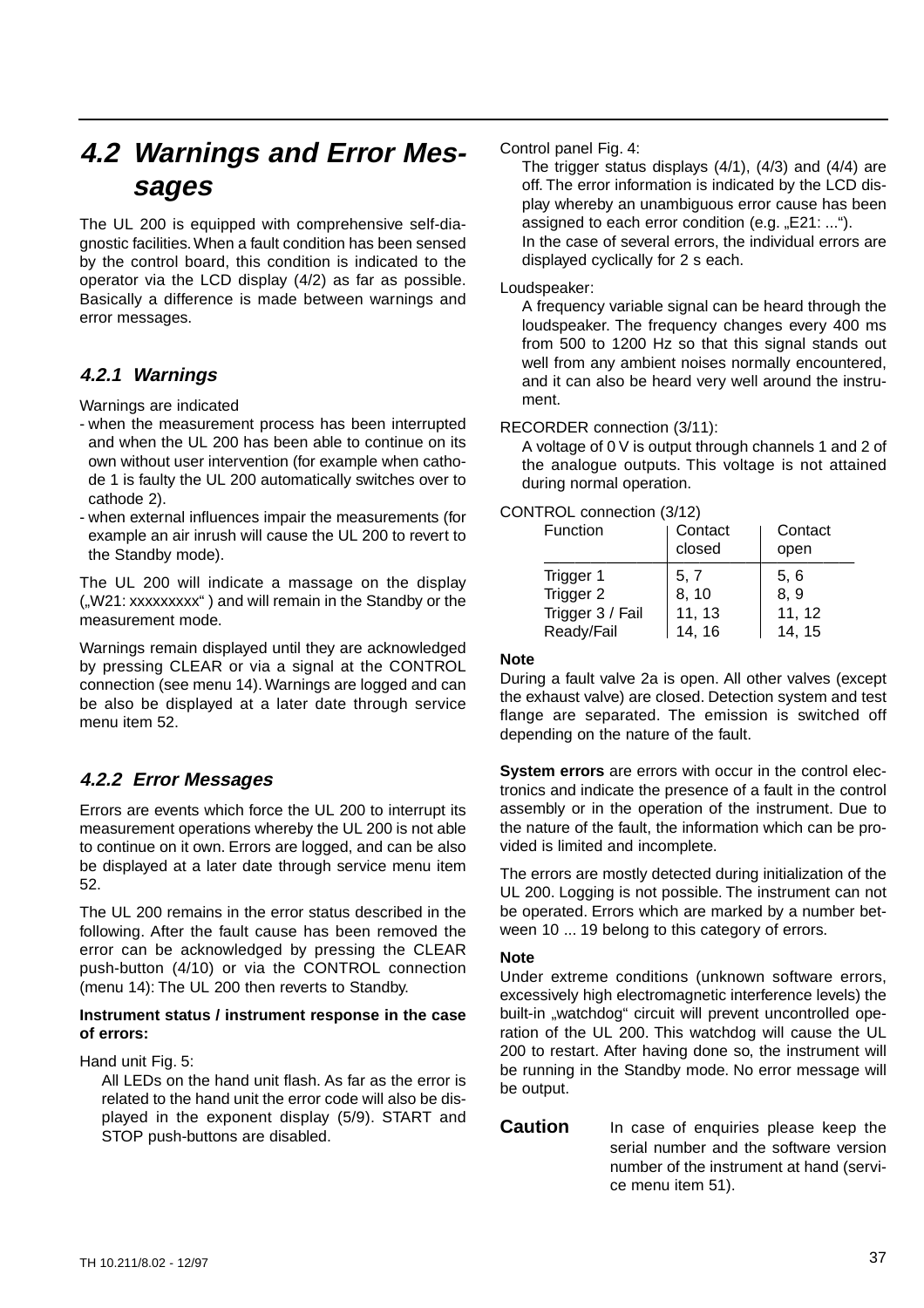## 4.2 Warnings and Error Messages

The UL 200 is equipped with comprehensive self-diagnostic facilities. When a fault condition has been sensed by the control board, this condition is indicated to the operator via the LCD display (4/2) as far as possible. Basically a difference is made between warnings and error messages.

### 4.2.1 Warnings

Warnings are indicated

- when the measurement process has been interrupted and when the UL 200 has been able to continue on its own without user intervention (for example when cathode 1 is faulty the UL 200 automatically switches over to cathode 2).
- when external influences impair the measurements (for example an air inrush will cause the UL 200 to revert to the Standby mode).

The UL 200 will indicate a massage on the display („W21: xxxxxxxxx" ) and will remain in the Standby or the measurement mode.

Warnings remain displayed until they are acknowledged by pressing CLEAR or via a signal at the CONTROL connection (see menu 14). Warnings are logged and can be also be displayed at a later date through service menu item 52.

### 4.2.2 Error Messages

Errors are events which force the UL 200 to interrupt its measurement operations whereby the UL 200 is not able to continue on it own. Errors are logged, and can be also be displayed at a later date through service menu item 52.

The UL 200 remains in the error status described in the following. After the fault cause has been removed the error can be acknowledged by pressing the CLEAR push-button (4/10) or via the CONTROL connection (menu 14): The UL 200 then reverts to Standby.

**Instrument status / instrument response in the case of errors:**

Hand unit Fig. 5:

All LEDs on the hand unit flash. As far as the error is related to the hand unit the error code will also be displayed in the exponent display (5/9). START and STOP push-buttons are disabled.

Control panel Fig. 4:

The trigger status displays (4/1), (4/3) and (4/4) are off. The error information is indicated by the LCD display whereby an unambiguous error cause has been assigned to each error condition (e.g. „E21: ...").
In the case of several errors, the individual errors are displayed cyclically for 2 s each.

Loudspeaker:

A frequency variable signal can be heard through the loudspeaker. The frequency changes every 400 ms from 500 to 1200 Hz so that this signal stands out well from any ambient noises normally encountered, and it can also be heard very well around the instrument.

RECORDER connection (3/11):

A voltage of 0 V is output through channels 1 and 2 of the analogue outputs. This voltage is not attained during normal operation.

CONTROL connection (3/12)

| Function | Contact closed | Contact open |
|---|---|---|
| Trigger 1 | 5, 7 | 5, 6 |
| Trigger 2 | 8, 10 | 8, 9 |
| Trigger 3 / Fail | 11, 13 | 11, 12 |
| Ready/Fail | 14, 16 | 14, 15 |

**Note**

During a fault valve 2a is open. All other valves (except the exhaust valve) are closed. Detection system and test flange are separated. The emission is switched off depending on the nature of the fault.

**System errors** are errors with occur in the control electronics and indicate the presence of a fault in the control assembly or in the operation of the instrument. Due to the nature of the fault, the information which can be provided is limited and incomplete.

The errors are mostly detected during initialization of the UL 200. Logging is not possible. The instrument can not be operated. Errors which are marked by a number between 10 ... 19 belong to this category of errors.

**Note**

Under extreme conditions (unknown software errors, excessively high electromagnetic interference levels) the built-in „watchdog" circuit will prevent uncontrolled operation of the UL 200. This watchdog will cause the UL 200 to restart. After having done so, the instrument will be running in the Standby mode. No error message will be output.

**Caution** In case of enquiries please keep the serial number and the software version number of the instrument at hand (service menu item 51).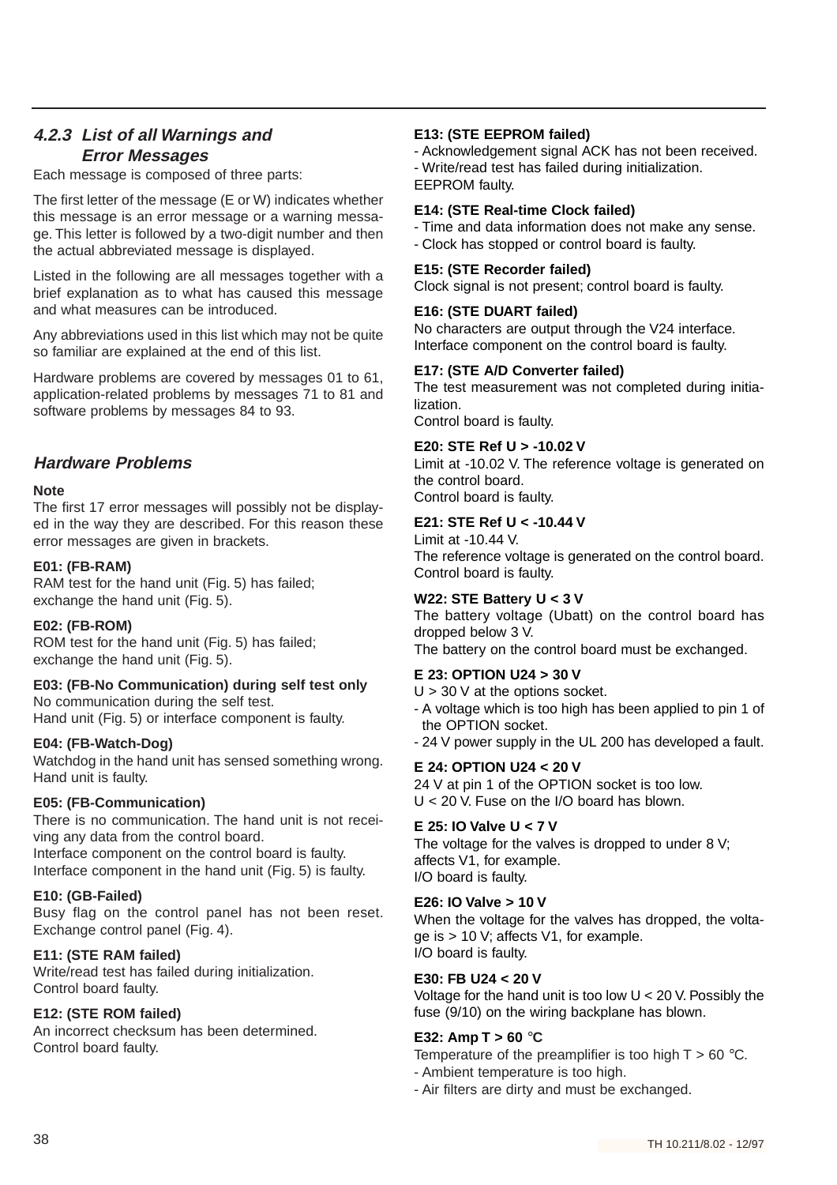### 4.2.3 List of all Warnings and Error Messages

Each message is composed of three parts:

The first letter of the message (E or W) indicates whether this message is an error message or a warning message. This letter is followed by a two-digit number and then the actual abbreviated message is displayed.

Listed in the following are all messages together with a brief explanation as to what has caused this message and what measures can be introduced.

Any abbreviations used in this list which may not be quite so familiar are explained at the end of this list.

Hardware problems are covered by messages 01 to 61, application-related problems by messages 71 to 81 and software problems by messages 84 to 93.

### Hardware Problems

**Note**
The first 17 error messages will possibly not be displayed in the way they are described. For this reason these error messages are given in brackets.

**E01: (FB-RAM)**
RAM test for the hand unit (Fig. 5) has failed;
exchange the hand unit (Fig. 5).

**E02: (FB-ROM)**
ROM test for the hand unit (Fig. 5) has failed;
exchange the hand unit (Fig. 5).

**E03: (FB-No Communication) during self test only**
No communication during the self test.
Hand unit (Fig. 5) or interface component is faulty.

**E04: (FB-Watch-Dog)**
Watchdog in the hand unit has sensed something wrong.
Hand unit is faulty.

**E05: (FB-Communication)**
There is no communication. The hand unit is not receiving any data from the control board.
Interface component on the control board is faulty.
Interface component in the hand unit (Fig. 5) is faulty.

**E10: (GB-Failed)**
Busy flag on the control panel has not been reset.
Exchange control panel (Fig. 4).

**E11: (STE RAM failed)**
Write/read test has failed during initialization.
Control board faulty.

**E12: (STE ROM failed)**
An incorrect checksum has been determined.
Control board faulty.

**E13: (STE EEPROM failed)**
- Acknowledgement signal ACK has not been received.
- Write/read test has failed during initialization.
EEPROM faulty.

**E14: (STE Real-time Clock failed)**
- Time and data information does not make any sense.
- Clock has stopped or control board is faulty.

**E15: (STE Recorder failed)**
Clock signal is not present; control board is faulty.

**E16: (STE DUART failed)**
No characters are output through the V24 interface.
Interface component on the control board is faulty.

**E17: (STE A/D Converter failed)**
The test measurement was not completed during initialization.
Control board is faulty.

**E20: STE Ref U > -10.02 V**
Limit at -10.02 V. The reference voltage is generated on the control board.
Control board is faulty.

**E21: STE Ref U < -10.44 V**
Limit at -10.44 V.
The reference voltage is generated on the control board.
Control board is faulty.

**W22: STE Battery U < 3 V**
The battery voltage (Ubatt) on the control board has dropped below 3 V.
The battery on the control board must be exchanged.

**E 23: OPTION U24 > 30 V**
U > 30 V at the options socket.
- A voltage which is too high has been applied to pin 1 of the OPTION socket.
- 24 V power supply in the UL 200 has developed a fault.

**E 24: OPTION U24 < 20 V**
24 V at pin 1 of the OPTION socket is too low.
U < 20 V. Fuse on the I/O board has blown.

**E 25: IO Valve U < 7 V**
The voltage for the valves is dropped to under 8 V;
affects V1, for example.
I/O board is faulty.

**E26: IO Valve > 10 V**
When the voltage for the valves has dropped, the voltage is > 10 V; affects V1, for example.
I/O board is faulty.

**E30: FB U24 < 20 V**
Voltage for the hand unit is too low U < 20 V. Possibly the fuse (9/10) on the wiring backplane has blown.

**E32: Amp T > 60 °C**
Temperature of the preamplifier is too high T > 60 °C.
- Ambient temperature is too high.
- Air filters are dirty and must be exchanged.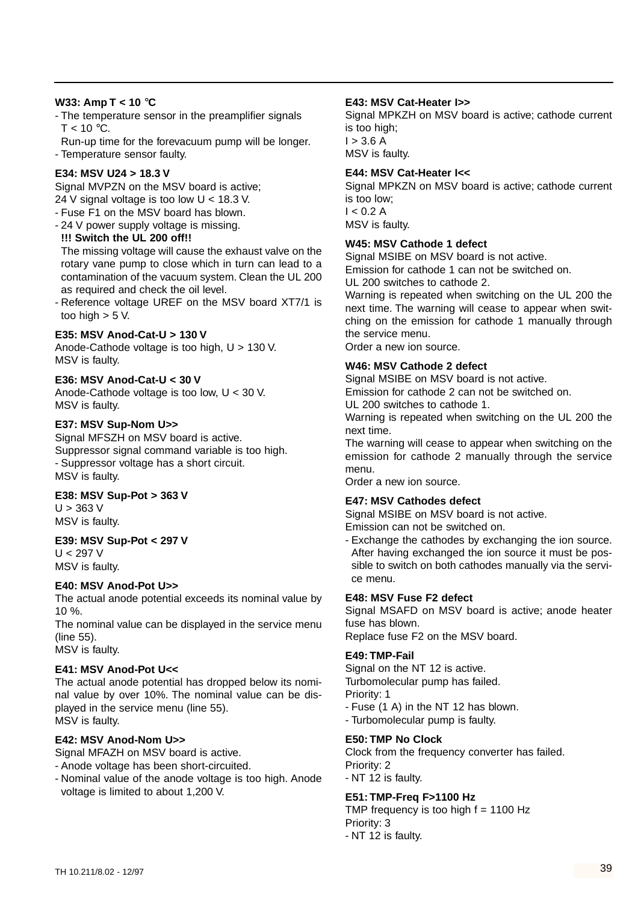**W33: Amp T < 10 °C**

- The temperature sensor in the preamplifier signals T < 10 °C.
  Run-up time for the forevacuum pump will be longer.
- Temperature sensor faulty.

**E34: MSV U24 > 18.3 V**

Signal MVPZN on the MSV board is active;
24 V signal voltage is too low U < 18.3 V.

- Fuse F1 on the MSV board has blown.
- 24 V power supply voltage is missing.
  **!!! Switch the UL 200 off!!**
  The missing voltage will cause the exhaust valve on the rotary vane pump to close which in turn can lead to a contamination of the vacuum system. Clean the UL 200 as required and check the oil level.
- Reference voltage UREF on the MSV board XT7/1 is too high > 5 V.

**E35: MSV Anod-Cat-U > 130 V**

Anode-Cathode voltage is too high, U > 130 V.
MSV is faulty.

**E36: MSV Anod-Cat-U < 30 V**

Anode-Cathode voltage is too low, U < 30 V.
MSV is faulty.

**E37: MSV Sup-Nom U>>**

Signal MFSZH on MSV board is active.
Suppressor signal command variable is too high.

- Suppressor voltage has a short circuit.

MSV is faulty.

**E38: MSV Sup-Pot > 363 V**

U > 363 V
MSV is faulty.

**E39: MSV Sup-Pot < 297 V**

U < 297 V
MSV is faulty.

**E40: MSV Anod-Pot U>>**

The actual anode potential exceeds its nominal value by 10 %.
The nominal value can be displayed in the service menu (line 55).
MSV is faulty.

**E41: MSV Anod-Pot U<<**

The actual anode potential has dropped below its nominal value by over 10%. The nominal value can be displayed in the service menu (line 55).
MSV is faulty.

**E42: MSV Anod-Nom U>>**

Signal MFAZH on MSV board is active.

- Anode voltage has been short-circuited.
- Nominal value of the anode voltage is too high. Anode voltage is limited to about 1,200 V.

**E43: MSV Cat-Heater I>>**

Signal MPKZH on MSV board is active; cathode current is too high;
I > 3.6 A
MSV is faulty.

**E44: MSV Cat-Heater I<<**

Signal MPKZN on MSV board is active; cathode current is too low;
I < 0.2 A
MSV is faulty.

**W45: MSV Cathode 1 defect**

Signal MSIBE on MSV board is not active.
Emission for cathode 1 can not be switched on.
UL 200 switches to cathode 2.
Warning is repeated when switching on the UL 200 the next time. The warning will cease to appear when switching on the emission for cathode 1 manually through the service menu.
Order a new ion source.

**W46: MSV Cathode 2 defect**

Signal MSIBE on MSV board is not active.
Emission for cathode 2 can not be switched on.
UL 200 switches to cathode 1.
Warning is repeated when switching on the UL 200 the next time.
The warning will cease to appear when switching on the emission for cathode 2 manually through the service menu.
Order a new ion source.

**E47: MSV Cathodes defect**

Signal MSIBE on MSV board is not active.
Emission can not be switched on.

- Exchange the cathodes by exchanging the ion source. After having exchanged the ion source it must be possible to switch on both cathodes manually via the service menu.

**E48: MSV Fuse F2 defect**

Signal MSAFD on MSV board is active; anode heater fuse has blown.
Replace fuse F2 on the MSV board.

**E49: TMP-Fail**

Signal on the NT 12 is active.
Turbomolecular pump has failed.
Priority: 1

- Fuse (1 A) in the NT 12 has blown.
- Turbomolecular pump is faulty.

**E50: TMP No Clock**

Clock from the frequency converter has failed.
Priority: 2

- NT 12 is faulty.

**E51: TMP-Freq F>1100 Hz**

TMP frequency is too high f = 1100 Hz
Priority: 3

- NT 12 is faulty.

TH 10.211/8.02 - 12/97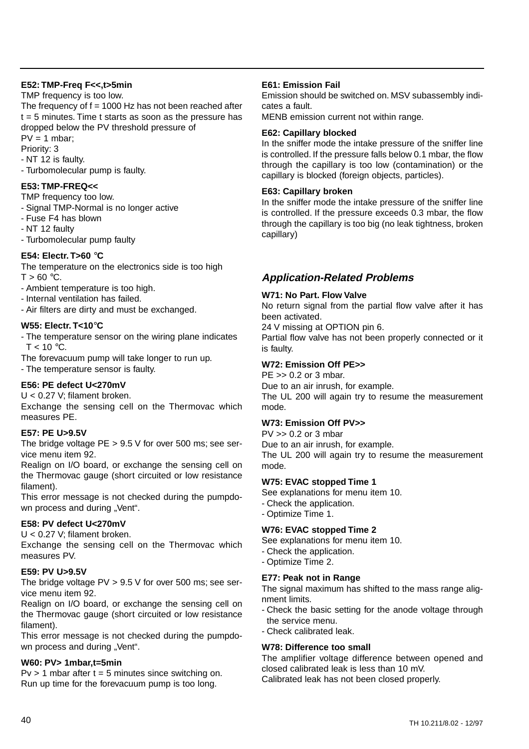**E52: TMP-Freq F<<,t>5min**

TMP frequency is too low.

The frequency of f = 1000 Hz has not been reached after t = 5 minutes. Time t starts as soon as the pressure has dropped below the PV threshold pressure of

PV = 1 mbar;

Priority: 3

- NT 12 is faulty.
- Turbomolecular pump is faulty.

**E53: TMP-FREQ<<**

TMP frequency too low.

- Signal TMP-Normal is no longer active
- Fuse F4 has blown
- NT 12 faulty
- Turbomolecular pump faulty

**E54: Electr. T>60 °C**

The temperature on the electronics side is too high T > 60 °C.

- Ambient temperature is too high.
- Internal ventilation has failed.
- Air filters are dirty and must be exchanged.

**E55: Electr. T<10°C**

- The temperature sensor on the wiring plane indicates T < 10 °C.

The forevacuum pump will take longer to run up.

- The temperature sensor is faulty.

**E56: PE defect U<270mV**

U < 0.27 V; filament broken.

Exchange the sensing cell on the Thermovac which measures PE.

**E57: PE U>9.5V**

The bridge voltage PE > 9.5 V for over 500 ms; see service menu item 92.

Realign on I/O board, or exchange the sensing cell on the Thermovac gauge (short circuited or low resistance filament).

This error message is not checked during the pumpdown process and during „Vent".

**E58: PV defect U<270mV**

U < 0.27 V; filament broken.

Exchange the sensing cell on the Thermovac which measures PV.

**E59: PV U>9.5V**

The bridge voltage PV > 9.5 V for over 500 ms; see service menu item 92.

Realign on I/O board, or exchange the sensing cell on the Thermovac gauge (short circuited or low resistance filament).

This error message is not checked during the pumpdown process and during „Vent".

**W60: PV> 1mbar,t=5min**

Pv > 1 mbar after t = 5 minutes since switching on.

Run up time for the forevacuum pump is too long.

**E61: Emission Fail**

Emission should be switched on. MSV subassembly indicates a fault.

MENB emission current not within range.

**E62: Capillary blocked**

In the sniffer mode the intake pressure of the sniffer line is controlled. If the pressure falls below 0.1 mbar, the flow through the capillary is too low (contamination) or the capillary is blocked (foreign objects, particles).

**E63: Capillary broken**

In the sniffer mode the intake pressure of the sniffer line is controlled. If the pressure exceeds 0.3 mbar, the flow through the capillary is too big (no leak tightness, broken capillary)

## *Application-Related Problems*

**W71: No Part. Flow Valve**

No return signal from the partial flow valve after it has been activated.

24 V missing at OPTION pin 6.

Partial flow valve has not been properly connected or it is faulty.

**W72: Emission Off PE>>**

PE >> 0.2 or 3 mbar.

Due to an air inrush, for example.

The UL 200 will again try to resume the measurement mode.

**W73: Emission Off PV>>**

PV >> 0.2 or 3 mbar

Due to an air inrush, for example.

The UL 200 will again try to resume the measurement mode.

**W75: EVAC stopped Time 1**

See explanations for menu item 10.

- Check the application.
- Optimize Time 1.

**W76: EVAC stopped Time 2**

See explanations for menu item 10.

- Check the application.
- Optimize Time 2.

**E77: Peak not in Range**

The signal maximum has shifted to the mass range alignment limits.

- Check the basic setting for the anode voltage through the service menu.
- Check calibrated leak.

**W78: Difference too small**

The amplifier voltage difference between opened and closed calibrated leak is less than 10 mV.

Calibrated leak has not been closed properly.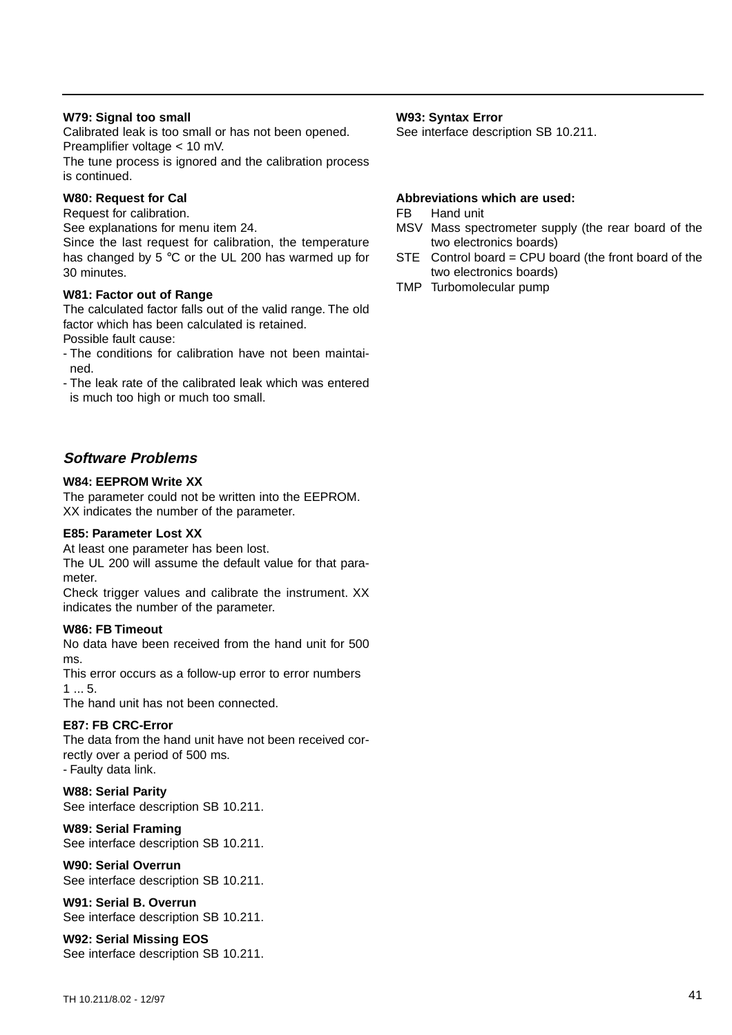**W79: Signal too small**

Calibrated leak is too small or has not been opened.
Preamplifier voltage < 10 mV.
The tune process is ignored and the calibration process is continued.

**W80: Request for Cal**

Request for calibration.
See explanations for menu item 24.
Since the last request for calibration, the temperature has changed by 5 °C or the UL 200 has warmed up for 30 minutes.

**W81: Factor out of Range**

The calculated factor falls out of the valid range. The old factor which has been calculated is retained.
Possible fault cause:

- The conditions for calibration have not been maintained.
- The leak rate of the calibrated leak which was entered is much too high or much too small.

## *Software Problems*

**W84: EEPROM Write XX**

The parameter could not be written into the EEPROM.
XX indicates the number of the parameter.

**E85: Parameter Lost XX**

At least one parameter has been lost.
The UL 200 will assume the default value for that parameter.
Check trigger values and calibrate the instrument. XX indicates the number of the parameter.

**W86: FB Timeout**

No data have been received from the hand unit for 500 ms.
This error occurs as a follow-up error to error numbers 1 ... 5.
The hand unit has not been connected.

**E87: FB CRC-Error**

The data from the hand unit have not been received correctly over a period of 500 ms.

- Faulty data link.

**W88: Serial Parity**

See interface description SB 10.211.

**W89: Serial Framing**

See interface description SB 10.211.

**W90: Serial Overrun**

See interface description SB 10.211.

**W91: Serial B. Overrun**

See interface description SB 10.211.

**W92: Serial Missing EOS**

See interface description SB 10.211.

**W93: Syntax Error**

See interface description SB 10.211.

**Abbreviations which are used:**

- FB Hand unit
- MSV Mass spectrometer supply (the rear board of the two electronics boards)
- STE Control board = CPU board (the front board of the two electronics boards)
- TMP Turbomolecular pump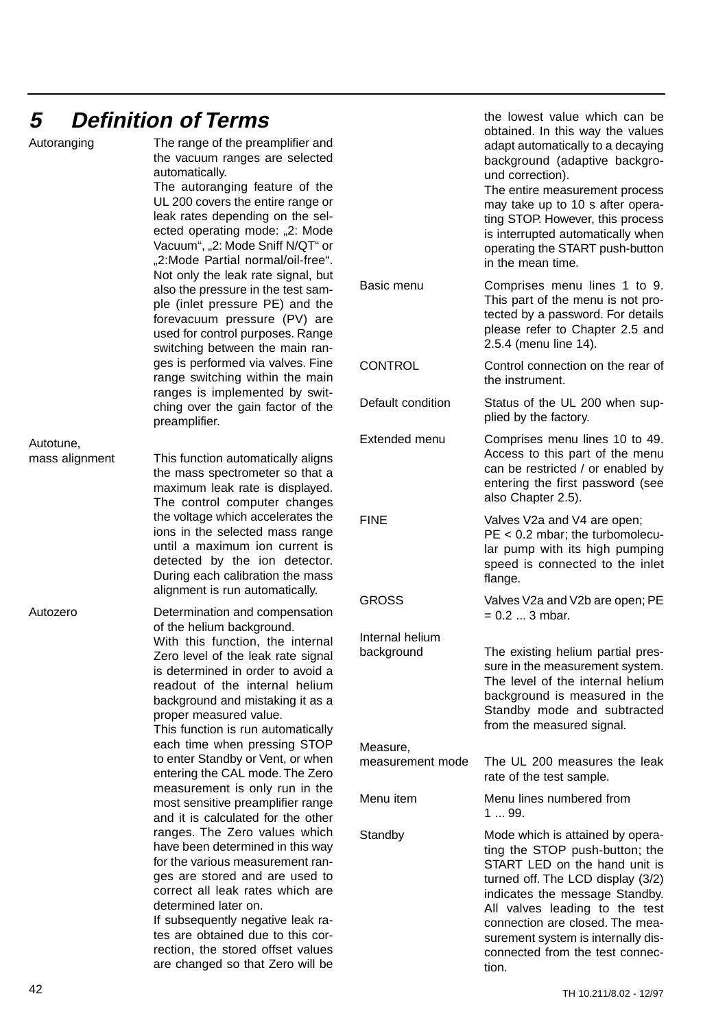# 5 Definition of Terms

**Autoranging**
The range of the preamplifier and the vacuum ranges are selected automatically.
The autoranging feature of the UL 200 covers the entire range or leak rates depending on the selected operating mode: „2: Mode Vacuum", „2: Mode Sniff N/QT" or „2:Mode Partial normal/oil-free". Not only the leak rate signal, but also the pressure in the test sample (inlet pressure PE) and the forevacuum pressure (PV) are used for control purposes. Range switching between the main ranges is performed via valves. Fine range switching within the main ranges is implemented by switching over the gain factor of the preamplifier.

**Autotune, mass alignment**
This function automatically aligns the mass spectrometer so that a maximum leak rate is displayed. The control computer changes the voltage which accelerates the ions in the selected mass range until a maximum ion current is detected by the ion detector. During each calibration the mass alignment is run automatically.

**Autozero**
Determination and compensation of the helium background.
With this function, the internal Zero level of the leak rate signal is determined in order to avoid a readout of the internal helium background and mistaking it as a proper measured value.
This function is run automatically each time when pressing STOP to enter Standby or Vent, or when entering the CAL mode. The Zero measurement is only run in the most sensitive preamplifier range and it is calculated for the other ranges. The Zero values which have been determined in this way for the various measurement ranges are stored and are used to correct all leak rates which are determined later on.
If subsequently negative leak rates are obtained due to this correction, the stored offset values are changed so that Zero will be the lowest value which can be obtained. In this way the values adapt automatically to a decaying background (adaptive background correction).
The entire measurement process may take up to 10 s after operating STOP. However, this process is interrupted automatically when operating the START push-button in the mean time.

**Basic menu**
Comprises menu lines 1 to 9. This part of the menu is not protected by a password. For details please refer to Chapter 2.5 and 2.5.4 (menu line 14).

**CONTROL**
Control connection on the rear of the instrument.

**Default condition**
Status of the UL 200 when supplied by the factory.

**Extended menu**
Comprises menu lines 10 to 49. Access to this part of the menu can be restricted / or enabled by entering the first password (see also Chapter 2.5).

**FINE**
Valves V2a and V4 are open; PE < 0.2 mbar; the turbomolecular pump with its high pumping speed is connected to the inlet flange.

**GROSS**
Valves V2a and V2b are open; PE = 0.2 ... 3 mbar.

**Internal helium background**
The existing helium partial pressure in the measurement system. The level of the internal helium background is measured in the Standby mode and subtracted from the measured signal.

**Measure, measurement mode**
The UL 200 measures the leak rate of the test sample.

**Menu item**
Menu lines numbered from 1 ... 99.

**Standby**
Mode which is attained by operating the STOP push-button; the START LED on the hand unit is turned off. The LCD display (3/2) indicates the message Standby. All valves leading to the test connection are closed. The measurement system is internally disconnected from the test connection.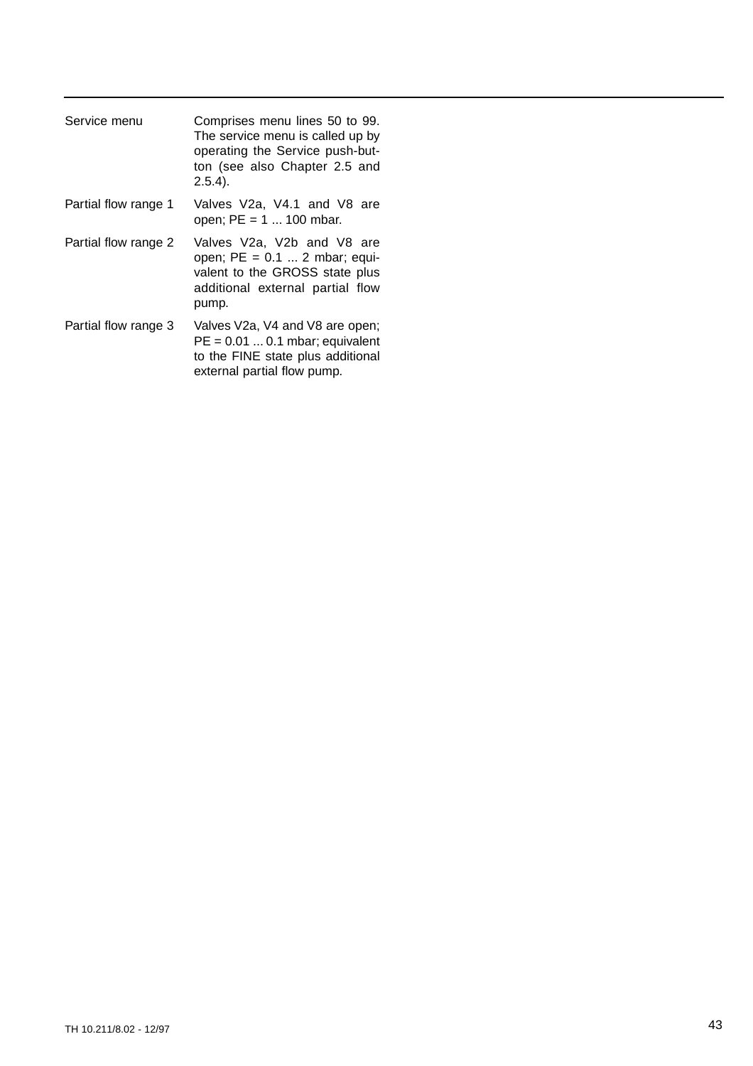| | |
|---|---|
| Service menu | Comprises menu lines 50 to 99. The service menu is called up by operating the Service push-button (see also Chapter 2.5 and 2.5.4). |
| Partial flow range 1 | Valves V2a, V4.1 and V8 are open; PE = 1 ... 100 mbar. |
| Partial flow range 2 | Valves V2a, V2b and V8 are open; PE = 0.1 ... 2 mbar; equivalent to the GROSS state plus additional external partial flow pump. |
| Partial flow range 3 | Valves V2a, V4 and V8 are open; PE = 0.01 ... 0.1 mbar; equivalent to the FINE state plus additional external partial flow pump. |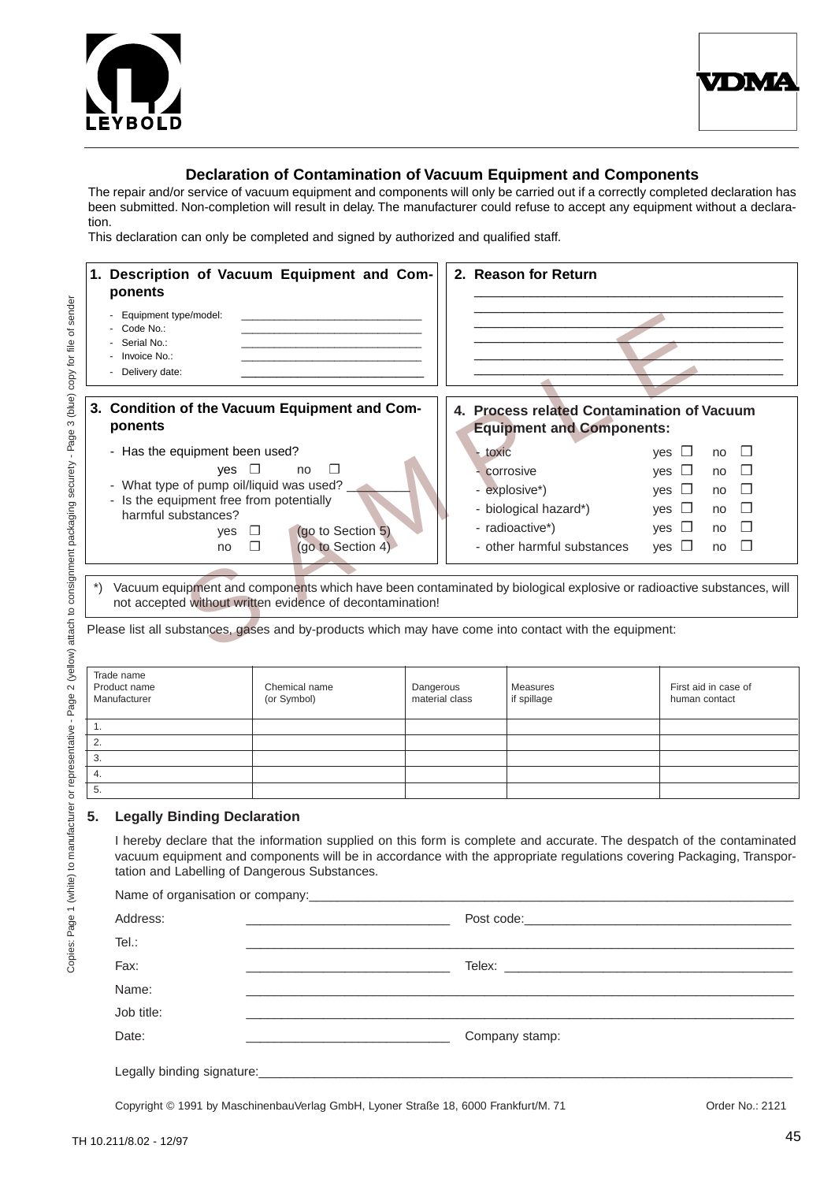LEYBOLD

VDMA

## Declaration of Contamination of Vacuum Equipment and Components

The repair and/or service of vacuum equipment and components will only be carried out if a correctly completed declaration has been submitted. Non-completion will result in delay. The manufacturer could refuse to accept any equipment without a declaration.

This declaration can only be completed and signed by authorized and qualified staff.

Copies: Page 1 (white) to manufacturer or representative - Page 2 (yellow) attach to consignment packaging securely - Page 3 (blue) copy for file of sender

### 1. Description of Vacuum Equipment and Components

- Equipment type/model: ______________________________
- Code No.: ______________________________
- Serial No.: ______________________________
- Invoice No.: ______________________________
- Delivery date: ______________________________

### 2. Reason for Return

_______________________________________________

_______________________________________________

_______________________________________________

_______________________________________________

_______________________________________________

_______________________________________________

### 3. Condition of the Vacuum Equipment and Components

- Has the equipment been used?
  yes ☐ no ☐
- What type of pump oil/liquid was used? __________
- Is the equipment free from potentially harmful substances?
  yes ☐ (go to Section 5)
  no ☐ (go to Section 4)

### 4. Process related Contamination of Vacuum Equipment and Components:

- toxic yes ☐ no ☐
- corrosive yes ☐ no ☐
- explosive*) yes ☐ no ☐
- biological hazard*) yes ☐ no ☐
- radioactive*) yes ☐ no ☐
- other harmful substances yes ☐ no ☐

SAMPLE

*) Vacuum equipment and components which have been contaminated by biological explosive or radioactive substances, will not accepted without written evidence of decontamination!

Please list all substances, gases and by-products which may have come into contact with the equipment:

| Trade name Product name Manufacturer | Chemical name (or Symbol) | Dangerous material class | Measures if spillage | First aid in case of human contact |
|---|---|---|---|---|
| 1. | | | | |
| 2. | | | | |
| 3. | | | | |
| 4. | | | | |
| 5. | | | | |

### 5. Legally Binding Declaration

I hereby declare that the information supplied on this form is complete and accurate. The despatch of the contaminated vacuum equipment and components will be in accordance with the appropriate regulations covering Packaging, Transportation and Labelling of Dangerous Substances.

Name of organisation or company: ______________________________

Address: ______________________________ Post code: ______________________________

Tel.: ______________________________

Fax: ______________________________ Telex: ______________________________

Name: ______________________________

Job title: ______________________________

Date: ______________________________ Company stamp:

Legally binding signature: ______________________________

Copyright © 1991 by MaschinenbauVerlag GmbH, Lyoner Straße 18, 6000 Frankfurt/M. 71 Order No.: 2121

TH 10.211/8.02 - 12/97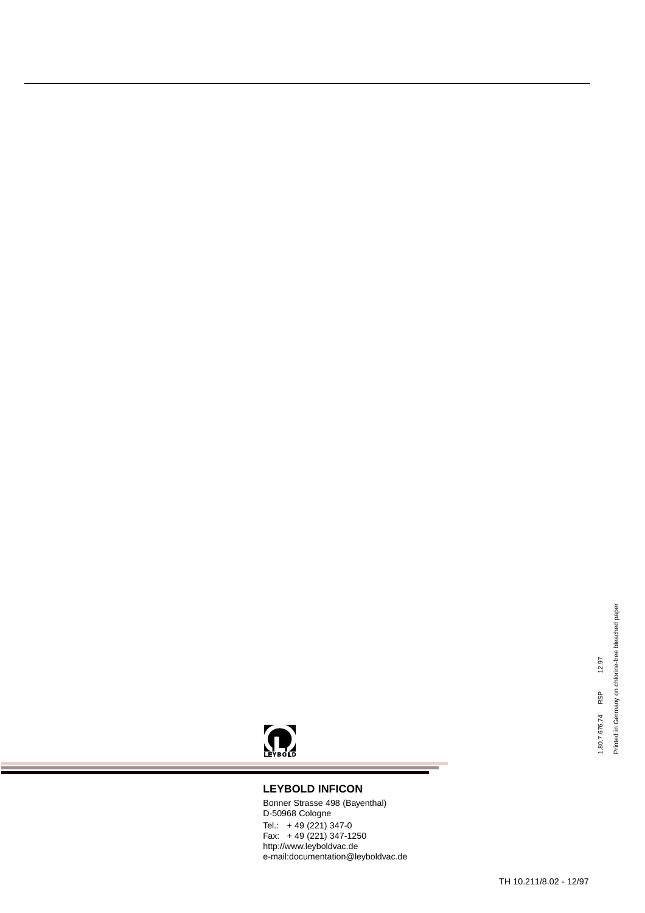1.80.7.676.74 RSP 12.97

Printed in Germany on chlorine-free bleached paper

LEYBOLD

**LEYBOLD INFICON**

Bonner Strasse 498 (Bayenthal)
D-50968 Cologne
Tel.: + 49 (221) 347-0
Fax: + 49 (221) 347-1250
http://www.leyboldvac.de
e-mail:documentation@leyboldvac.de

TH 10.211/8.02 - 12/97